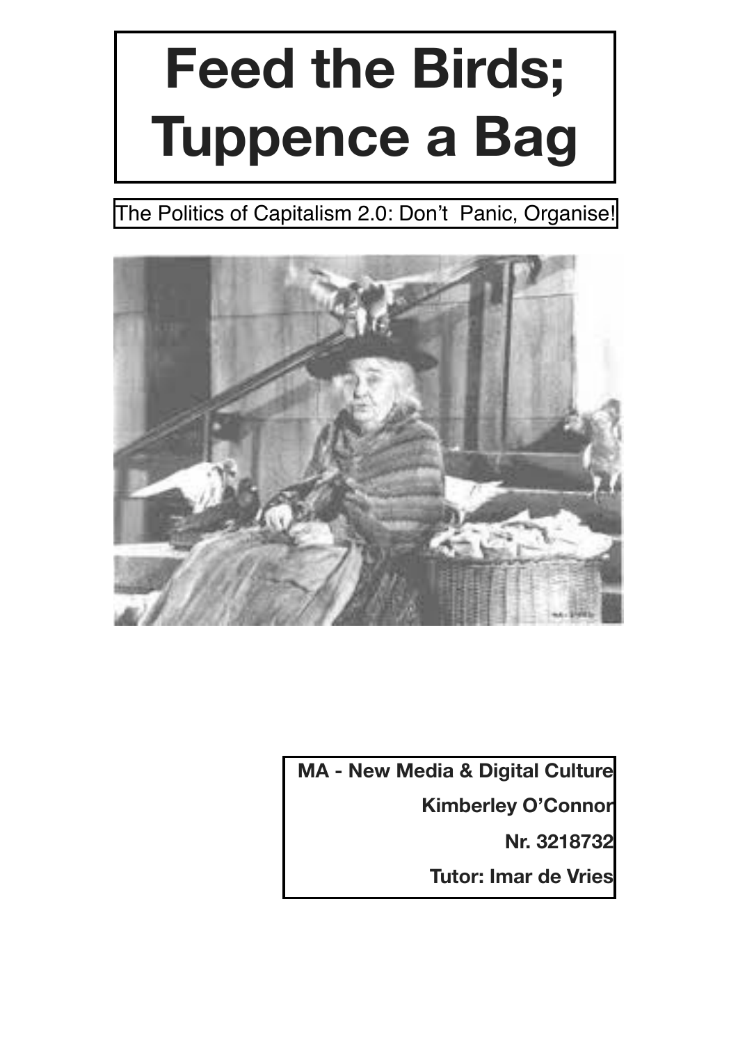# Feed the Birds; Tuppence a Bag

The Politics of Capitalism 2.0: Don't Panic, Organise!

**MA - New Media & Digital Culture**

**Kimberley O'Connor**

**Nr. 3218732**

**Tutor: Imar de Vries**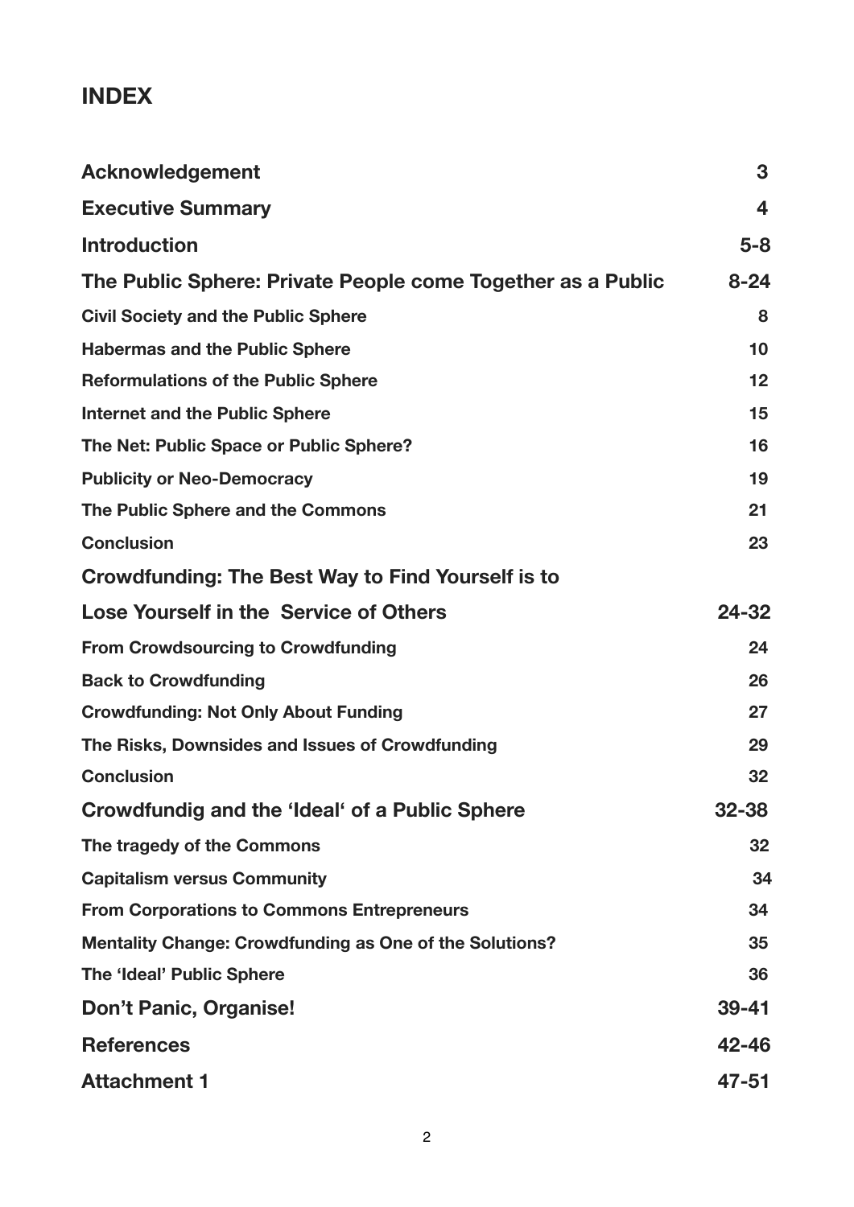# INDEX

| | |
|---|---|
| **Acknowledgement** | **3** |
| **Executive Summary** | **4** |
| **Introduction** | **5-8** |
| **The Public Sphere: Private People come Together as a Public** | **8-24** |
| **Civil Society and the Public Sphere** | **8** |
| **Habermas and the Public Sphere** | **10** |
| **Reformulations of the Public Sphere** | **12** |
| **Internet and the Public Sphere** | **15** |
| **The Net: Public Space or Public Sphere?** | **16** |
| **Publicity or Neo-Democracy** | **19** |
| **The Public Sphere and the Commons** | **21** |
| **Conclusion** | **23** |
| **Crowdfunding: The Best Way to Find Yourself is to Lose Yourself in the Service of Others** | **24-32** |
| **From Crowdsourcing to Crowdfunding** | **24** |
| **Back to Crowdfunding** | **26** |
| **Crowdfunding: Not Only About Funding** | **27** |
| **The Risks, Downsides and Issues of Crowdfunding** | **29** |
| **Conclusion** | **32** |
| **Crowdfundig and the 'Ideal' of a Public Sphere** | **32-38** |
| **The tragedy of the Commons** | **32** |
| **Capitalism versus Community** | **34** |
| **From Corporations to Commons Entrepreneurs** | **34** |
| **Mentality Change: Crowdfunding as One of the Solutions?** | **35** |
| **The 'Ideal' Public Sphere** | **36** |
| **Don't Panic, Organise!** | **39-41** |
| **References** | **42-46** |
| **Attachment 1** | **47-51** |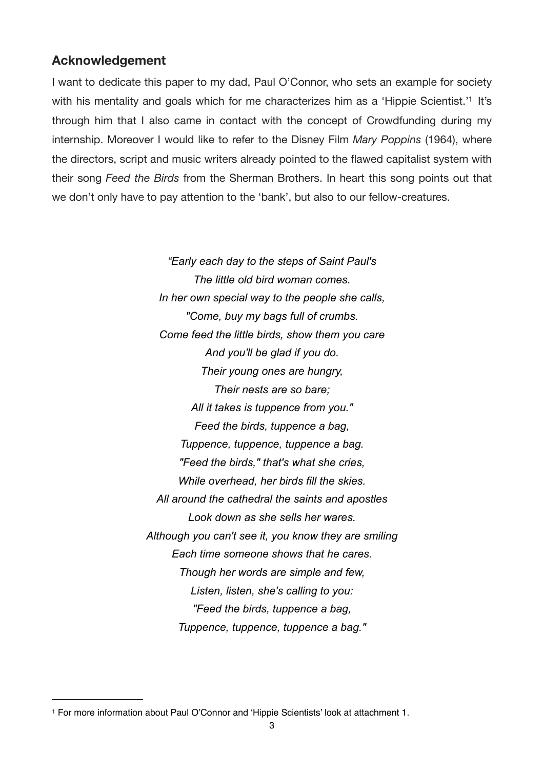## Acknowledgement

I want to dedicate this paper to my dad, Paul O'Connor, who sets an example for society with his mentality and goals which for me characterizes him as a 'Hippie Scientist.'[1] It's through him that I also came in contact with the concept of Crowdfunding during my internship. Moreover I would like to refer to the Disney Film *Mary Poppins* (1964), where the directors, script and music writers already pointed to the flawed capitalist system with their song *Feed the Birds* from the Sherman Brothers. In heart this song points out that we don't only have to pay attention to the 'bank', but also to our fellow-creatures.

*"Early each day to the steps of Saint Paul's*
*The little old bird woman comes.*
*In her own special way to the people she calls,*
*"Come, buy my bags full of crumbs.*
*Come feed the little birds, show them you care*
*And you'll be glad if you do.*
*Their young ones are hungry,*
*Their nests are so bare;*
*All it takes is tuppence from you."*
*Feed the birds, tuppence a bag,*
*Tuppence, tuppence, tuppence a bag.*
*"Feed the birds," that's what she cries,*
*While overhead, her birds fill the skies.*
*All around the cathedral the saints and apostles*
*Look down as she sells her wares.*
*Although you can't see it, you know they are smiling*
*Each time someone shows that he cares.*
*Though her words are simple and few,*
*Listen, listen, she's calling to you:*
*"Feed the birds, tuppence a bag,*
*Tuppence, tuppence, tuppence a bag."*

---

[1] For more information about Paul O'Connor and 'Hippie Scientists' look at attachment 1.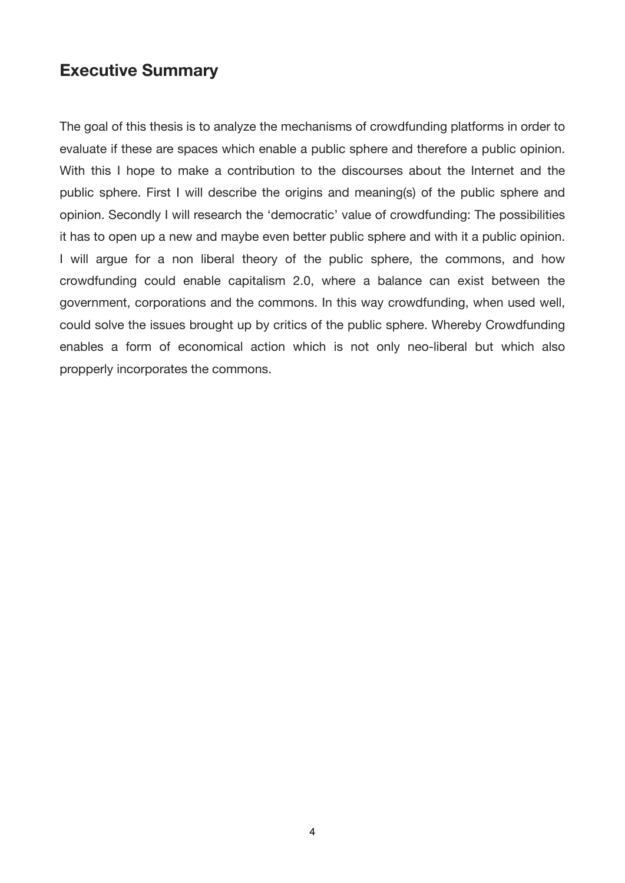## Executive Summary

The goal of this thesis is to analyze the mechanisms of crowdfunding platforms in order to evaluate if these are spaces which enable a public sphere and therefore a public opinion. With this I hope to make a contribution to the discourses about the Internet and the public sphere. First I will describe the origins and meaning(s) of the public sphere and opinion. Secondly I will research the 'democratic' value of crowdfunding: The possibilities it has to open up a new and maybe even better public sphere and with it a public opinion. I will argue for a non liberal theory of the public sphere, the commons, and how crowdfunding could enable capitalism 2.0, where a balance can exist between the government, corporations and the commons. In this way crowdfunding, when used well, could solve the issues brought up by critics of the public sphere. Whereby Crowdfunding enables a form of economical action which is not only neo-liberal but which also propperly incorporates the commons.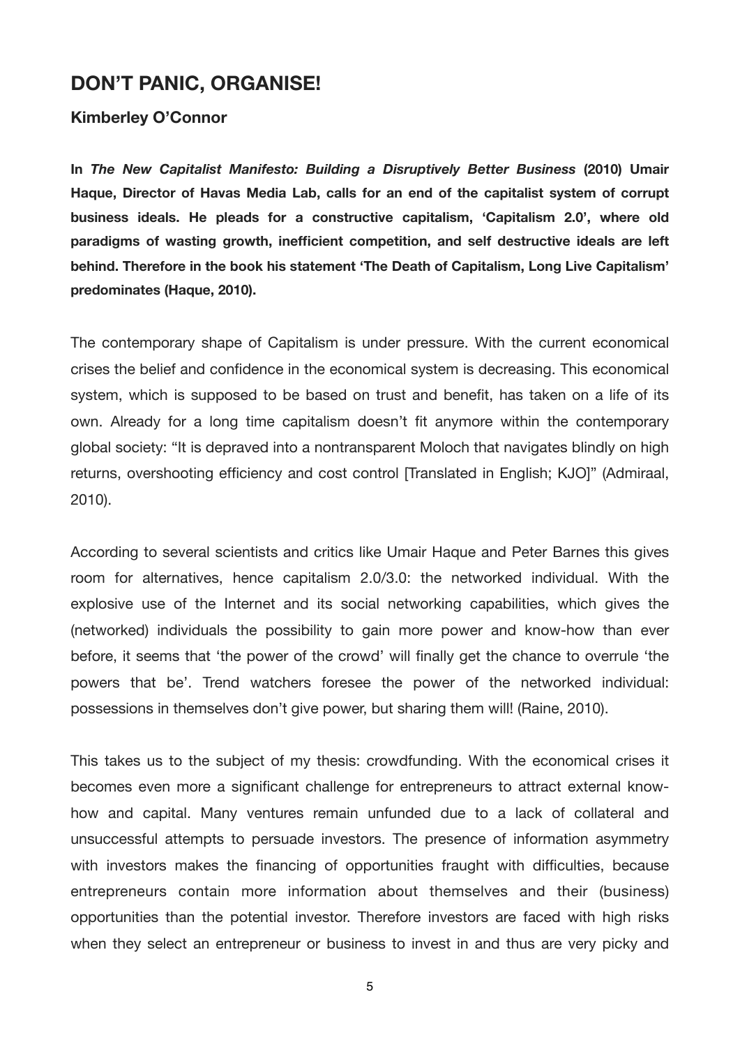## DON'T PANIC, ORGANISE!

### Kimberley O'Connor

**In *The New Capitalist Manifesto: Building a Disruptively Better Business* (2010) Umair Haque, Director of Havas Media Lab, calls for an end of the capitalist system of corrupt business ideals. He pleads for a constructive capitalism, 'Capitalism 2.0', where old paradigms of wasting growth, inefficient competition, and self destructive ideals are left behind. Therefore in the book his statement 'The Death of Capitalism, Long Live Capitalism' predominates (Haque, 2010).**

The contemporary shape of Capitalism is under pressure. With the current economical crises the belief and confidence in the economical system is decreasing. This economical system, which is supposed to be based on trust and benefit, has taken on a life of its own. Already for a long time capitalism doesn't fit anymore within the contemporary global society: "It is depraved into a nontransparent Moloch that navigates blindly on high returns, overshooting efficiency and cost control [Translated in English; KJO]" (Admiraal, 2010).

According to several scientists and critics like Umair Haque and Peter Barnes this gives room for alternatives, hence capitalism 2.0/3.0: the networked individual. With the explosive use of the Internet and its social networking capabilities, which gives the (networked) individuals the possibility to gain more power and know-how than ever before, it seems that 'the power of the crowd' will finally get the chance to overrule 'the powers that be'. Trend watchers foresee the power of the networked individual: possessions in themselves don't give power, but sharing them will! (Raine, 2010).

This takes us to the subject of my thesis: crowdfunding. With the economical crises it becomes even more a significant challenge for entrepreneurs to attract external know-how and capital. Many ventures remain unfunded due to a lack of collateral and unsuccessful attempts to persuade investors. The presence of information asymmetry with investors makes the financing of opportunities fraught with difficulties, because entrepreneurs contain more information about themselves and their (business) opportunities than the potential investor. Therefore investors are faced with high risks when they select an entrepreneur or business to invest in and thus are very picky and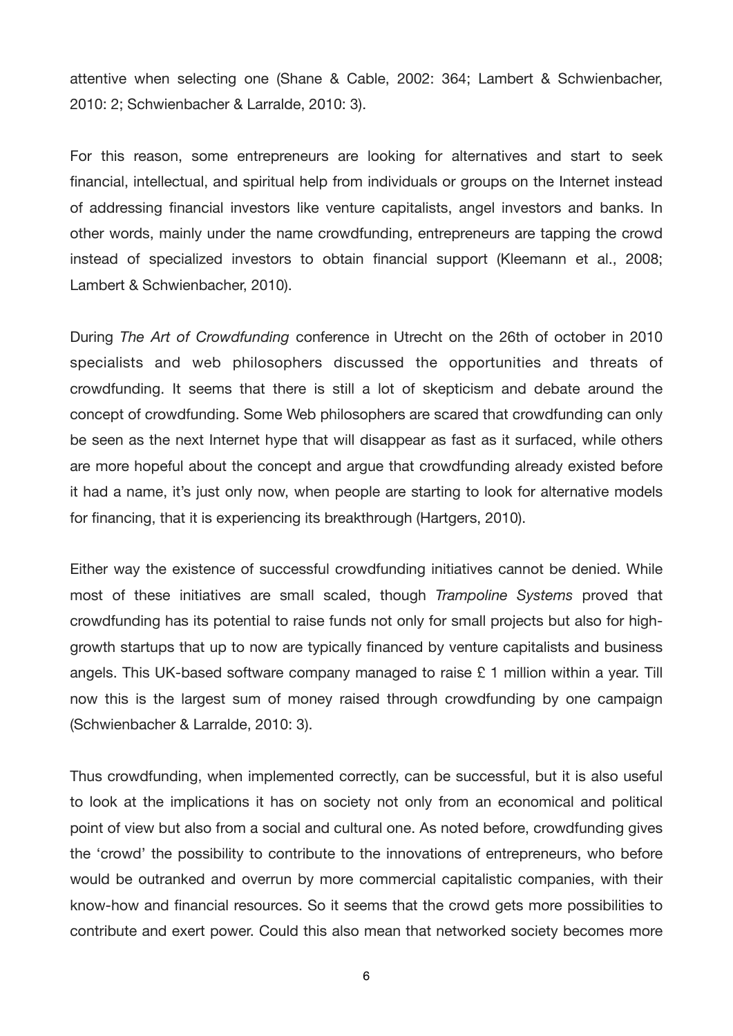attentive when selecting one (Shane & Cable, 2002: 364; Lambert & Schwienbacher, 2010: 2; Schwienbacher & Larralde, 2010: 3).

For this reason, some entrepreneurs are looking for alternatives and start to seek financial, intellectual, and spiritual help from individuals or groups on the Internet instead of addressing financial investors like venture capitalists, angel investors and banks. In other words, mainly under the name crowdfunding, entrepreneurs are tapping the crowd instead of specialized investors to obtain financial support (Kleemann et al., 2008; Lambert & Schwienbacher, 2010).

During *The Art of Crowdfunding* conference in Utrecht on the 26th of october in 2010 specialists and web philosophers discussed the opportunities and threats of crowdfunding. It seems that there is still a lot of skepticism and debate around the concept of crowdfunding. Some Web philosophers are scared that crowdfunding can only be seen as the next Internet hype that will disappear as fast as it surfaced, while others are more hopeful about the concept and argue that crowdfunding already existed before it had a name, it's just only now, when people are starting to look for alternative models for financing, that it is experiencing its breakthrough (Hartgers, 2010).

Either way the existence of successful crowdfunding initiatives cannot be denied. While most of these initiatives are small scaled, though *Trampoline Systems* proved that crowdfunding has its potential to raise funds not only for small projects but also for high-growth startups that up to now are typically financed by venture capitalists and business angels. This UK-based software company managed to raise £ 1 million within a year. Till now this is the largest sum of money raised through crowdfunding by one campaign (Schwienbacher & Larralde, 2010: 3).

Thus crowdfunding, when implemented correctly, can be successful, but it is also useful to look at the implications it has on society not only from an economical and political point of view but also from a social and cultural one. As noted before, crowdfunding gives the 'crowd' the possibility to contribute to the innovations of entrepreneurs, who before would be outranked and overrun by more commercial capitalistic companies, with their know-how and financial resources. So it seems that the crowd gets more possibilities to contribute and exert power. Could this also mean that networked society becomes more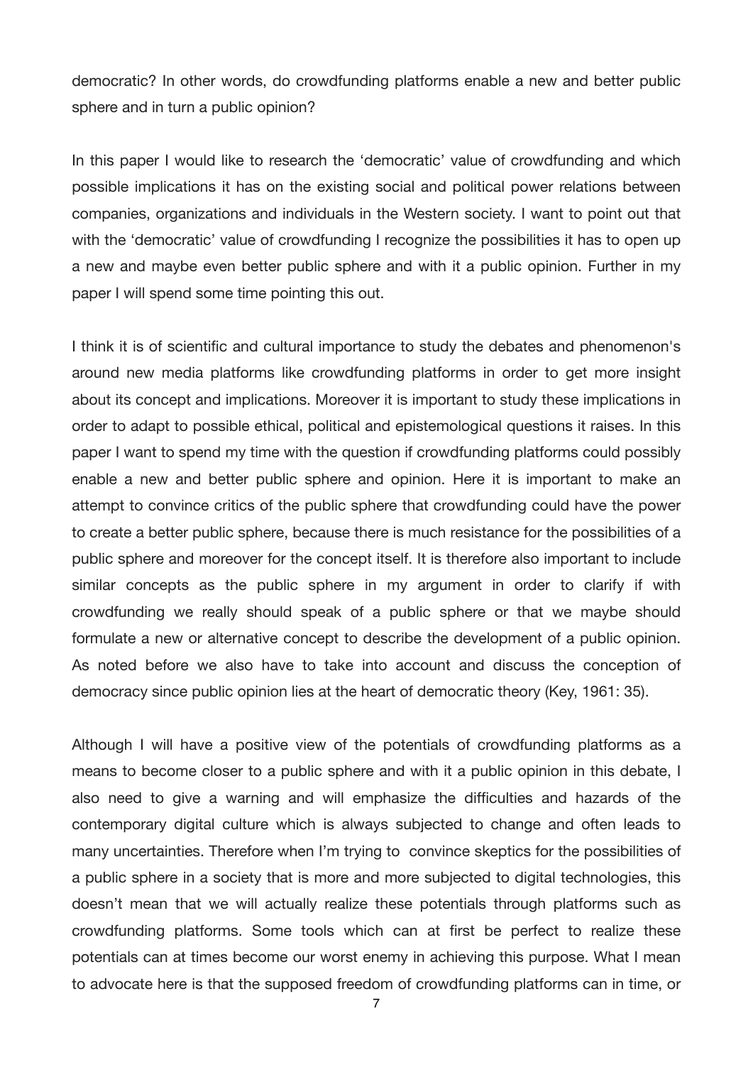democratic? In other words, do crowdfunding platforms enable a new and better public sphere and in turn a public opinion?

In this paper I would like to research the 'democratic' value of crowdfunding and which possible implications it has on the existing social and political power relations between companies, organizations and individuals in the Western society. I want to point out that with the 'democratic' value of crowdfunding I recognize the possibilities it has to open up a new and maybe even better public sphere and with it a public opinion. Further in my paper I will spend some time pointing this out.

I think it is of scientific and cultural importance to study the debates and phenomenon's around new media platforms like crowdfunding platforms in order to get more insight about its concept and implications. Moreover it is important to study these implications in order to adapt to possible ethical, political and epistemological questions it raises. In this paper I want to spend my time with the question if crowdfunding platforms could possibly enable a new and better public sphere and opinion. Here it is important to make an attempt to convince critics of the public sphere that crowdfunding could have the power to create a better public sphere, because there is much resistance for the possibilities of a public sphere and moreover for the concept itself. It is therefore also important to include similar concepts as the public sphere in my argument in order to clarify if with crowdfunding we really should speak of a public sphere or that we maybe should formulate a new or alternative concept to describe the development of a public opinion. As noted before we also have to take into account and discuss the conception of democracy since public opinion lies at the heart of democratic theory (Key, 1961: 35).

Although I will have a positive view of the potentials of crowdfunding platforms as a means to become closer to a public sphere and with it a public opinion in this debate, I also need to give a warning and will emphasize the difficulties and hazards of the contemporary digital culture which is always subjected to change and often leads to many uncertainties. Therefore when I'm trying to convince skeptics for the possibilities of a public sphere in a society that is more and more subjected to digital technologies, this doesn't mean that we will actually realize these potentials through platforms such as crowdfunding platforms. Some tools which can at first be perfect to realize these potentials can at times become our worst enemy in achieving this purpose. What I mean to advocate here is that the supposed freedom of crowdfunding platforms can in time, or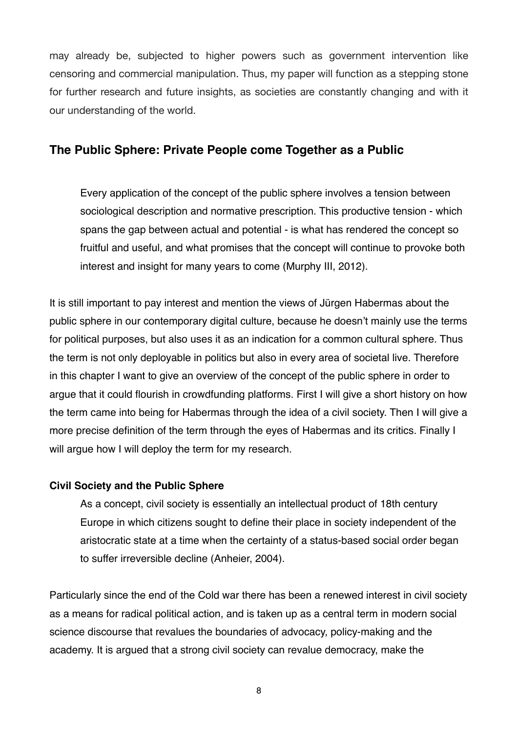may already be, subjected to higher powers such as government intervention like censoring and commercial manipulation. Thus, my paper will function as a stepping stone for further research and future insights, as societies are constantly changing and with it our understanding of the world.

## The Public Sphere: Private People come Together as a Public

> Every application of the concept of the public sphere involves a tension between sociological description and normative prescription. This productive tension - which spans the gap between actual and potential - is what has rendered the concept so fruitful and useful, and what promises that the concept will continue to provoke both interest and insight for many years to come (Murphy III, 2012).

It is still important to pay interest and mention the views of Jürgen Habermas about the public sphere in our contemporary digital culture, because he doesn't mainly use the terms for political purposes, but also uses it as an indication for a common cultural sphere. Thus the term is not only deployable in politics but also in every area of societal live. Therefore in this chapter I want to give an overview of the concept of the public sphere in order to argue that it could flourish in crowdfunding platforms. First I will give a short history on how the term came into being for Habermas through the idea of a civil society. Then I will give a more precise definition of the term through the eyes of Habermas and its critics. Finally I will argue how I will deploy the term for my research.

### Civil Society and the Public Sphere

> As a concept, civil society is essentially an intellectual product of 18th century Europe in which citizens sought to define their place in society independent of the aristocratic state at a time when the certainty of a status-based social order began to suffer irreversible decline (Anheier, 2004).

Particularly since the end of the Cold war there has been a renewed interest in civil society as a means for radical political action, and is taken up as a central term in modern social science discourse that revalues the boundaries of advocacy, policy-making and the academy. It is argued that a strong civil society can revalue democracy, make the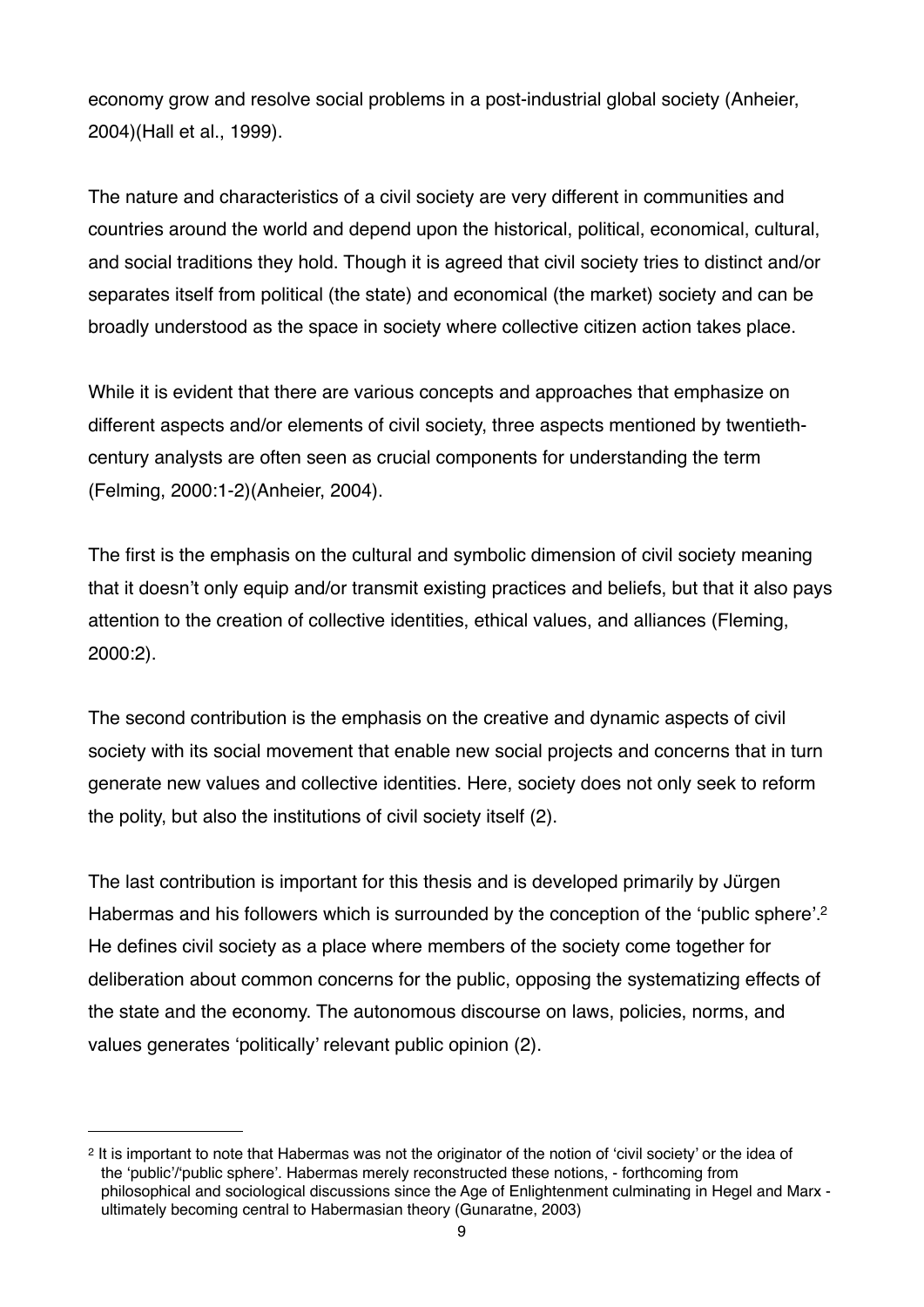economy grow and resolve social problems in a post-industrial global society (Anheier, 2004)(Hall et al., 1999).

The nature and characteristics of a civil society are very different in communities and countries around the world and depend upon the historical, political, economical, cultural, and social traditions they hold. Though it is agreed that civil society tries to distinct and/or separates itself from political (the state) and economical (the market) society and can be broadly understood as the space in society where collective citizen action takes place.

While it is evident that there are various concepts and approaches that emphasize on different aspects and/or elements of civil society, three aspects mentioned by twentieth-century analysts are often seen as crucial components for understanding the term (Felming, 2000:1-2)(Anheier, 2004).

The first is the emphasis on the cultural and symbolic dimension of civil society meaning that it doesn't only equip and/or transmit existing practices and beliefs, but that it also pays attention to the creation of collective identities, ethical values, and alliances (Fleming, 2000:2).

The second contribution is the emphasis on the creative and dynamic aspects of civil society with its social movement that enable new social projects and concerns that in turn generate new values and collective identities. Here, society does not only seek to reform the polity, but also the institutions of civil society itself (2).

The last contribution is important for this thesis and is developed primarily by Jürgen Habermas and his followers which is surrounded by the conception of the 'public sphere'.[2] He defines civil society as a place where members of the society come together for deliberation about common concerns for the public, opposing the systematizing effects of the state and the economy. The autonomous discourse on laws, policies, norms, and values generates 'politically' relevant public opinion (2).

---

[2] It is important to note that Habermas was not the originator of the notion of 'civil society' or the idea of the 'public'/'public sphere'. Habermas merely reconstructed these notions, - forthcoming from philosophical and sociological discussions since the Age of Enlightenment culminating in Hegel and Marx - ultimately becoming central to Habermasian theory (Gunaratne, 2003)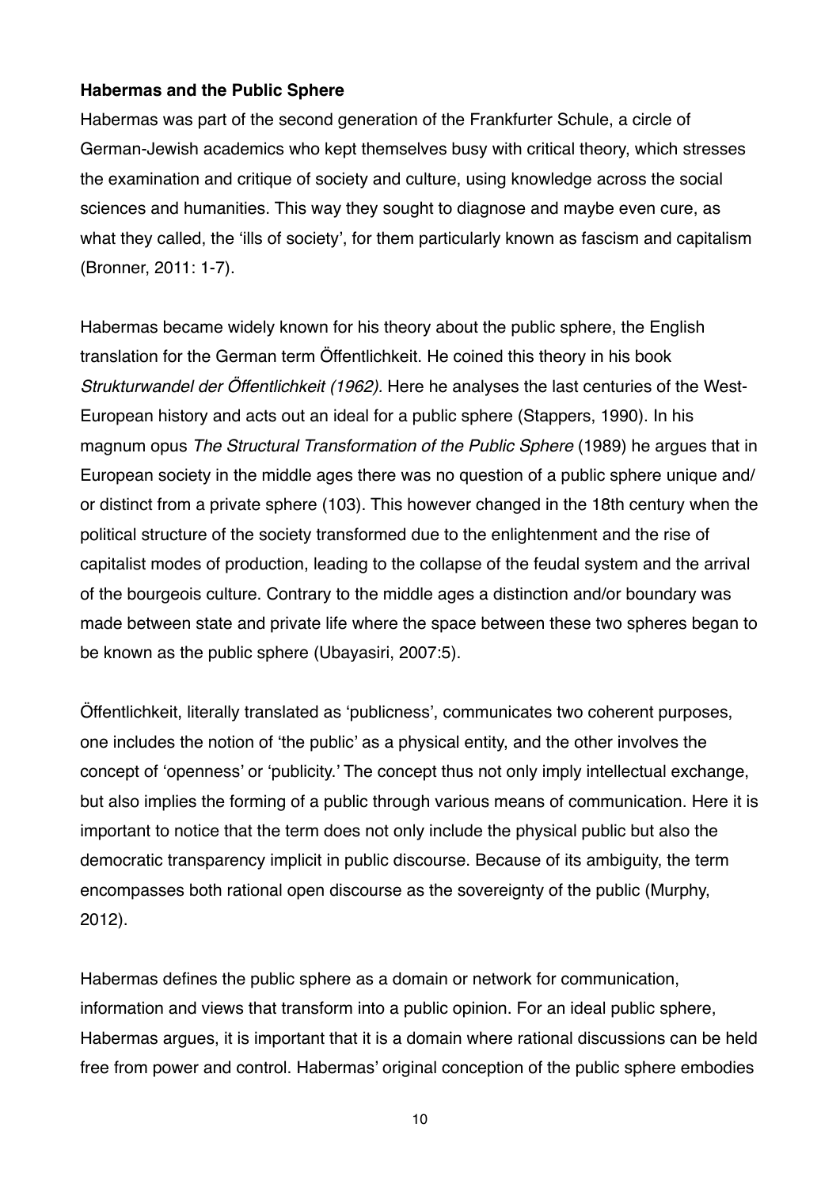**Habermas and the Public Sphere**

Habermas was part of the second generation of the Frankfurter Schule, a circle of German-Jewish academics who kept themselves busy with critical theory, which stresses the examination and critique of society and culture, using knowledge across the social sciences and humanities. This way they sought to diagnose and maybe even cure, as what they called, the 'ills of society', for them particularly known as fascism and capitalism (Bronner, 2011: 1-7).

Habermas became widely known for his theory about the public sphere, the English translation for the German term Öffentlichkeit. He coined this theory in his book *Strukturwandel der Öffentlichkeit (1962).* Here he analyses the last centuries of the West-European history and acts out an ideal for a public sphere (Stappers, 1990). In his magnum opus *The Structural Transformation of the Public Sphere* (1989) he argues that in European society in the middle ages there was no question of a public sphere unique and/ or distinct from a private sphere (103). This however changed in the 18th century when the political structure of the society transformed due to the enlightenment and the rise of capitalist modes of production, leading to the collapse of the feudal system and the arrival of the bourgeois culture. Contrary to the middle ages a distinction and/or boundary was made between state and private life where the space between these two spheres began to be known as the public sphere (Ubayasiri, 2007:5).

Öffentlichkeit, literally translated as 'publicness', communicates two coherent purposes, one includes the notion of 'the public' as a physical entity, and the other involves the concept of 'openness' or 'publicity.' The concept thus not only imply intellectual exchange, but also implies the forming of a public through various means of communication. Here it is important to notice that the term does not only include the physical public but also the democratic transparency implicit in public discourse. Because of its ambiguity, the term encompasses both rational open discourse as the sovereignty of the public (Murphy, 2012).

Habermas defines the public sphere as a domain or network for communication, information and views that transform into a public opinion. For an ideal public sphere, Habermas argues, it is important that it is a domain where rational discussions can be held free from power and control. Habermas' original conception of the public sphere embodies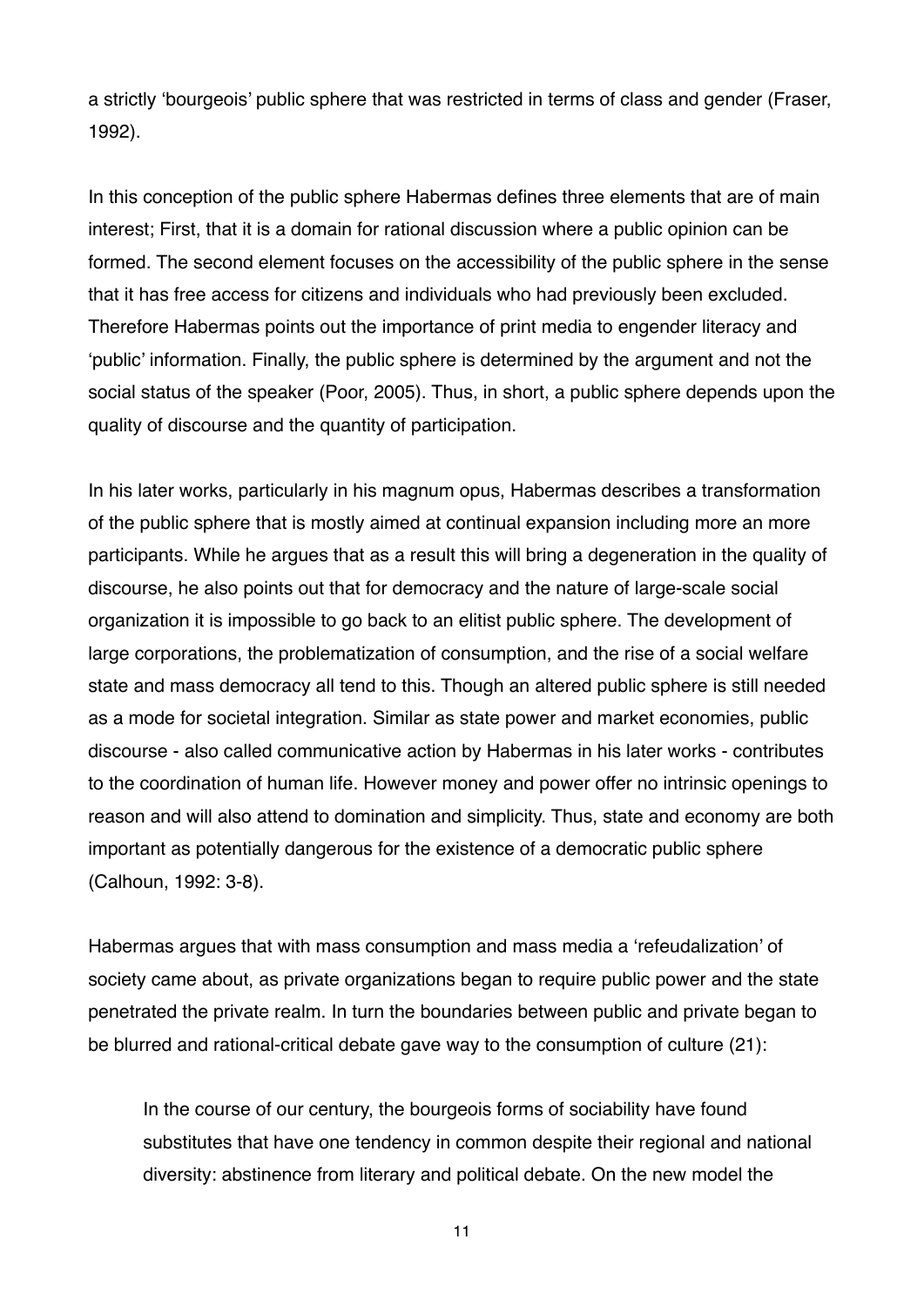a strictly 'bourgeois' public sphere that was restricted in terms of class and gender (Fraser, 1992).

In this conception of the public sphere Habermas defines three elements that are of main interest; First, that it is a domain for rational discussion where a public opinion can be formed. The second element focuses on the accessibility of the public sphere in the sense that it has free access for citizens and individuals who had previously been excluded. Therefore Habermas points out the importance of print media to engender literacy and 'public' information. Finally, the public sphere is determined by the argument and not the social status of the speaker (Poor, 2005). Thus, in short, a public sphere depends upon the quality of discourse and the quantity of participation.

In his later works, particularly in his magnum opus, Habermas describes a transformation of the public sphere that is mostly aimed at continual expansion including more an more participants. While he argues that as a result this will bring a degeneration in the quality of discourse, he also points out that for democracy and the nature of large-scale social organization it is impossible to go back to an elitist public sphere. The development of large corporations, the problematization of consumption, and the rise of a social welfare state and mass democracy all tend to this. Though an altered public sphere is still needed as a mode for societal integration. Similar as state power and market economies, public discourse - also called communicative action by Habermas in his later works - contributes to the coordination of human life. However money and power offer no intrinsic openings to reason and will also attend to domination and simplicity. Thus, state and economy are both important as potentially dangerous for the existence of a democratic public sphere (Calhoun, 1992: 3-8).

Habermas argues that with mass consumption and mass media a 'refeudalization' of society came about, as private organizations began to require public power and the state penetrated the private realm. In turn the boundaries between public and private began to be blurred and rational-critical debate gave way to the consumption of culture (21):

> In the course of our century, the bourgeois forms of sociability have found substitutes that have one tendency in common despite their regional and national diversity: abstinence from literary and political debate. On the new model the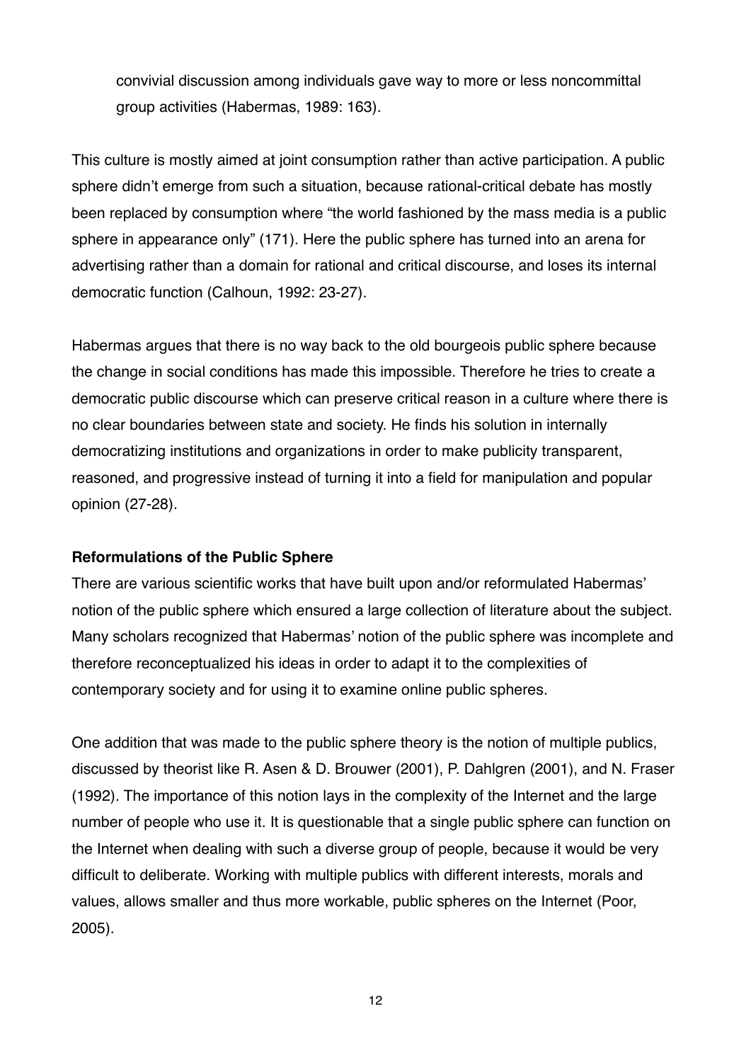convivial discussion among individuals gave way to more or less noncommittal group activities (Habermas, 1989: 163).

This culture is mostly aimed at joint consumption rather than active participation. A public sphere didn't emerge from such a situation, because rational-critical debate has mostly been replaced by consumption where "the world fashioned by the mass media is a public sphere in appearance only" (171). Here the public sphere has turned into an arena for advertising rather than a domain for rational and critical discourse, and loses its internal democratic function (Calhoun, 1992: 23-27).

Habermas argues that there is no way back to the old bourgeois public sphere because the change in social conditions has made this impossible. Therefore he tries to create a democratic public discourse which can preserve critical reason in a culture where there is no clear boundaries between state and society. He finds his solution in internally democratizing institutions and organizations in order to make publicity transparent, reasoned, and progressive instead of turning it into a field for manipulation and popular opinion (27-28).

**Reformulations of the Public Sphere**

There are various scientific works that have built upon and/or reformulated Habermas' notion of the public sphere which ensured a large collection of literature about the subject. Many scholars recognized that Habermas' notion of the public sphere was incomplete and therefore reconceptualized his ideas in order to adapt it to the complexities of contemporary society and for using it to examine online public spheres.

One addition that was made to the public sphere theory is the notion of multiple publics, discussed by theorist like R. Asen & D. Brouwer (2001), P. Dahlgren (2001), and N. Fraser (1992). The importance of this notion lays in the complexity of the Internet and the large number of people who use it. It is questionable that a single public sphere can function on the Internet when dealing with such a diverse group of people, because it would be very difficult to deliberate. Working with multiple publics with different interests, morals and values, allows smaller and thus more workable, public spheres on the Internet (Poor, 2005).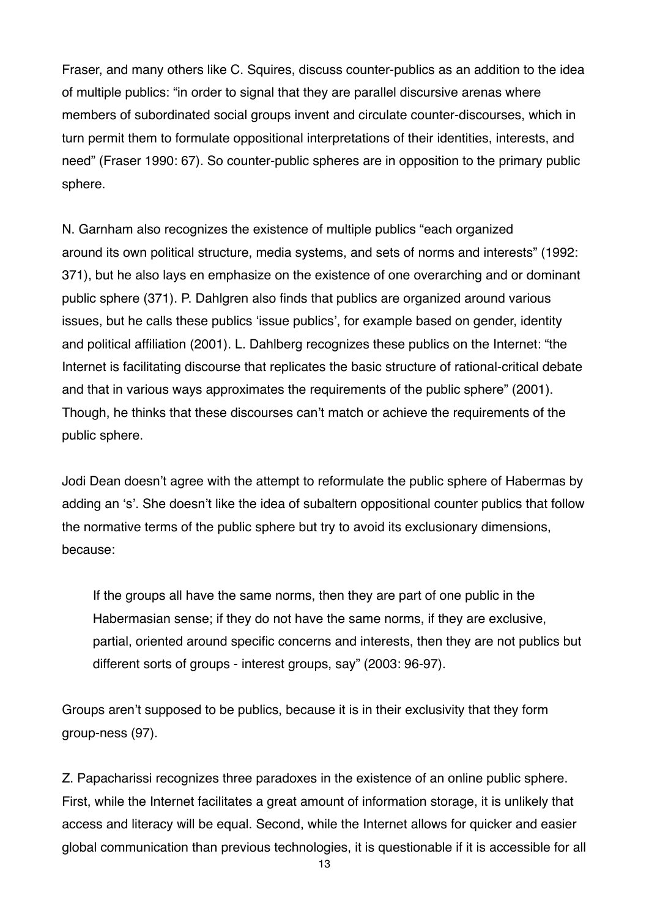Fraser, and many others like C. Squires, discuss counter-publics as an addition to the idea of multiple publics: "in order to signal that they are parallel discursive arenas where members of subordinated social groups invent and circulate counter-discourses, which in turn permit them to formulate oppositional interpretations of their identities, interests, and need" (Fraser 1990: 67). So counter-public spheres are in opposition to the primary public sphere.

N. Garnham also recognizes the existence of multiple publics "each organized around its own political structure, media systems, and sets of norms and interests" (1992: 371), but he also lays en emphasize on the existence of one overarching and or dominant public sphere (371). P. Dahlgren also finds that publics are organized around various issues, but he calls these publics 'issue publics', for example based on gender, identity and political affiliation (2001). L. Dahlberg recognizes these publics on the Internet: "the Internet is facilitating discourse that replicates the basic structure of rational-critical debate and that in various ways approximates the requirements of the public sphere" (2001). Though, he thinks that these discourses can't match or achieve the requirements of the public sphere.

Jodi Dean doesn't agree with the attempt to reformulate the public sphere of Habermas by adding an 's'. She doesn't like the idea of subaltern oppositional counter publics that follow the normative terms of the public sphere but try to avoid its exclusionary dimensions, because:

> If the groups all have the same norms, then they are part of one public in the Habermasian sense; if they do not have the same norms, if they are exclusive, partial, oriented around specific concerns and interests, then they are not publics but different sorts of groups - interest groups, say" (2003: 96-97).

Groups aren't supposed to be publics, because it is in their exclusivity that they form group-ness (97).

Z. Papacharissi recognizes three paradoxes in the existence of an online public sphere. First, while the Internet facilitates a great amount of information storage, it is unlikely that access and literacy will be equal. Second, while the Internet allows for quicker and easier global communication than previous technologies, it is questionable if it is accessible for all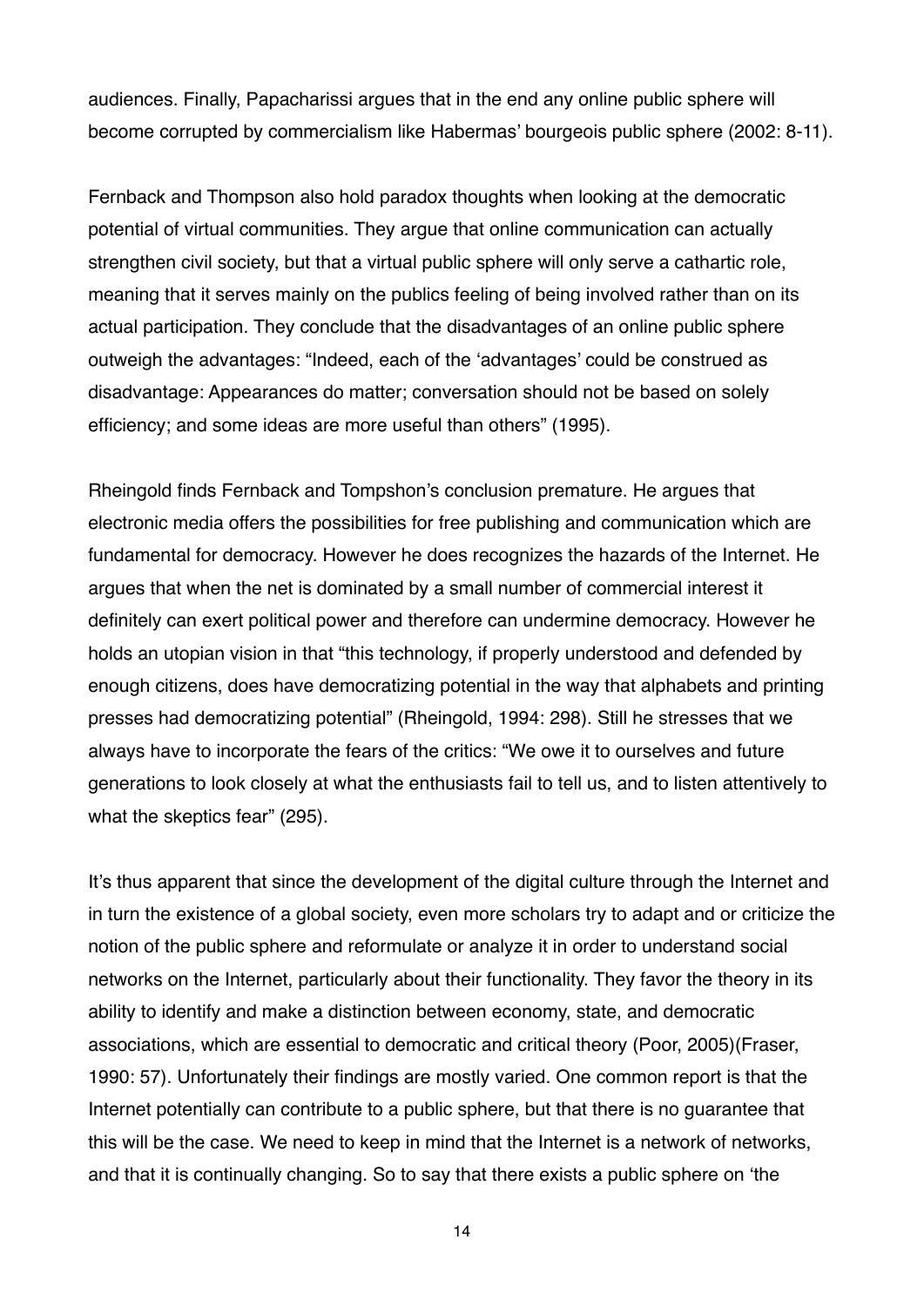audiences. Finally, Papacharissi argues that in the end any online public sphere will become corrupted by commercialism like Habermas' bourgeois public sphere (2002: 8-11).

Fernback and Thompson also hold paradox thoughts when looking at the democratic potential of virtual communities. They argue that online communication can actually strengthen civil society, but that a virtual public sphere will only serve a cathartic role, meaning that it serves mainly on the publics feeling of being involved rather than on its actual participation. They conclude that the disadvantages of an online public sphere outweigh the advantages: "Indeed, each of the 'advantages' could be construed as disadvantage: Appearances do matter; conversation should not be based on solely efficiency; and some ideas are more useful than others" (1995).

Rheingold finds Fernback and Tompshon's conclusion premature. He argues that electronic media offers the possibilities for free publishing and communication which are fundamental for democracy. However he does recognizes the hazards of the Internet. He argues that when the net is dominated by a small number of commercial interest it definitely can exert political power and therefore can undermine democracy. However he holds an utopian vision in that "this technology, if properly understood and defended by enough citizens, does have democratizing potential in the way that alphabets and printing presses had democratizing potential" (Rheingold, 1994: 298). Still he stresses that we always have to incorporate the fears of the critics: "We owe it to ourselves and future generations to look closely at what the enthusiasts fail to tell us, and to listen attentively to what the skeptics fear" (295).

It's thus apparent that since the development of the digital culture through the Internet and in turn the existence of a global society, even more scholars try to adapt and or criticize the notion of the public sphere and reformulate or analyze it in order to understand social networks on the Internet, particularly about their functionality. They favor the theory in its ability to identify and make a distinction between economy, state, and democratic associations, which are essential to democratic and critical theory (Poor, 2005)(Fraser, 1990: 57). Unfortunately their findings are mostly varied. One common report is that the Internet potentially can contribute to a public sphere, but that there is no guarantee that this will be the case. We need to keep in mind that the Internet is a network of networks, and that it is continually changing. So to say that there exists a public sphere on 'the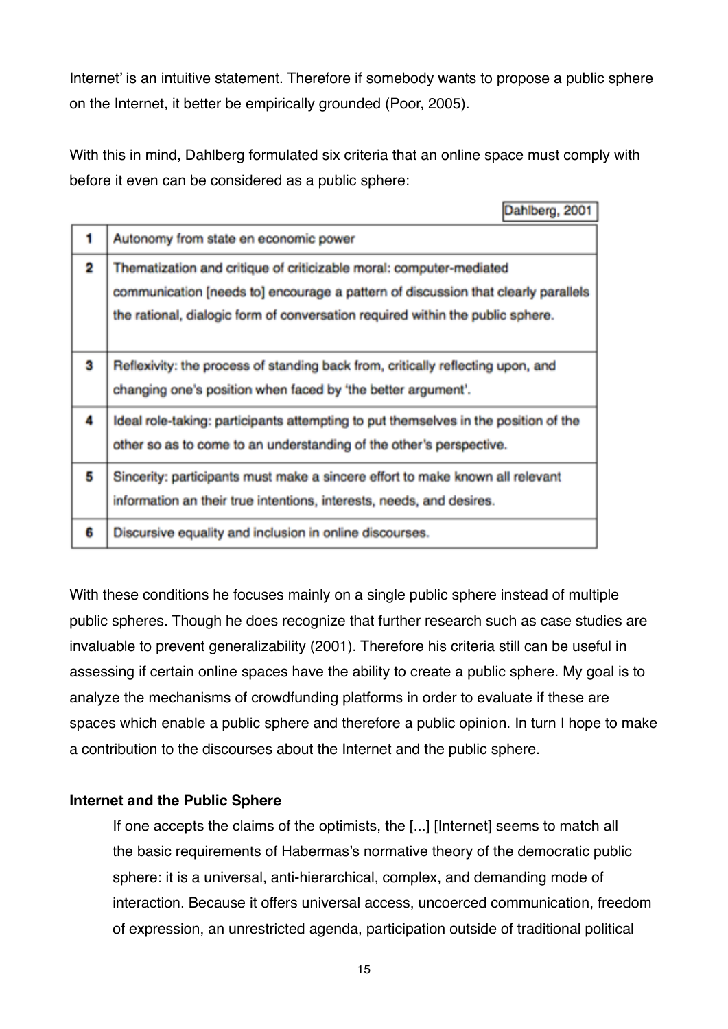Internet' is an intuitive statement. Therefore if somebody wants to propose a public sphere on the Internet, it better be empirically grounded (Poor, 2005).

With this in mind, Dahlberg formulated six criteria that an online space must comply with before it even can be considered as a public sphere:

Dahlberg, 2001

| | |
|---|---|
| 1 | Autonomy from state en economic power |
| 2 | Thematization and critique of criticizable moral: computer-mediated communication [needs to] encourage a pattern of discussion that clearly parallels the rational, dialogic form of conversation required within the public sphere. |
| 3 | Reflexivity: the process of standing back from, critically reflecting upon, and changing one's position when faced by 'the better argument'. |
| 4 | Ideal role-taking: participants attempting to put themselves in the position of the other so as to come to an understanding of the other's perspective. |
| 5 | Sincerity: participants must make a sincere effort to make known all relevant information an their true intentions, interests, needs, and desires. |
| 6 | Discursive equality and inclusion in online discourses. |

With these conditions he focuses mainly on a single public sphere instead of multiple public spheres. Though he does recognize that further research such as case studies are invaluable to prevent generalizability (2001). Therefore his criteria still can be useful in assessing if certain online spaces have the ability to create a public sphere. My goal is to analyze the mechanisms of crowdfunding platforms in order to evaluate if these are spaces which enable a public sphere and therefore a public opinion. In turn I hope to make a contribution to the discourses about the Internet and the public sphere.

**Internet and the Public Sphere**

> If one accepts the claims of the optimists, the [...] [Internet] seems to match all the basic requirements of Habermas's normative theory of the democratic public sphere: it is a universal, anti-hierarchical, complex, and demanding mode of interaction. Because it offers universal access, uncoerced communication, freedom of expression, an unrestricted agenda, participation outside of traditional political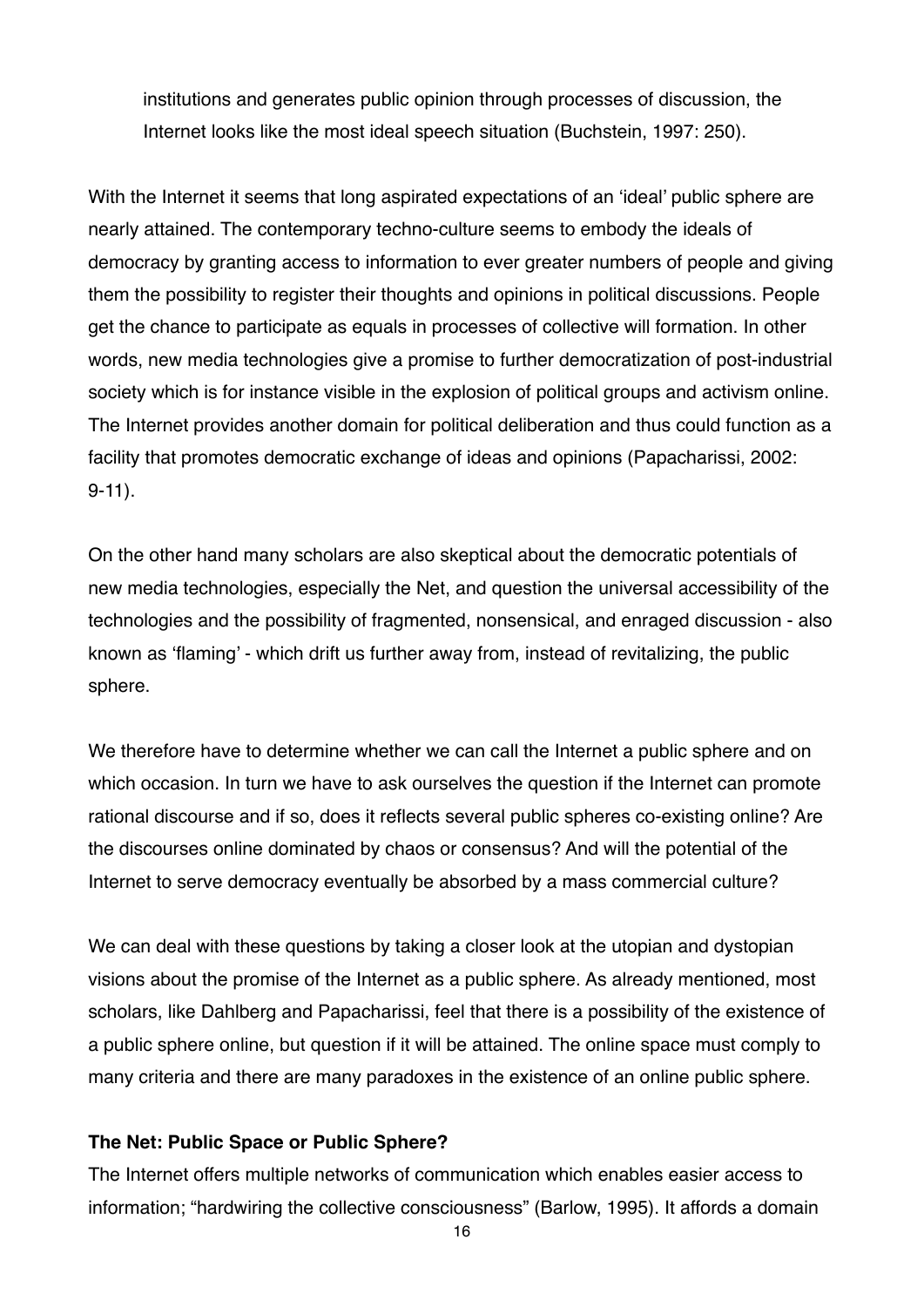institutions and generates public opinion through processes of discussion, the Internet looks like the most ideal speech situation (Buchstein, 1997: 250).

With the Internet it seems that long aspirated expectations of an 'ideal' public sphere are nearly attained. The contemporary techno-culture seems to embody the ideals of democracy by granting access to information to ever greater numbers of people and giving them the possibility to register their thoughts and opinions in political discussions. People get the chance to participate as equals in processes of collective will formation. In other words, new media technologies give a promise to further democratization of post-industrial society which is for instance visible in the explosion of political groups and activism online. The Internet provides another domain for political deliberation and thus could function as a facility that promotes democratic exchange of ideas and opinions (Papacharissi, 2002: 9-11).

On the other hand many scholars are also skeptical about the democratic potentials of new media technologies, especially the Net, and question the universal accessibility of the technologies and the possibility of fragmented, nonsensical, and enraged discussion - also known as 'flaming' - which drift us further away from, instead of revitalizing, the public sphere.

We therefore have to determine whether we can call the Internet a public sphere and on which occasion. In turn we have to ask ourselves the question if the Internet can promote rational discourse and if so, does it reflects several public spheres co-existing online? Are the discourses online dominated by chaos or consensus? And will the potential of the Internet to serve democracy eventually be absorbed by a mass commercial culture?

We can deal with these questions by taking a closer look at the utopian and dystopian visions about the promise of the Internet as a public sphere. As already mentioned, most scholars, like Dahlberg and Papacharissi, feel that there is a possibility of the existence of a public sphere online, but question if it will be attained. The online space must comply to many criteria and there are many paradoxes in the existence of an online public sphere.

**The Net: Public Space or Public Sphere?**

The Internet offers multiple networks of communication which enables easier access to information; "hardwiring the collective consciousness" (Barlow, 1995). It affords a domain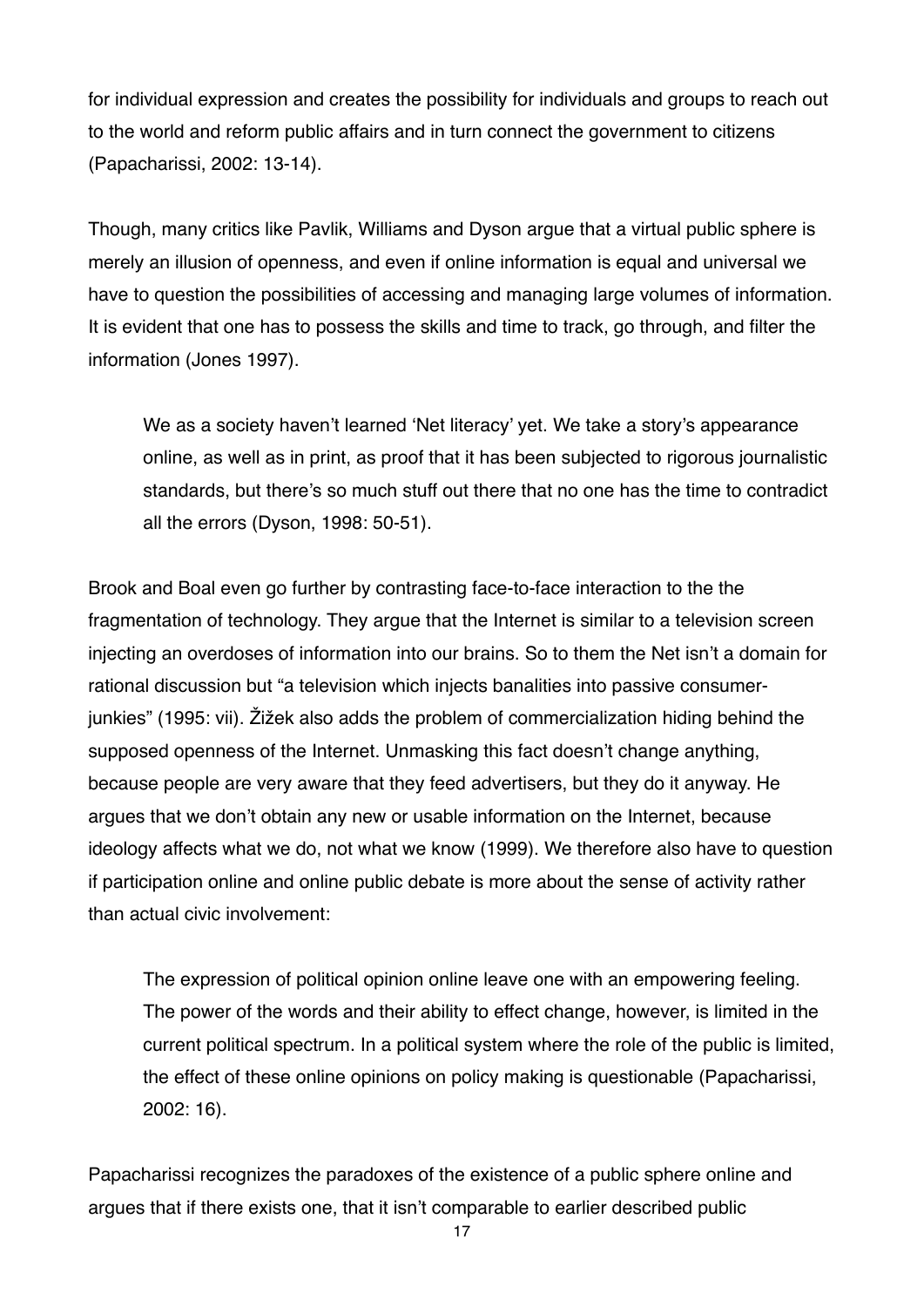for individual expression and creates the possibility for individuals and groups to reach out to the world and reform public affairs and in turn connect the government to citizens (Papacharissi, 2002: 13-14).

Though, many critics like Pavlik, Williams and Dyson argue that a virtual public sphere is merely an illusion of openness, and even if online information is equal and universal we have to question the possibilities of accessing and managing large volumes of information. It is evident that one has to possess the skills and time to track, go through, and filter the information (Jones 1997).

> We as a society haven't learned 'Net literacy' yet. We take a story's appearance online, as well as in print, as proof that it has been subjected to rigorous journalistic standards, but there's so much stuff out there that no one has the time to contradict all the errors (Dyson, 1998: 50-51).

Brook and Boal even go further by contrasting face-to-face interaction to the the fragmentation of technology. They argue that the Internet is similar to a television screen injecting an overdoses of information into our brains. So to them the Net isn't a domain for rational discussion but "a television which injects banalities into passive consumer-junkies" (1995: vii). Žižek also adds the problem of commercialization hiding behind the supposed openness of the Internet. Unmasking this fact doesn't change anything, because people are very aware that they feed advertisers, but they do it anyway. He argues that we don't obtain any new or usable information on the Internet, because ideology affects what we do, not what we know (1999). We therefore also have to question if participation online and online public debate is more about the sense of activity rather than actual civic involvement:

> The expression of political opinion online leave one with an empowering feeling. The power of the words and their ability to effect change, however, is limited in the current political spectrum. In a political system where the role of the public is limited, the effect of these online opinions on policy making is questionable (Papacharissi, 2002: 16).

Papacharissi recognizes the paradoxes of the existence of a public sphere online and argues that if there exists one, that it isn't comparable to earlier described public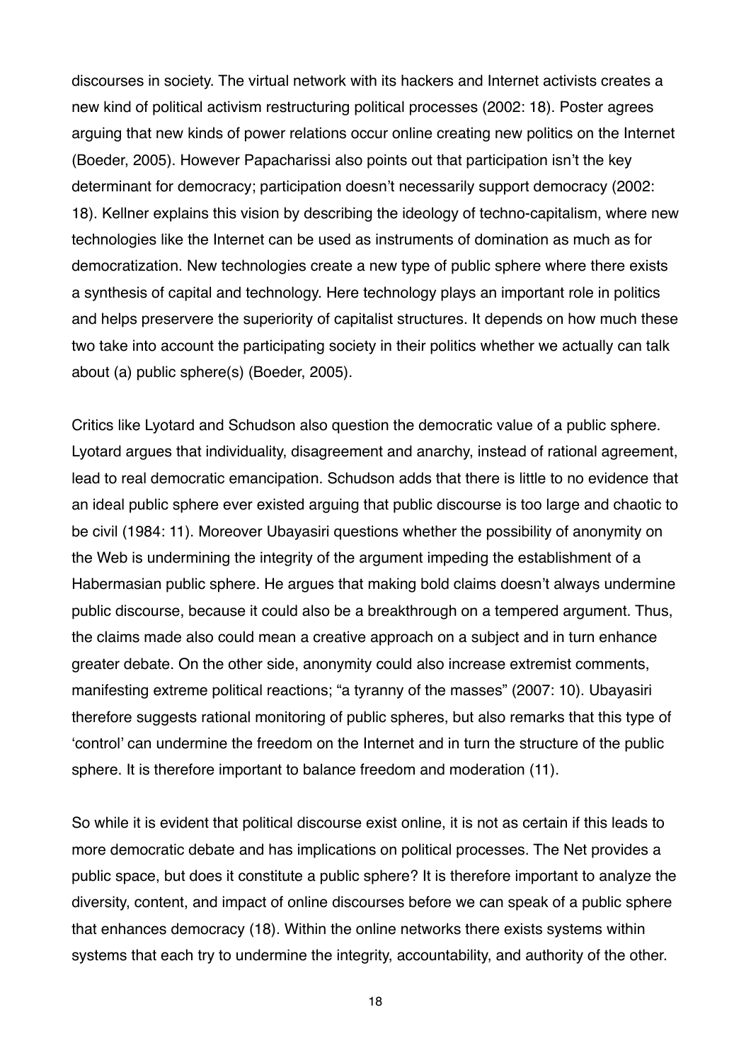discourses in society. The virtual network with its hackers and Internet activists creates a new kind of political activism restructuring political processes (2002: 18). Poster agrees arguing that new kinds of power relations occur online creating new politics on the Internet (Boeder, 2005). However Papacharissi also points out that participation isn't the key determinant for democracy; participation doesn't necessarily support democracy (2002: 18). Kellner explains this vision by describing the ideology of techno-capitalism, where new technologies like the Internet can be used as instruments of domination as much as for democratization. New technologies create a new type of public sphere where there exists a synthesis of capital and technology. Here technology plays an important role in politics and helps preservere the superiority of capitalist structures. It depends on how much these two take into account the participating society in their politics whether we actually can talk about (a) public sphere(s) (Boeder, 2005).

Critics like Lyotard and Schudson also question the democratic value of a public sphere. Lyotard argues that individuality, disagreement and anarchy, instead of rational agreement, lead to real democratic emancipation. Schudson adds that there is little to no evidence that an ideal public sphere ever existed arguing that public discourse is too large and chaotic to be civil (1984: 11). Moreover Ubayasiri questions whether the possibility of anonymity on the Web is undermining the integrity of the argument impeding the establishment of a Habermasian public sphere. He argues that making bold claims doesn't always undermine public discourse, because it could also be a breakthrough on a tempered argument. Thus, the claims made also could mean a creative approach on a subject and in turn enhance greater debate. On the other side, anonymity could also increase extremist comments, manifesting extreme political reactions; "a tyranny of the masses" (2007: 10). Ubayasiri therefore suggests rational monitoring of public spheres, but also remarks that this type of 'control' can undermine the freedom on the Internet and in turn the structure of the public sphere. It is therefore important to balance freedom and moderation (11).

So while it is evident that political discourse exist online, it is not as certain if this leads to more democratic debate and has implications on political processes. The Net provides a public space, but does it constitute a public sphere? It is therefore important to analyze the diversity, content, and impact of online discourses before we can speak of a public sphere that enhances democracy (18). Within the online networks there exists systems within systems that each try to undermine the integrity, accountability, and authority of the other.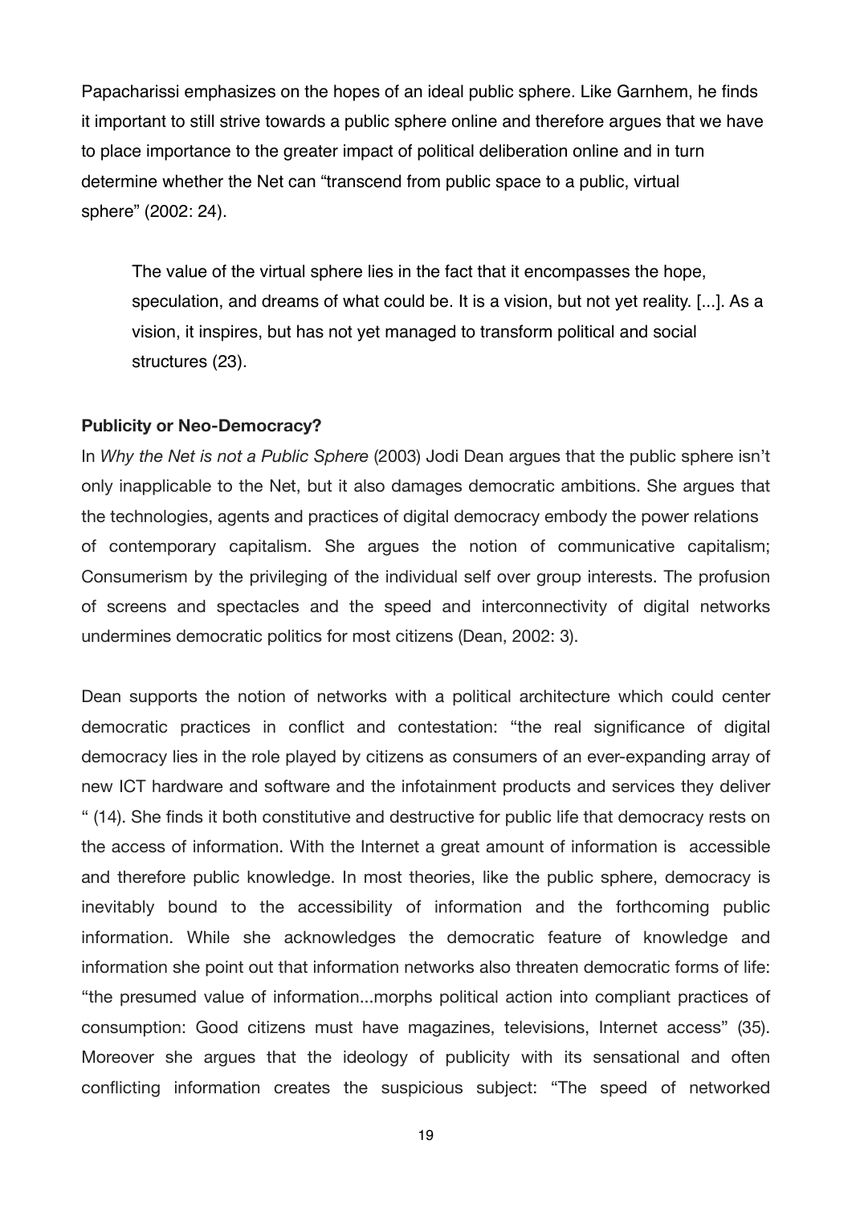Papacharissi emphasizes on the hopes of an ideal public sphere. Like Garnhem, he finds it important to still strive towards a public sphere online and therefore argues that we have to place importance to the greater impact of political deliberation online and in turn determine whether the Net can "transcend from public space to a public, virtual sphere" (2002: 24).

> The value of the virtual sphere lies in the fact that it encompasses the hope, speculation, and dreams of what could be. It is a vision, but not yet reality. [...]. As a vision, it inspires, but has not yet managed to transform political and social structures (23).

**Publicity or Neo-Democracy?**

In *Why the Net is not a Public Sphere* (2003) Jodi Dean argues that the public sphere isn't only inapplicable to the Net, but it also damages democratic ambitions. She argues that the technologies, agents and practices of digital democracy embody the power relations of contemporary capitalism. She argues the notion of communicative capitalism; Consumerism by the privileging of the individual self over group interests. The profusion of screens and spectacles and the speed and interconnectivity of digital networks undermines democratic politics for most citizens (Dean, 2002: 3).

Dean supports the notion of networks with a political architecture which could center democratic practices in conflict and contestation: "the real significance of digital democracy lies in the role played by citizens as consumers of an ever-expanding array of new ICT hardware and software and the infotainment products and services they deliver " (14). She finds it both constitutive and destructive for public life that democracy rests on the access of information. With the Internet a great amount of information is accessible and therefore public knowledge. In most theories, like the public sphere, democracy is inevitably bound to the accessibility of information and the forthcoming public information. While she acknowledges the democratic feature of knowledge and information she point out that information networks also threaten democratic forms of life: "the presumed value of information...morphs political action into compliant practices of consumption: Good citizens must have magazines, televisions, Internet access" (35). Moreover she argues that the ideology of publicity with its sensational and often conflicting information creates the suspicious subject: "The speed of networked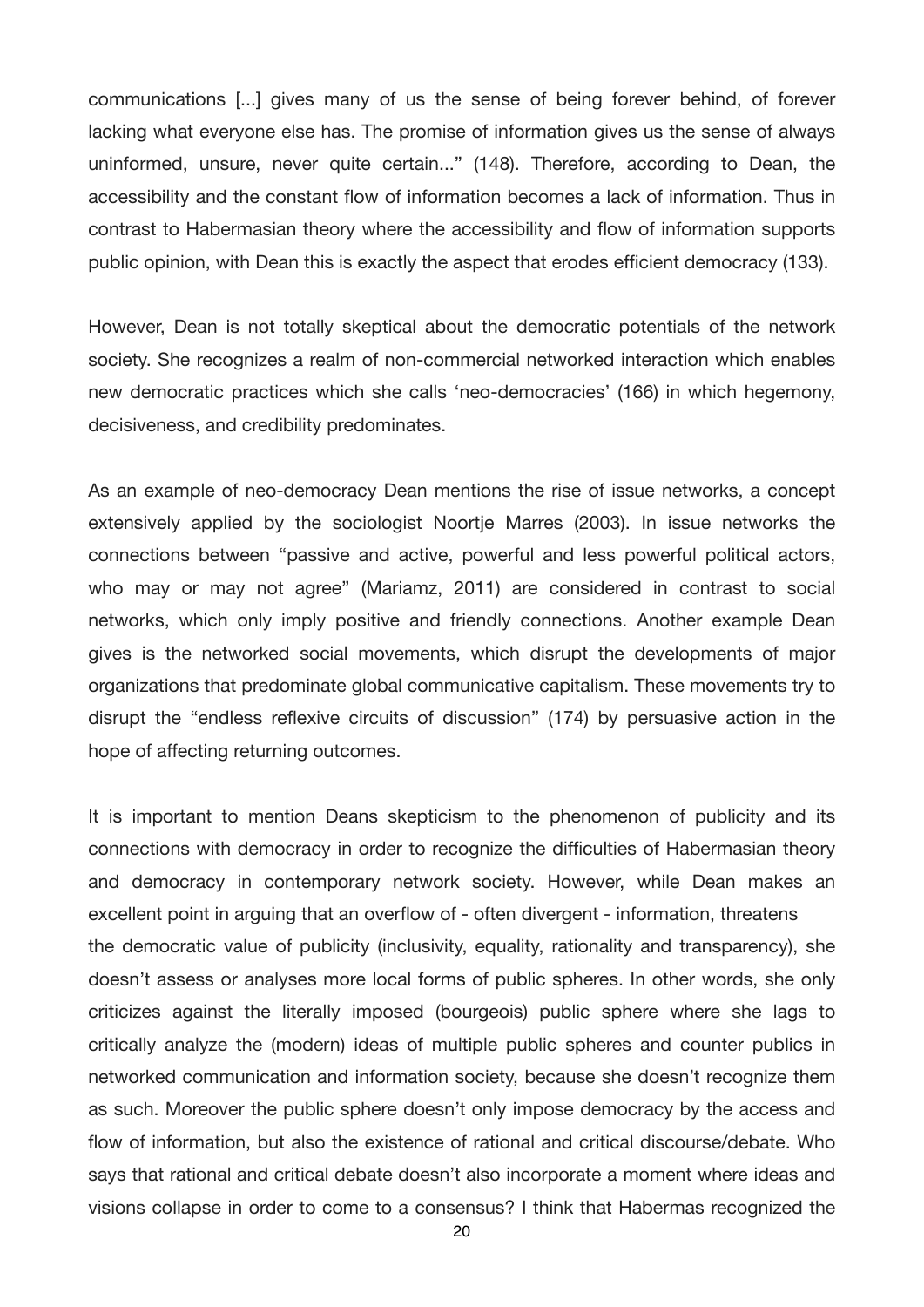communications [...] gives many of us the sense of being forever behind, of forever lacking what everyone else has. The promise of information gives us the sense of always uninformed, unsure, never quite certain..." (148). Therefore, according to Dean, the accessibility and the constant flow of information becomes a lack of information. Thus in contrast to Habermasian theory where the accessibility and flow of information supports public opinion, with Dean this is exactly the aspect that erodes efficient democracy (133).

However, Dean is not totally skeptical about the democratic potentials of the network society. She recognizes a realm of non-commercial networked interaction which enables new democratic practices which she calls 'neo-democracies' (166) in which hegemony, decisiveness, and credibility predominates.

As an example of neo-democracy Dean mentions the rise of issue networks, a concept extensively applied by the sociologist Noortje Marres (2003). In issue networks the connections between "passive and active, powerful and less powerful political actors, who may or may not agree" (Mariamz, 2011) are considered in contrast to social networks, which only imply positive and friendly connections. Another example Dean gives is the networked social movements, which disrupt the developments of major organizations that predominate global communicative capitalism. These movements try to disrupt the "endless reflexive circuits of discussion" (174) by persuasive action in the hope of affecting returning outcomes.

It is important to mention Deans skepticism to the phenomenon of publicity and its connections with democracy in order to recognize the difficulties of Habermasian theory and democracy in contemporary network society. However, while Dean makes an excellent point in arguing that an overflow of - often divergent - information, threatens the democratic value of publicity (inclusivity, equality, rationality and transparency), she doesn't assess or analyses more local forms of public spheres. In other words, she only criticizes against the literally imposed (bourgeois) public sphere where she lags to critically analyze the (modern) ideas of multiple public spheres and counter publics in networked communication and information society, because she doesn't recognize them as such. Moreover the public sphere doesn't only impose democracy by the access and flow of information, but also the existence of rational and critical discourse/debate. Who says that rational and critical debate doesn't also incorporate a moment where ideas and visions collapse in order to come to a consensus? I think that Habermas recognized the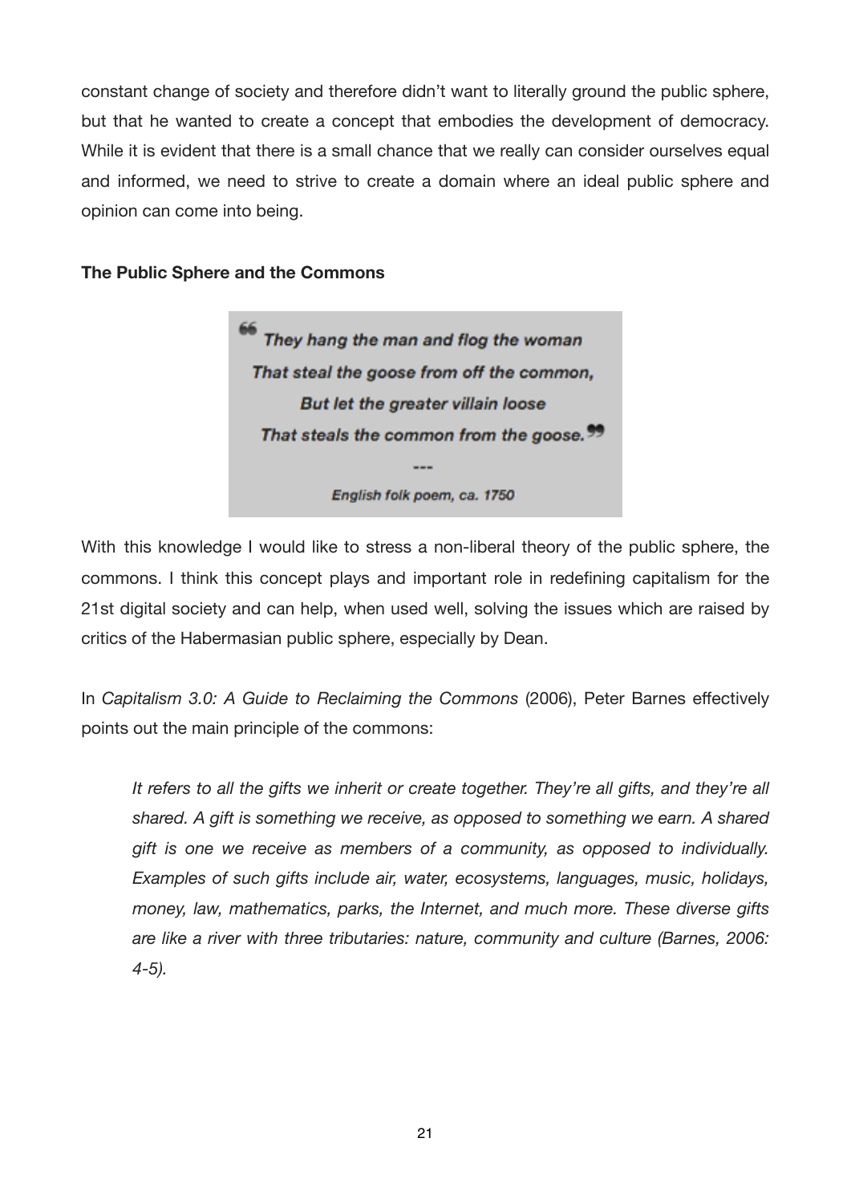constant change of society and therefore didn't want to literally ground the public sphere, but that he wanted to create a concept that embodies the development of democracy. While it is evident that there is a small chance that we really can consider ourselves equal and informed, we need to strive to create a domain where an ideal public sphere and opinion can come into being.

**The Public Sphere and the Commons**

> ***"They hang the man and flog the woman***
> ***That steal the goose from off the common,***
> ***But let the greater villain loose***
> ***That steals the common from the goose."***
>
> ---
>
> ***English folk poem, ca. 1750***

With this knowledge I would like to stress a non-liberal theory of the public sphere, the commons. I think this concept plays and important role in redefining capitalism for the 21st digital society and can help, when used well, solving the issues which are raised by critics of the Habermasian public sphere, especially by Dean.

In *Capitalism 3.0: A Guide to Reclaiming the Commons* (2006), Peter Barnes effectively points out the main principle of the commons:

> *It refers to all the gifts we inherit or create together. They're all gifts, and they're all shared. A gift is something we receive, as opposed to something we earn. A shared gift is one we receive as members of a community, as opposed to individually. Examples of such gifts include air, water, ecosystems, languages, music, holidays, money, law, mathematics, parks, the Internet, and much more. These diverse gifts are like a river with three tributaries: nature, community and culture (Barnes, 2006: 4-5).*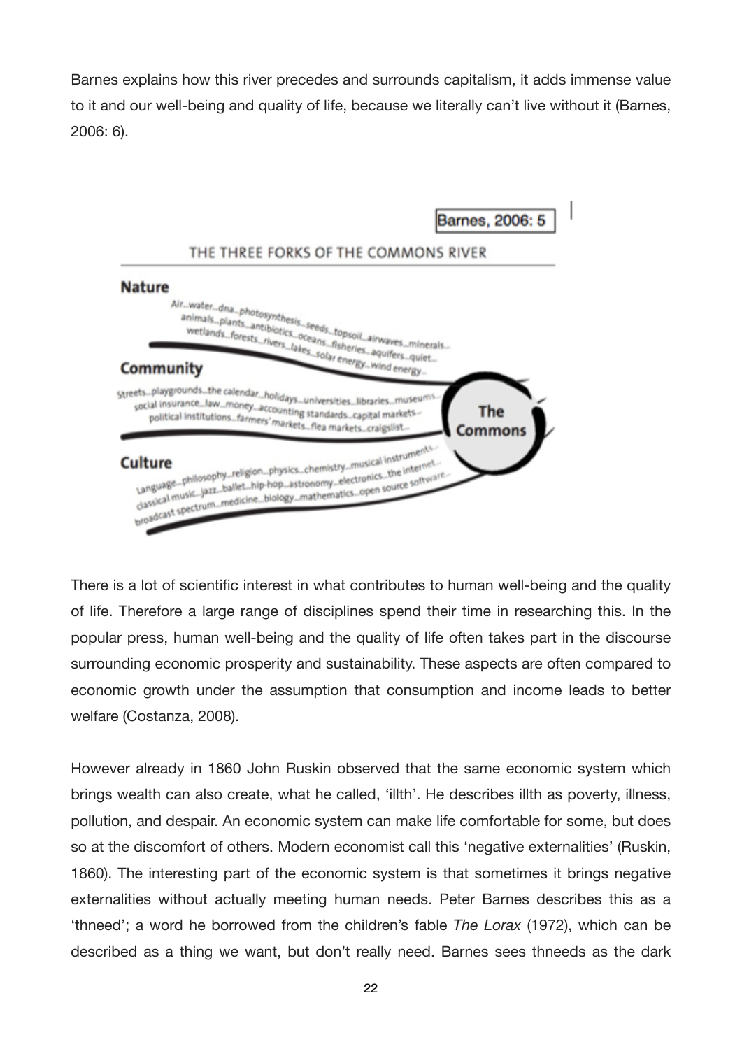Barnes explains how this river precedes and surrounds capitalism, it adds immense value to it and our well-being and quality of life, because we literally can't live without it (Barnes, 2006: 6).

Barnes, 2006: 5

THE THREE FORKS OF THE COMMONS RIVER

**Nature**

Air...water...dna...photosynthesis...seeds...topsoil...airwaves...minerals...
animals...plants...antibiotics...oceans...fisheries...aquifers...quiet...
wetlands...forests...rivers...lakes...solar energy...wind energy...

**Community**

Streets...playgrounds...the calendar...holidays...universities...libraries...museums...
social insurance...law...money...accounting standards...capital markets...
political institutions...farmers' markets...flea markets...craigslist...

**Culture**

Language...philosophy...religion...physics...chemistry...musical instruments...
classical music...jazz...ballet...hip-hop...astronomy...electronics...the internet...
broadcast spectrum...medicine...biology...mathematics...open source software...

**The Commons**

There is a lot of scientific interest in what contributes to human well-being and the quality of life. Therefore a large range of disciplines spend their time in researching this. In the popular press, human well-being and the quality of life often takes part in the discourse surrounding economic prosperity and sustainability. These aspects are often compared to economic growth under the assumption that consumption and income leads to better welfare (Costanza, 2008).

However already in 1860 John Ruskin observed that the same economic system which brings wealth can also create, what he called, 'illth'. He describes illth as poverty, illness, pollution, and despair. An economic system can make life comfortable for some, but does so at the discomfort of others. Modern economist call this 'negative externalities' (Ruskin, 1860). The interesting part of the economic system is that sometimes it brings negative externalities without actually meeting human needs. Peter Barnes describes this as a 'thneed'; a word he borrowed from the children's fable *The Lorax* (1972), which can be described as a thing we want, but don't really need. Barnes sees thneeds as the dark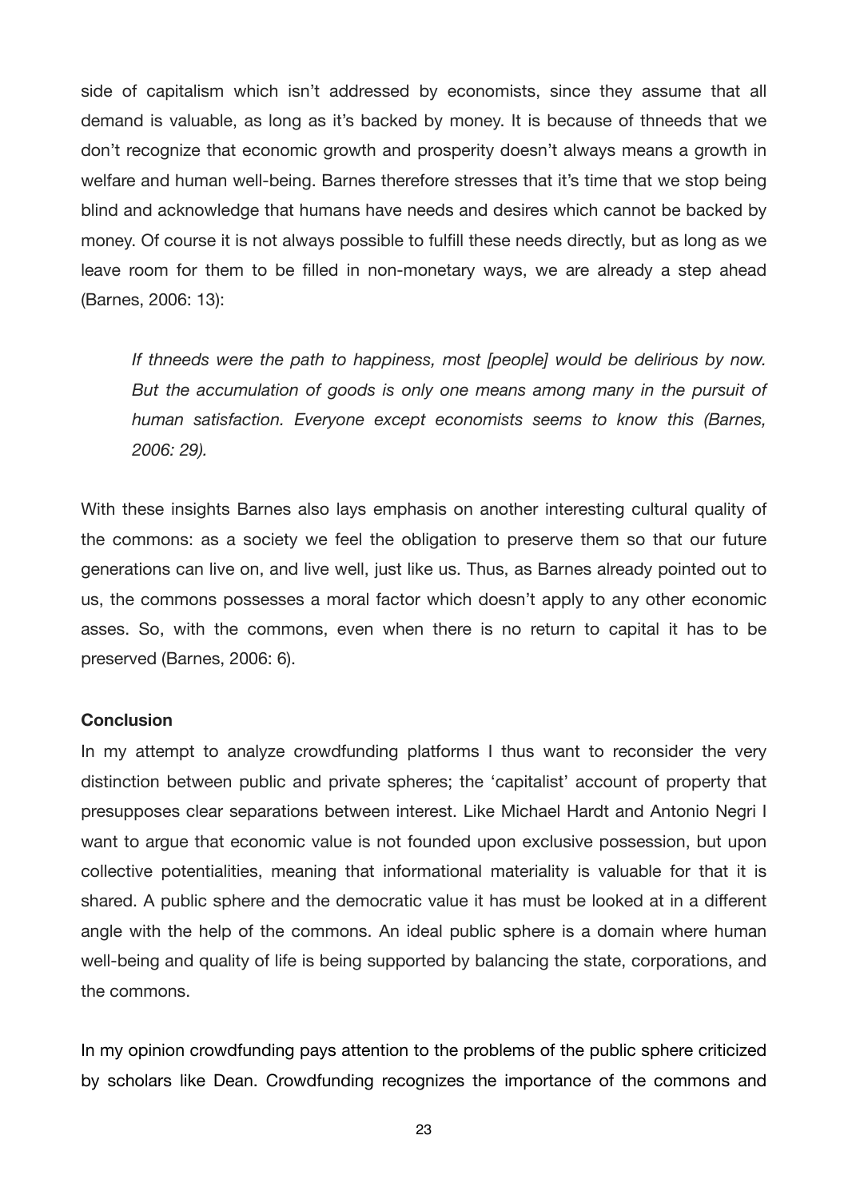side of capitalism which isn't addressed by economists, since they assume that all demand is valuable, as long as it's backed by money. It is because of thneeds that we don't recognize that economic growth and prosperity doesn't always means a growth in welfare and human well-being. Barnes therefore stresses that it's time that we stop being blind and acknowledge that humans have needs and desires which cannot be backed by money. Of course it is not always possible to fulfill these needs directly, but as long as we leave room for them to be filled in non-monetary ways, we are already a step ahead (Barnes, 2006: 13):

> *If thneeds were the path to happiness, most [people] would be delirious by now. But the accumulation of goods is only one means among many in the pursuit of human satisfaction. Everyone except economists seems to know this (Barnes, 2006: 29).*

With these insights Barnes also lays emphasis on another interesting cultural quality of the commons: as a society we feel the obligation to preserve them so that our future generations can live on, and live well, just like us. Thus, as Barnes already pointed out to us, the commons possesses a moral factor which doesn't apply to any other economic asses. So, with the commons, even when there is no return to capital it has to be preserved (Barnes, 2006: 6).

**Conclusion**

In my attempt to analyze crowdfunding platforms I thus want to reconsider the very distinction between public and private spheres; the 'capitalist' account of property that presupposes clear separations between interest. Like Michael Hardt and Antonio Negri I want to argue that economic value is not founded upon exclusive possession, but upon collective potentialities, meaning that informational materiality is valuable for that it is shared. A public sphere and the democratic value it has must be looked at in a different angle with the help of the commons. An ideal public sphere is a domain where human well-being and quality of life is being supported by balancing the state, corporations, and the commons.

In my opinion crowdfunding pays attention to the problems of the public sphere criticized by scholars like Dean. Crowdfunding recognizes the importance of the commons and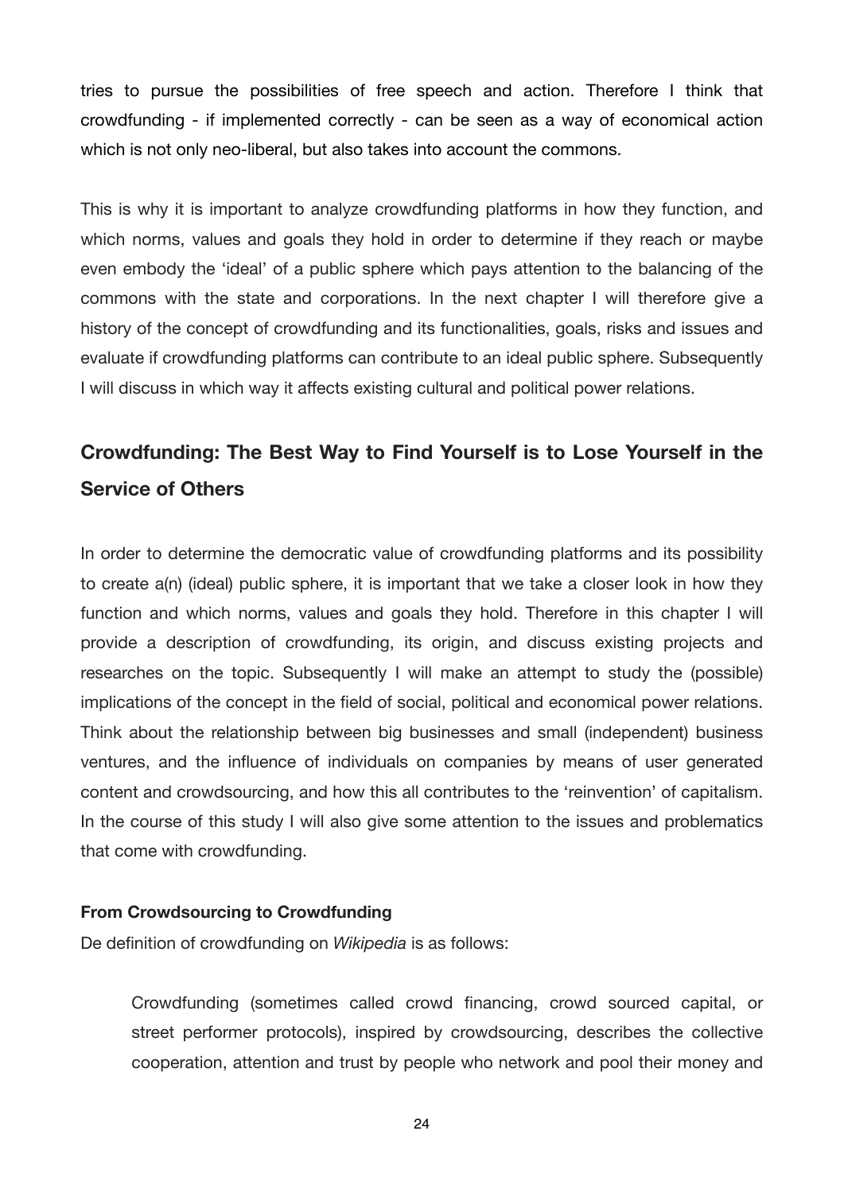tries to pursue the possibilities of free speech and action. Therefore I think that crowdfunding - if implemented correctly - can be seen as a way of economical action which is not only neo-liberal, but also takes into account the commons.

This is why it is important to analyze crowdfunding platforms in how they function, and which norms, values and goals they hold in order to determine if they reach or maybe even embody the 'ideal' of a public sphere which pays attention to the balancing of the commons with the state and corporations. In the next chapter I will therefore give a history of the concept of crowdfunding and its functionalities, goals, risks and issues and evaluate if crowdfunding platforms can contribute to an ideal public sphere. Subsequently I will discuss in which way it affects existing cultural and political power relations.

## Crowdfunding: The Best Way to Find Yourself is to Lose Yourself in the Service of Others

In order to determine the democratic value of crowdfunding platforms and its possibility to create a(n) (ideal) public sphere, it is important that we take a closer look in how they function and which norms, values and goals they hold. Therefore in this chapter I will provide a description of crowdfunding, its origin, and discuss existing projects and researches on the topic. Subsequently I will make an attempt to study the (possible) implications of the concept in the field of social, political and economical power relations. Think about the relationship between big businesses and small (independent) business ventures, and the influence of individuals on companies by means of user generated content and crowdsourcing, and how this all contributes to the 'reinvention' of capitalism. In the course of this study I will also give some attention to the issues and problematics that come with crowdfunding.

### From Crowdsourcing to Crowdfunding

De definition of crowdfunding on *Wikipedia* is as follows:

> Crowdfunding (sometimes called crowd financing, crowd sourced capital, or street performer protocols), inspired by crowdsourcing, describes the collective cooperation, attention and trust by people who network and pool their money and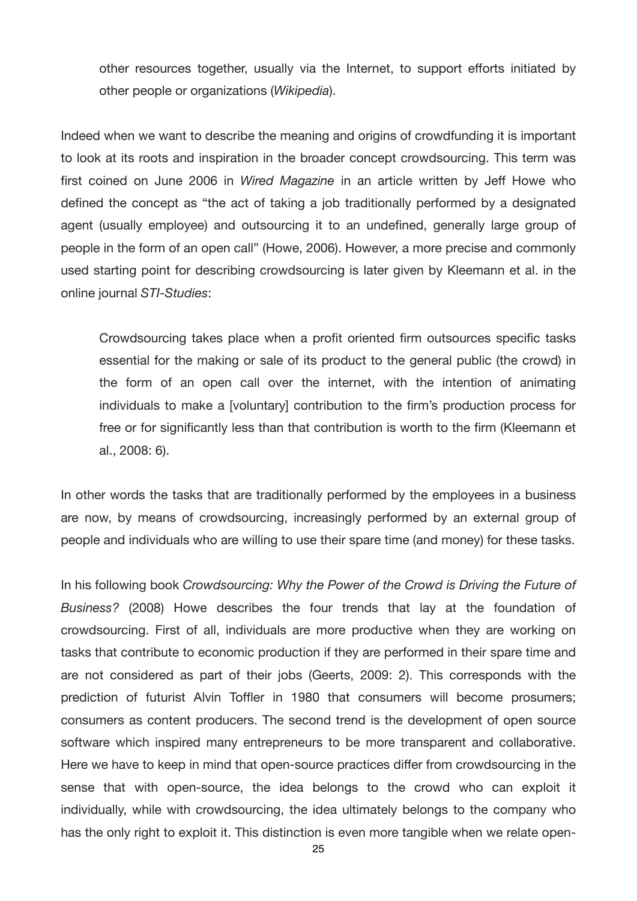other resources together, usually via the Internet, to support efforts initiated by other people or organizations (*Wikipedia*).

Indeed when we want to describe the meaning and origins of crowdfunding it is important to look at its roots and inspiration in the broader concept crowdsourcing. This term was first coined on June 2006 in *Wired Magazine* in an article written by Jeff Howe who defined the concept as "the act of taking a job traditionally performed by a designated agent (usually employee) and outsourcing it to an undefined, generally large group of people in the form of an open call" (Howe, 2006). However, a more precise and commonly used starting point for describing crowdsourcing is later given by Kleemann et al. in the online journal *STI-Studies*:

> Crowdsourcing takes place when a profit oriented firm outsources specific tasks essential for the making or sale of its product to the general public (the crowd) in the form of an open call over the internet, with the intention of animating individuals to make a [voluntary] contribution to the firm's production process for free or for significantly less than that contribution is worth to the firm (Kleemann et al., 2008: 6).

In other words the tasks that are traditionally performed by the employees in a business are now, by means of crowdsourcing, increasingly performed by an external group of people and individuals who are willing to use their spare time (and money) for these tasks.

In his following book *Crowdsourcing: Why the Power of the Crowd is Driving the Future of Business?* (2008) Howe describes the four trends that lay at the foundation of crowdsourcing. First of all, individuals are more productive when they are working on tasks that contribute to economic production if they are performed in their spare time and are not considered as part of their jobs (Geerts, 2009: 2). This corresponds with the prediction of futurist Alvin Toffler in 1980 that consumers will become prosumers; consumers as content producers. The second trend is the development of open source software which inspired many entrepreneurs to be more transparent and collaborative. Here we have to keep in mind that open-source practices differ from crowdsourcing in the sense that with open-source, the idea belongs to the crowd who can exploit it individually, while with crowdsourcing, the idea ultimately belongs to the company who has the only right to exploit it. This distinction is even more tangible when we relate open-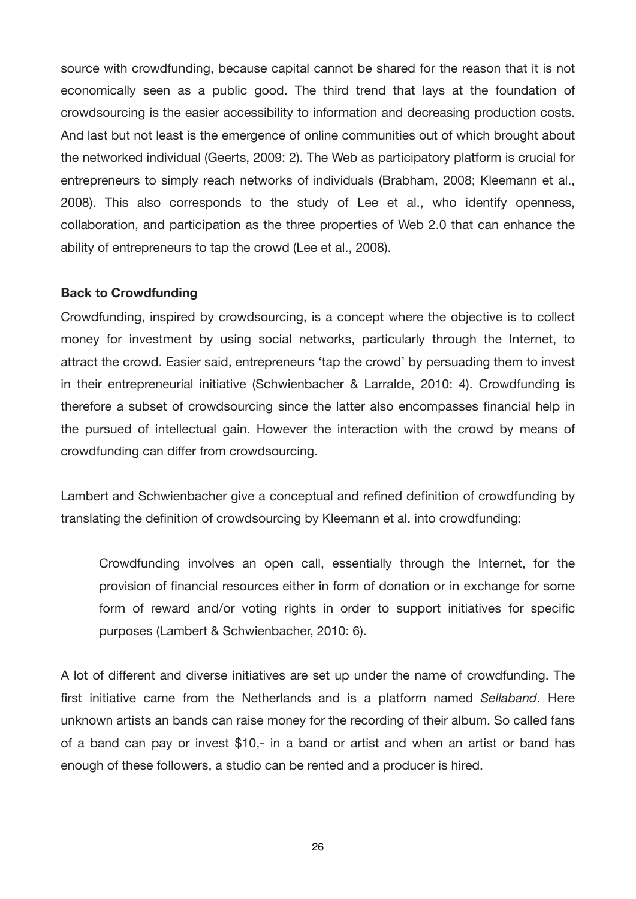source with crowdfunding, because capital cannot be shared for the reason that it is not economically seen as a public good. The third trend that lays at the foundation of crowdsourcing is the easier accessibility to information and decreasing production costs. And last but not least is the emergence of online communities out of which brought about the networked individual (Geerts, 2009: 2). The Web as participatory platform is crucial for entrepreneurs to simply reach networks of individuals (Brabham, 2008; Kleemann et al., 2008). This also corresponds to the study of Lee et al., who identify openness, collaboration, and participation as the three properties of Web 2.0 that can enhance the ability of entrepreneurs to tap the crowd (Lee et al., 2008).

**Back to Crowdfunding**

Crowdfunding, inspired by crowdsourcing, is a concept where the objective is to collect money for investment by using social networks, particularly through the Internet, to attract the crowd. Easier said, entrepreneurs 'tap the crowd' by persuading them to invest in their entrepreneurial initiative (Schwienbacher & Larralde, 2010: 4). Crowdfunding is therefore a subset of crowdsourcing since the latter also encompasses financial help in the pursued of intellectual gain. However the interaction with the crowd by means of crowdfunding can differ from crowdsourcing.

Lambert and Schwienbacher give a conceptual and refined definition of crowdfunding by translating the definition of crowdsourcing by Kleemann et al. into crowdfunding:

> Crowdfunding involves an open call, essentially through the Internet, for the provision of financial resources either in form of donation or in exchange for some form of reward and/or voting rights in order to support initiatives for specific purposes (Lambert & Schwienbacher, 2010: 6).

A lot of different and diverse initiatives are set up under the name of crowdfunding. The first initiative came from the Netherlands and is a platform named *Sellaband*. Here unknown artists an bands can raise money for the recording of their album. So called fans of a band can pay or invest $10,- in a band or artist and when an artist or band has enough of these followers, a studio can be rented and a producer is hired.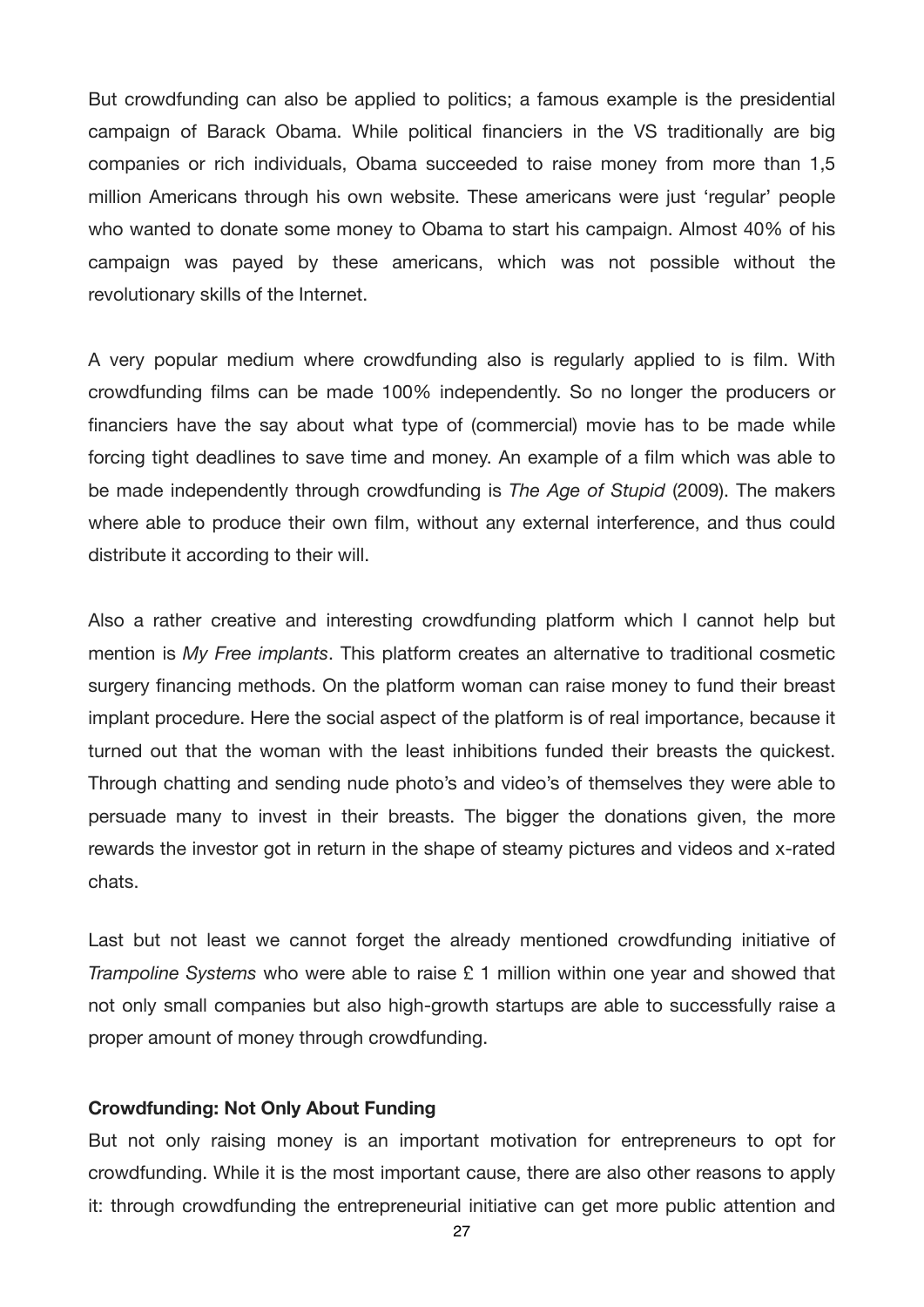But crowdfunding can also be applied to politics; a famous example is the presidential campaign of Barack Obama. While political financiers in the VS traditionally are big companies or rich individuals, Obama succeeded to raise money from more than 1,5 million Americans through his own website. These americans were just 'regular' people who wanted to donate some money to Obama to start his campaign. Almost 40% of his campaign was payed by these americans, which was not possible without the revolutionary skills of the Internet.

A very popular medium where crowdfunding also is regularly applied to is film. With crowdfunding films can be made 100% independently. So no longer the producers or financiers have the say about what type of (commercial) movie has to be made while forcing tight deadlines to save time and money. An example of a film which was able to be made independently through crowdfunding is *The Age of Stupid* (2009). The makers where able to produce their own film, without any external interference, and thus could distribute it according to their will.

Also a rather creative and interesting crowdfunding platform which I cannot help but mention is *My Free implants*. This platform creates an alternative to traditional cosmetic surgery financing methods. On the platform woman can raise money to fund their breast implant procedure. Here the social aspect of the platform is of real importance, because it turned out that the woman with the least inhibitions funded their breasts the quickest. Through chatting and sending nude photo's and video's of themselves they were able to persuade many to invest in their breasts. The bigger the donations given, the more rewards the investor got in return in the shape of steamy pictures and videos and x-rated chats.

Last but not least we cannot forget the already mentioned crowdfunding initiative of *Trampoline Systems* who were able to raise £ 1 million within one year and showed that not only small companies but also high-growth startups are able to successfully raise a proper amount of money through crowdfunding.

**Crowdfunding: Not Only About Funding**

But not only raising money is an important motivation for entrepreneurs to opt for crowdfunding. While it is the most important cause, there are also other reasons to apply it: through crowdfunding the entrepreneurial initiative can get more public attention and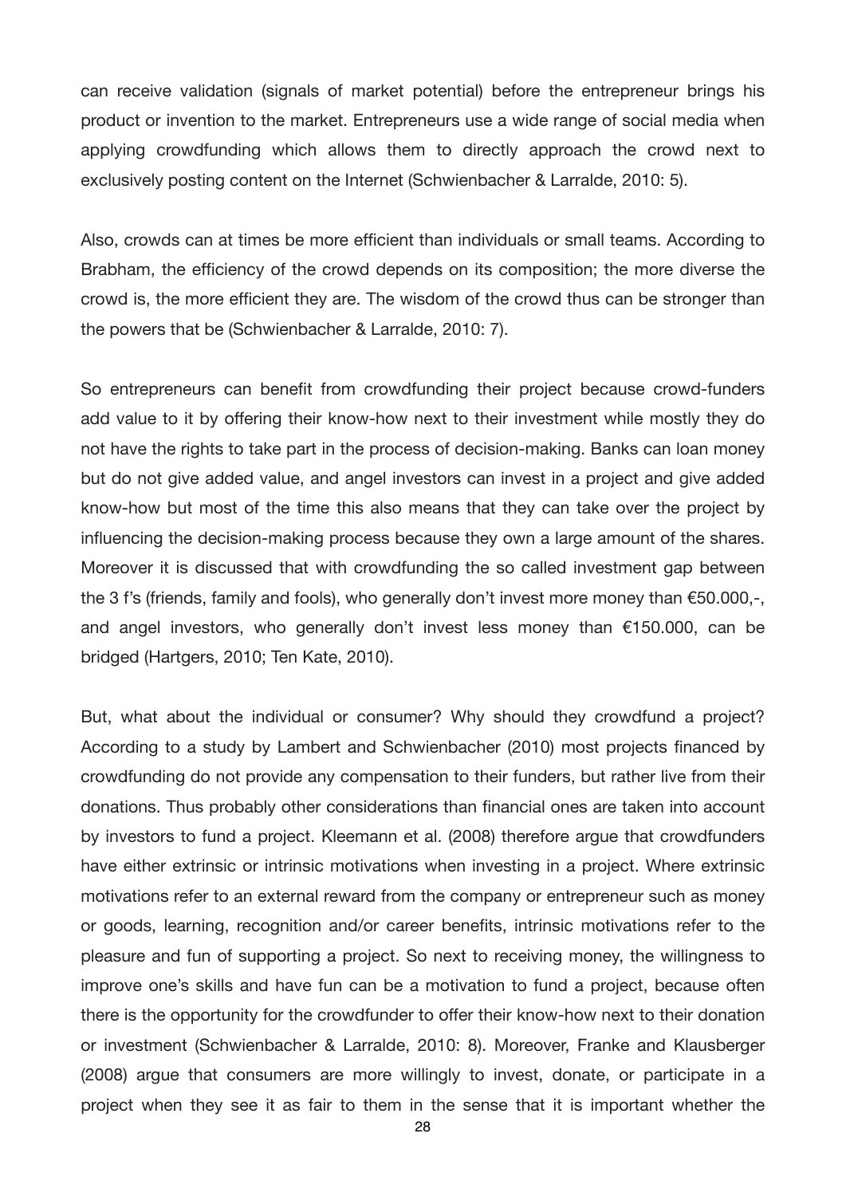can receive validation (signals of market potential) before the entrepreneur brings his product or invention to the market. Entrepreneurs use a wide range of social media when applying crowdfunding which allows them to directly approach the crowd next to exclusively posting content on the Internet (Schwienbacher & Larralde, 2010: 5).

Also, crowds can at times be more efficient than individuals or small teams. According to Brabham, the efficiency of the crowd depends on its composition; the more diverse the crowd is, the more efficient they are. The wisdom of the crowd thus can be stronger than the powers that be (Schwienbacher & Larralde, 2010: 7).

So entrepreneurs can benefit from crowdfunding their project because crowd-funders add value to it by offering their know-how next to their investment while mostly they do not have the rights to take part in the process of decision-making. Banks can loan money but do not give added value, and angel investors can invest in a project and give added know-how but most of the time this also means that they can take over the project by influencing the decision-making process because they own a large amount of the shares. Moreover it is discussed that with crowdfunding the so called investment gap between the 3 f's (friends, family and fools), who generally don't invest more money than €50.000,-, and angel investors, who generally don't invest less money than €150.000, can be bridged (Hartgers, 2010; Ten Kate, 2010).

But, what about the individual or consumer? Why should they crowdfund a project? According to a study by Lambert and Schwienbacher (2010) most projects financed by crowdfunding do not provide any compensation to their funders, but rather live from their donations. Thus probably other considerations than financial ones are taken into account by investors to fund a project. Kleemann et al. (2008) therefore argue that crowdfunders have either extrinsic or intrinsic motivations when investing in a project. Where extrinsic motivations refer to an external reward from the company or entrepreneur such as money or goods, learning, recognition and/or career benefits, intrinsic motivations refer to the pleasure and fun of supporting a project. So next to receiving money, the willingness to improve one's skills and have fun can be a motivation to fund a project, because often there is the opportunity for the crowdfunder to offer their know-how next to their donation or investment (Schwienbacher & Larralde, 2010: 8). Moreover, Franke and Klausberger (2008) argue that consumers are more willingly to invest, donate, or participate in a project when they see it as fair to them in the sense that it is important whether the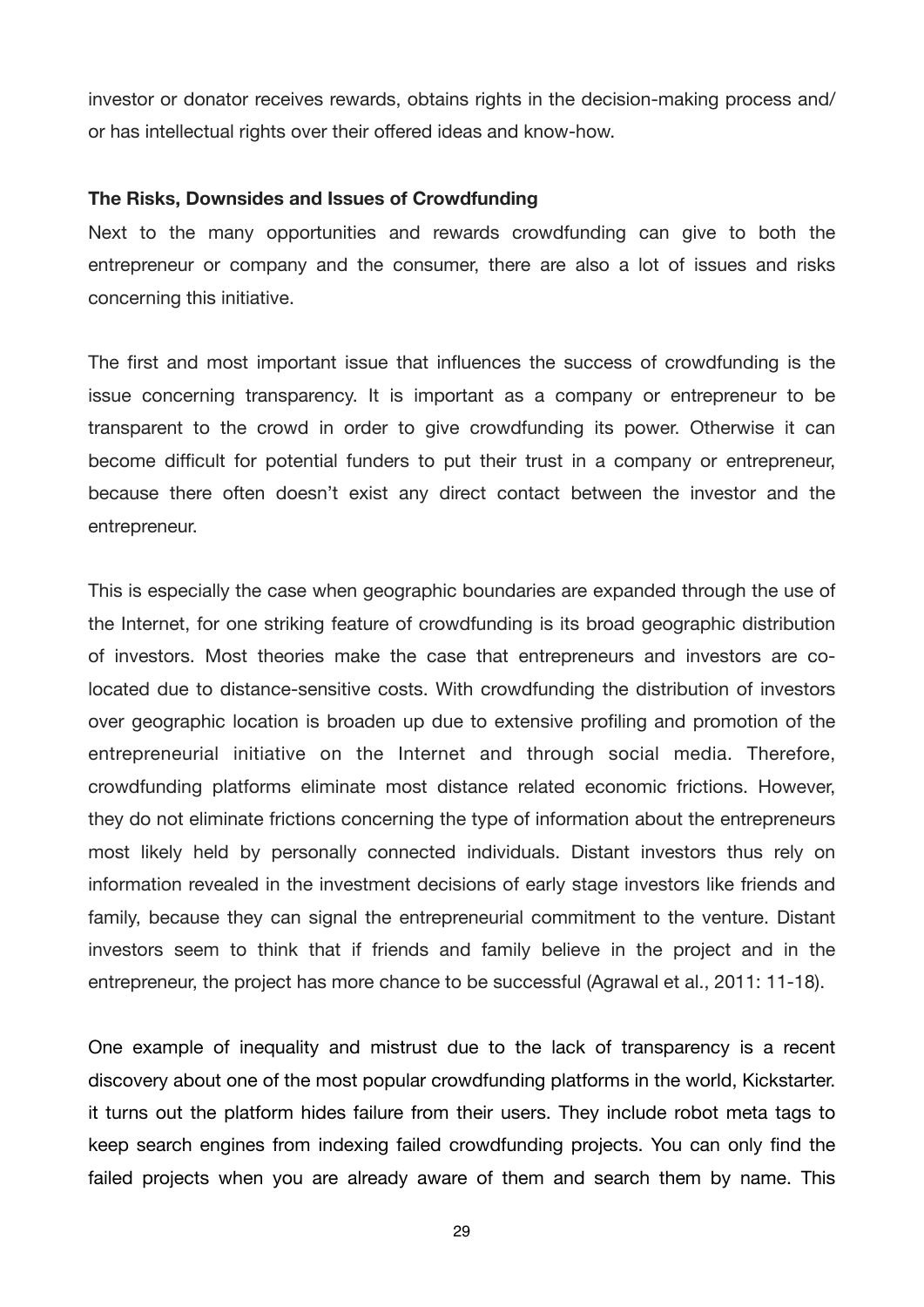investor or donator receives rewards, obtains rights in the decision-making process and/or has intellectual rights over their offered ideas and know-how.

**The Risks, Downsides and Issues of Crowdfunding**

Next to the many opportunities and rewards crowdfunding can give to both the entrepreneur or company and the consumer, there are also a lot of issues and risks concerning this initiative.

The first and most important issue that influences the success of crowdfunding is the issue concerning transparency. It is important as a company or entrepreneur to be transparent to the crowd in order to give crowdfunding its power. Otherwise it can become difficult for potential funders to put their trust in a company or entrepreneur, because there often doesn't exist any direct contact between the investor and the entrepreneur.

This is especially the case when geographic boundaries are expanded through the use of the Internet, for one striking feature of crowdfunding is its broad geographic distribution of investors. Most theories make the case that entrepreneurs and investors are co-located due to distance-sensitive costs. With crowdfunding the distribution of investors over geographic location is broaden up due to extensive profiling and promotion of the entrepreneurial initiative on the Internet and through social media. Therefore, crowdfunding platforms eliminate most distance related economic frictions. However, they do not eliminate frictions concerning the type of information about the entrepreneurs most likely held by personally connected individuals. Distant investors thus rely on information revealed in the investment decisions of early stage investors like friends and family, because they can signal the entrepreneurial commitment to the venture. Distant investors seem to think that if friends and family believe in the project and in the entrepreneur, the project has more chance to be successful (Agrawal et al., 2011: 11-18).

One example of inequality and mistrust due to the lack of transparency is a recent discovery about one of the most popular crowdfunding platforms in the world, Kickstarter. it turns out the platform hides failure from their users. They include robot meta tags to keep search engines from indexing failed crowdfunding projects. You can only find the failed projects when you are already aware of them and search them by name. This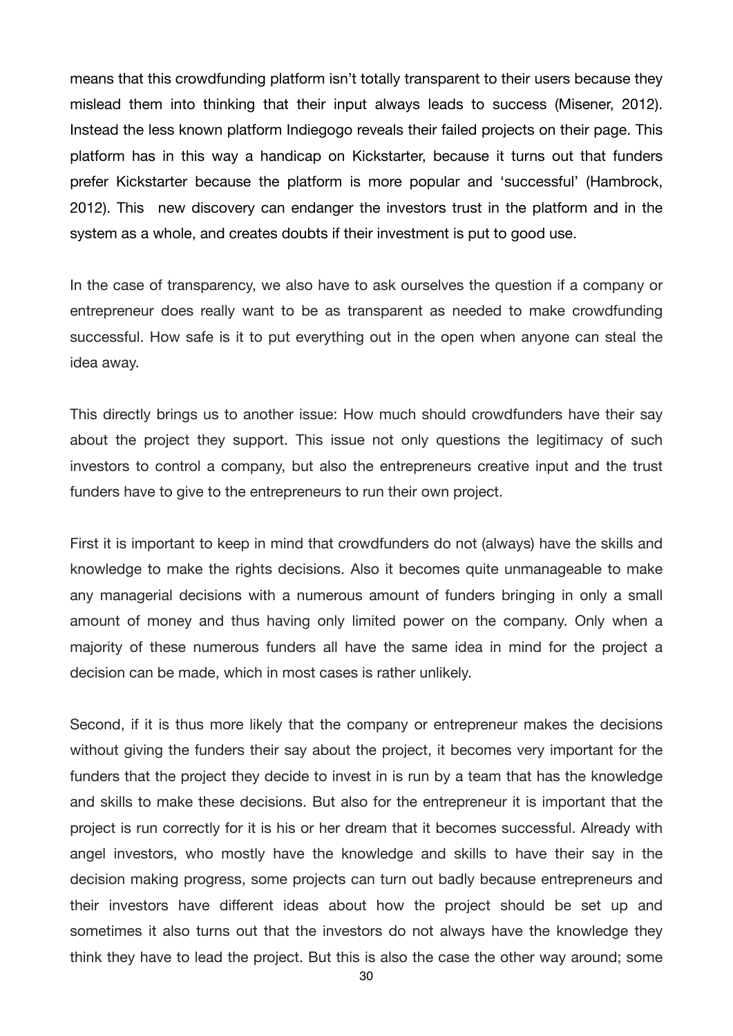means that this crowdfunding platform isn't totally transparent to their users because they mislead them into thinking that their input always leads to success (Misener, 2012). Instead the less known platform Indiegogo reveals their failed projects on their page. This platform has in this way a handicap on Kickstarter, because it turns out that funders prefer Kickstarter because the platform is more popular and 'successful' (Hambrock, 2012). This  new discovery can endanger the investors trust in the platform and in the system as a whole, and creates doubts if their investment is put to good use.

In the case of transparency, we also have to ask ourselves the question if a company or entrepreneur does really want to be as transparent as needed to make crowdfunding successful. How safe is it to put everything out in the open when anyone can steal the idea away.

This directly brings us to another issue: How much should crowdfunders have their say about the project they support. This issue not only questions the legitimacy of such investors to control a company, but also the entrepreneurs creative input and the trust funders have to give to the entrepreneurs to run their own project.

First it is important to keep in mind that crowdfunders do not (always) have the skills and knowledge to make the rights decisions. Also it becomes quite unmanageable to make any managerial decisions with a numerous amount of funders bringing in only a small amount of money and thus having only limited power on the company. Only when a majority of these numerous funders all have the same idea in mind for the project a decision can be made, which in most cases is rather unlikely.

Second, if it is thus more likely that the company or entrepreneur makes the decisions without giving the funders their say about the project, it becomes very important for the funders that the project they decide to invest in is run by a team that has the knowledge and skills to make these decisions. But also for the entrepreneur it is important that the project is run correctly for it is his or her dream that it becomes successful. Already with angel investors, who mostly have the knowledge and skills to have their say in the decision making progress, some projects can turn out badly because entrepreneurs and their investors have different ideas about how the project should be set up and sometimes it also turns out that the investors do not always have the knowledge they think they have to lead the project. But this is also the case the other way around; some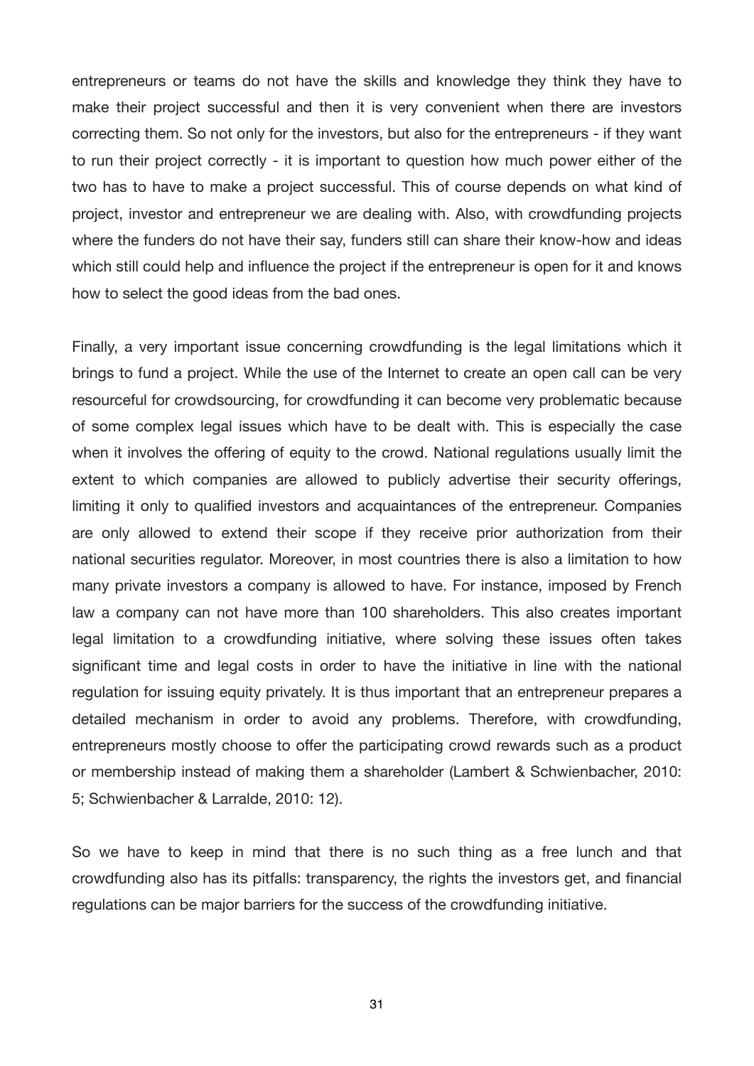entrepreneurs or teams do not have the skills and knowledge they think they have to make their project successful and then it is very convenient when there are investors correcting them. So not only for the investors, but also for the entrepreneurs - if they want to run their project correctly - it is important to question how much power either of the two has to have to make a project successful. This of course depends on what kind of project, investor and entrepreneur we are dealing with. Also, with crowdfunding projects where the funders do not have their say, funders still can share their know-how and ideas which still could help and influence the project if the entrepreneur is open for it and knows how to select the good ideas from the bad ones.

Finally, a very important issue concerning crowdfunding is the legal limitations which it brings to fund a project. While the use of the Internet to create an open call can be very resourceful for crowdsourcing, for crowdfunding it can become very problematic because of some complex legal issues which have to be dealt with. This is especially the case when it involves the offering of equity to the crowd. National regulations usually limit the extent to which companies are allowed to publicly advertise their security offerings, limiting it only to qualified investors and acquaintances of the entrepreneur. Companies are only allowed to extend their scope if they receive prior authorization from their national securities regulator. Moreover, in most countries there is also a limitation to how many private investors a company is allowed to have. For instance, imposed by French law a company can not have more than 100 shareholders. This also creates important legal limitation to a crowdfunding initiative, where solving these issues often takes significant time and legal costs in order to have the initiative in line with the national regulation for issuing equity privately. It is thus important that an entrepreneur prepares a detailed mechanism in order to avoid any problems. Therefore, with crowdfunding, entrepreneurs mostly choose to offer the participating crowd rewards such as a product or membership instead of making them a shareholder (Lambert & Schwienbacher, 2010: 5; Schwienbacher & Larralde, 2010: 12).

So we have to keep in mind that there is no such thing as a free lunch and that crowdfunding also has its pitfalls: transparency, the rights the investors get, and financial regulations can be major barriers for the success of the crowdfunding initiative.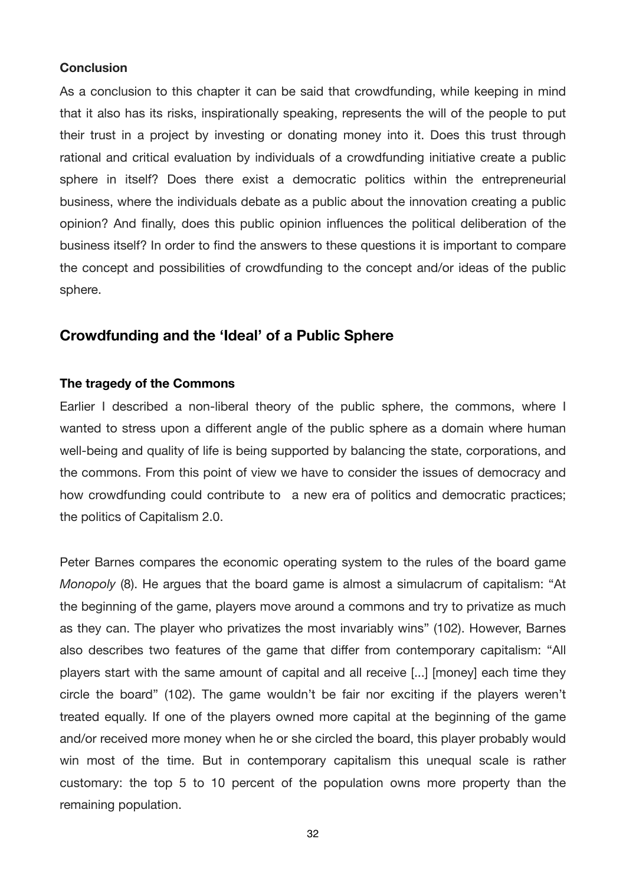#### Conclusion

As a conclusion to this chapter it can be said that crowdfunding, while keeping in mind that it also has its risks, inspirationally speaking, represents the will of the people to put their trust in a project by investing or donating money into it. Does this trust through rational and critical evaluation by individuals of a crowdfunding initiative create a public sphere in itself? Does there exist a democratic politics within the entrepreneurial business, where the individuals debate as a public about the innovation creating a public opinion? And finally, does this public opinion influences the political deliberation of the business itself? In order to find the answers to these questions it is important to compare the concept and possibilities of crowdfunding to the concept and/or ideas of the public sphere.

## Crowdfunding and the 'Ideal' of a Public Sphere

#### The tragedy of the Commons

Earlier I described a non-liberal theory of the public sphere, the commons, where I wanted to stress upon a different angle of the public sphere as a domain where human well-being and quality of life is being supported by balancing the state, corporations, and the commons. From this point of view we have to consider the issues of democracy and how crowdfunding could contribute to  a new era of politics and democratic practices; the politics of Capitalism 2.0.

Peter Barnes compares the economic operating system to the rules of the board game *Monopoly* (8). He argues that the board game is almost a simulacrum of capitalism: "At the beginning of the game, players move around a commons and try to privatize as much as they can. The player who privatizes the most invariably wins" (102). However, Barnes also describes two features of the game that differ from contemporary capitalism: "All players start with the same amount of capital and all receive [...] [money] each time they circle the board" (102). The game wouldn't be fair nor exciting if the players weren't treated equally. If one of the players owned more capital at the beginning of the game and/or received more money when he or she circled the board, this player probably would win most of the time. But in contemporary capitalism this unequal scale is rather customary: the top 5 to 10 percent of the population owns more property than the remaining population.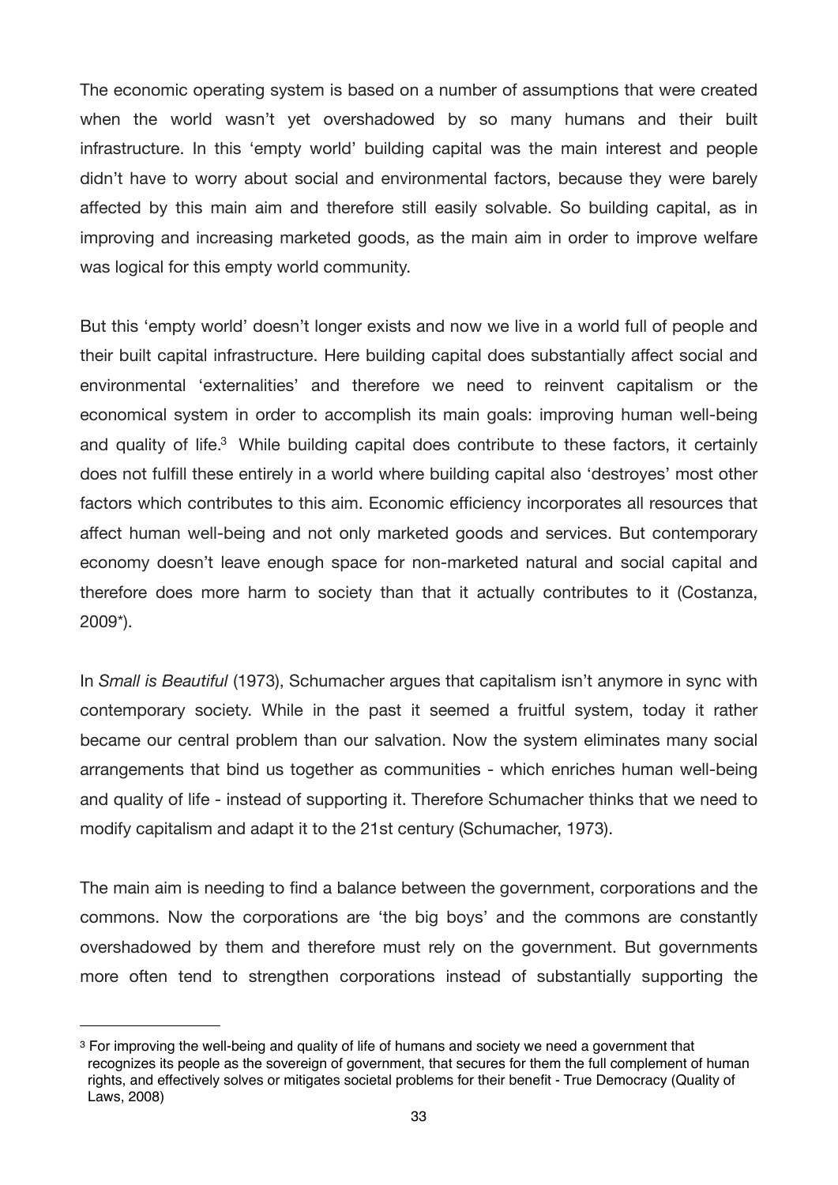The economic operating system is based on a number of assumptions that were created when the world wasn't yet overshadowed by so many humans and their built infrastructure. In this 'empty world' building capital was the main interest and people didn't have to worry about social and environmental factors, because they were barely affected by this main aim and therefore still easily solvable. So building capital, as in improving and increasing marketed goods, as the main aim in order to improve welfare was logical for this empty world community.

But this 'empty world' doesn't longer exists and now we live in a world full of people and their built capital infrastructure. Here building capital does substantially affect social and environmental 'externalities' and therefore we need to reinvent capitalism or the economical system in order to accomplish its main goals: improving human well-being and quality of life.[3] While building capital does contribute to these factors, it certainly does not fulfill these entirely in a world where building capital also 'destroyes' most other factors which contributes to this aim. Economic efficiency incorporates all resources that affect human well-being and not only marketed goods and services. But contemporary economy doesn't leave enough space for non-marketed natural and social capital and therefore does more harm to society than that it actually contributes to it (Costanza, 2009*).

In *Small is Beautiful* (1973), Schumacher argues that capitalism isn't anymore in sync with contemporary society. While in the past it seemed a fruitful system, today it rather became our central problem than our salvation. Now the system eliminates many social arrangements that bind us together as communities - which enriches human well-being and quality of life - instead of supporting it. Therefore Schumacher thinks that we need to modify capitalism and adapt it to the 21st century (Schumacher, 1973).

The main aim is needing to find a balance between the government, corporations and the commons. Now the corporations are 'the big boys' and the commons are constantly overshadowed by them and therefore must rely on the government. But governments more often tend to strengthen corporations instead of substantially supporting the

[3] For improving the well-being and quality of life of humans and society we need a government that recognizes its people as the sovereign of government, that secures for them the full complement of human rights, and effectively solves or mitigates societal problems for their benefit - True Democracy (Quality of Laws, 2008)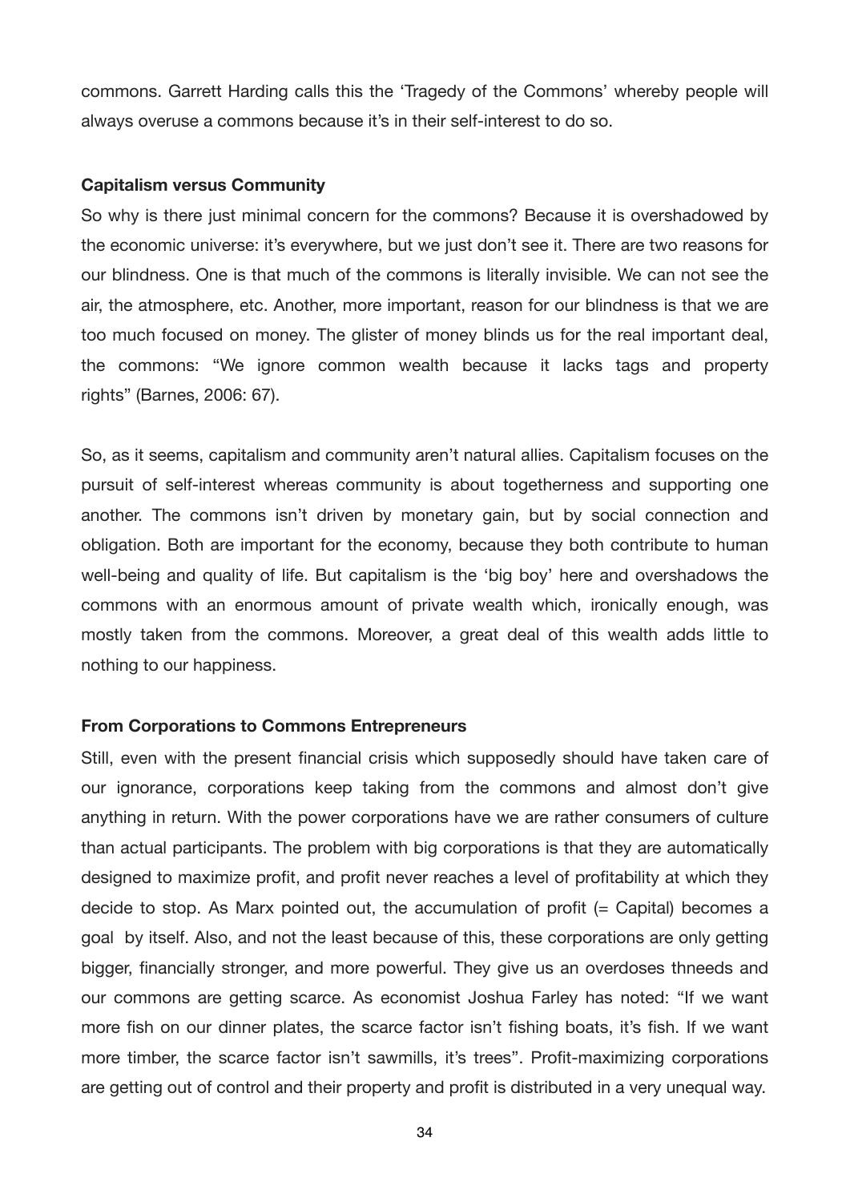commons. Garrett Harding calls this the 'Tragedy of the Commons' whereby people will always overuse a commons because it's in their self-interest to do so.

**Capitalism versus Community**

So why is there just minimal concern for the commons? Because it is overshadowed by the economic universe: it's everywhere, but we just don't see it. There are two reasons for our blindness. One is that much of the commons is literally invisible. We can not see the air, the atmosphere, etc. Another, more important, reason for our blindness is that we are too much focused on money. The glister of money blinds us for the real important deal, the commons: "We ignore common wealth because it lacks tags and property rights" (Barnes, 2006: 67).

So, as it seems, capitalism and community aren't natural allies. Capitalism focuses on the pursuit of self-interest whereas community is about togetherness and supporting one another. The commons isn't driven by monetary gain, but by social connection and obligation. Both are important for the economy, because they both contribute to human well-being and quality of life. But capitalism is the 'big boy' here and overshadows the commons with an enormous amount of private wealth which, ironically enough, was mostly taken from the commons. Moreover, a great deal of this wealth adds little to nothing to our happiness.

**From Corporations to Commons Entrepreneurs**

Still, even with the present financial crisis which supposedly should have taken care of our ignorance, corporations keep taking from the commons and almost don't give anything in return. With the power corporations have we are rather consumers of culture than actual participants. The problem with big corporations is that they are automatically designed to maximize profit, and profit never reaches a level of profitability at which they decide to stop. As Marx pointed out, the accumulation of profit (= Capital) becomes a goal by itself. Also, and not the least because of this, these corporations are only getting bigger, financially stronger, and more powerful. They give us an overdoses thneeds and our commons are getting scarce. As economist Joshua Farley has noted: "If we want more fish on our dinner plates, the scarce factor isn't fishing boats, it's fish. If we want more timber, the scarce factor isn't sawmills, it's trees". Profit-maximizing corporations are getting out of control and their property and profit is distributed in a very unequal way.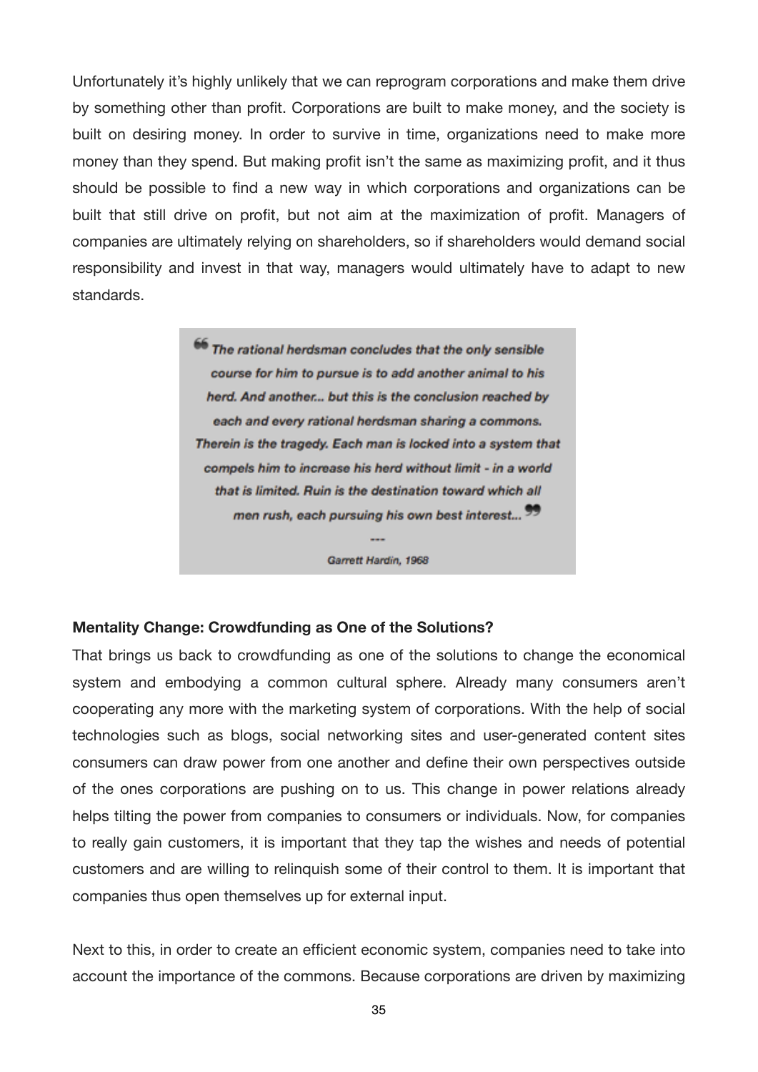Unfortunately it's highly unlikely that we can reprogram corporations and make them drive by something other than profit. Corporations are built to make money, and the society is built on desiring money. In order to survive in time, organizations need to make more money than they spend. But making profit isn't the same as maximizing profit, and it thus should be possible to find a new way in which corporations and organizations can be built that still drive on profit, but not aim at the maximization of profit. Managers of companies are ultimately relying on shareholders, so if shareholders would demand social responsibility and invest in that way, managers would ultimately have to adapt to new standards.

> *The rational herdsman concludes that the only sensible course for him to pursue is to add another animal to his herd. And another... but this is the conclusion reached by each and every rational herdsman sharing a commons. Therein is the tragedy. Each man is locked into a system that compels him to increase his herd without limit - in a world that is limited. Ruin is the destination toward which all men rush, each pursuing his own best interest...*
>
> ---
>
> *Garrett Hardin, 1968*

**Mentality Change: Crowdfunding as One of the Solutions?**

That brings us back to crowdfunding as one of the solutions to change the economical system and embodying a common cultural sphere. Already many consumers aren't cooperating any more with the marketing system of corporations. With the help of social technologies such as blogs, social networking sites and user-generated content sites consumers can draw power from one another and define their own perspectives outside of the ones corporations are pushing on to us. This change in power relations already helps tilting the power from companies to consumers or individuals. Now, for companies to really gain customers, it is important that they tap the wishes and needs of potential customers and are willing to relinquish some of their control to them. It is important that companies thus open themselves up for external input.

Next to this, in order to create an efficient economic system, companies need to take into account the importance of the commons. Because corporations are driven by maximizing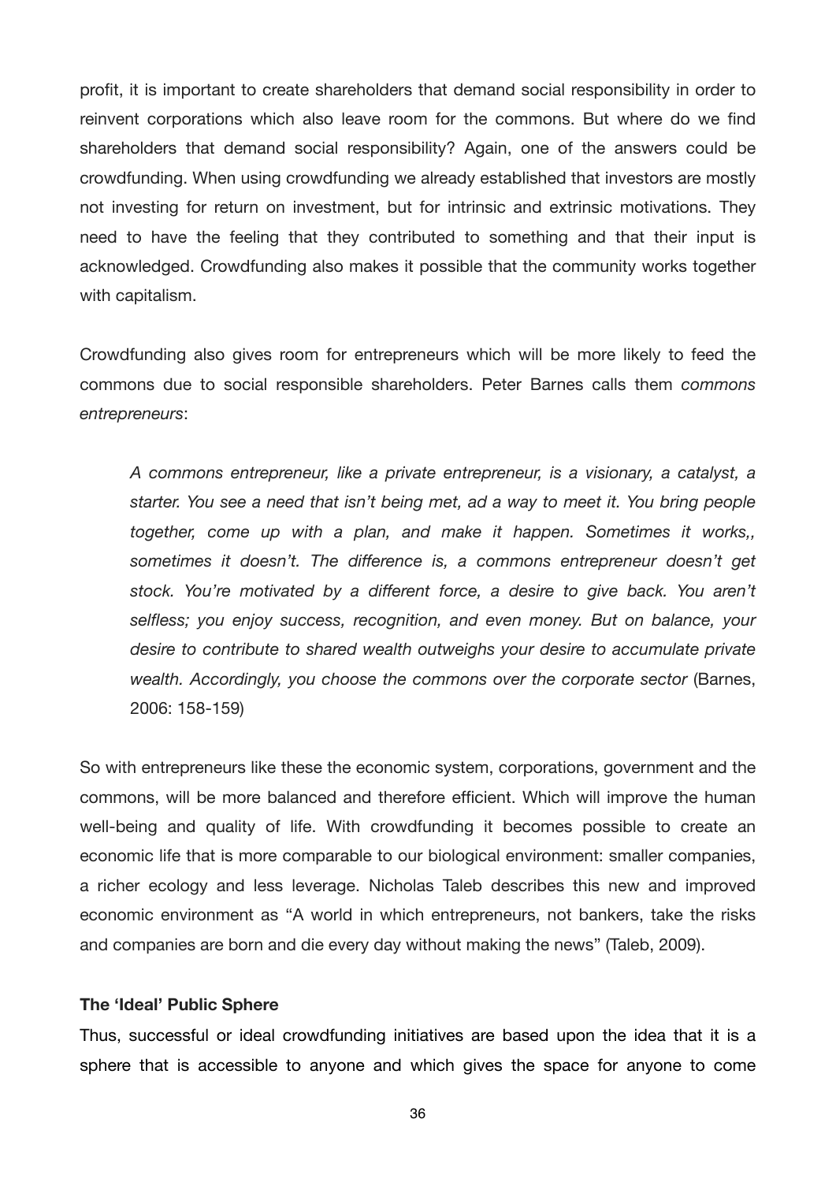profit, it is important to create shareholders that demand social responsibility in order to reinvent corporations which also leave room for the commons. But where do we find shareholders that demand social responsibility? Again, one of the answers could be crowdfunding. When using crowdfunding we already established that investors are mostly not investing for return on investment, but for intrinsic and extrinsic motivations. They need to have the feeling that they contributed to something and that their input is acknowledged. Crowdfunding also makes it possible that the community works together with capitalism.

Crowdfunding also gives room for entrepreneurs which will be more likely to feed the commons due to social responsible shareholders. Peter Barnes calls them *commons entrepreneurs*:

> *A commons entrepreneur, like a private entrepreneur, is a visionary, a catalyst, a starter. You see a need that isn't being met, ad a way to meet it. You bring people together, come up with a plan, and make it happen. Sometimes it works,, sometimes it doesn't. The difference is, a commons entrepreneur doesn't get stock. You're motivated by a different force, a desire to give back. You aren't selfless; you enjoy success, recognition, and even money. But on balance, your desire to contribute to shared wealth outweighs your desire to accumulate private wealth. Accordingly, you choose the commons over the corporate sector* (Barnes, 2006: 158-159)

So with entrepreneurs like these the economic system, corporations, government and the commons, will be more balanced and therefore efficient. Which will improve the human well-being and quality of life. With crowdfunding it becomes possible to create an economic life that is more comparable to our biological environment: smaller companies, a richer ecology and less leverage. Nicholas Taleb describes this new and improved economic environment as "A world in which entrepreneurs, not bankers, take the risks and companies are born and die every day without making the news" (Taleb, 2009).

**The 'Ideal' Public Sphere**

Thus, successful or ideal crowdfunding initiatives are based upon the idea that it is a sphere that is accessible to anyone and which gives the space for anyone to come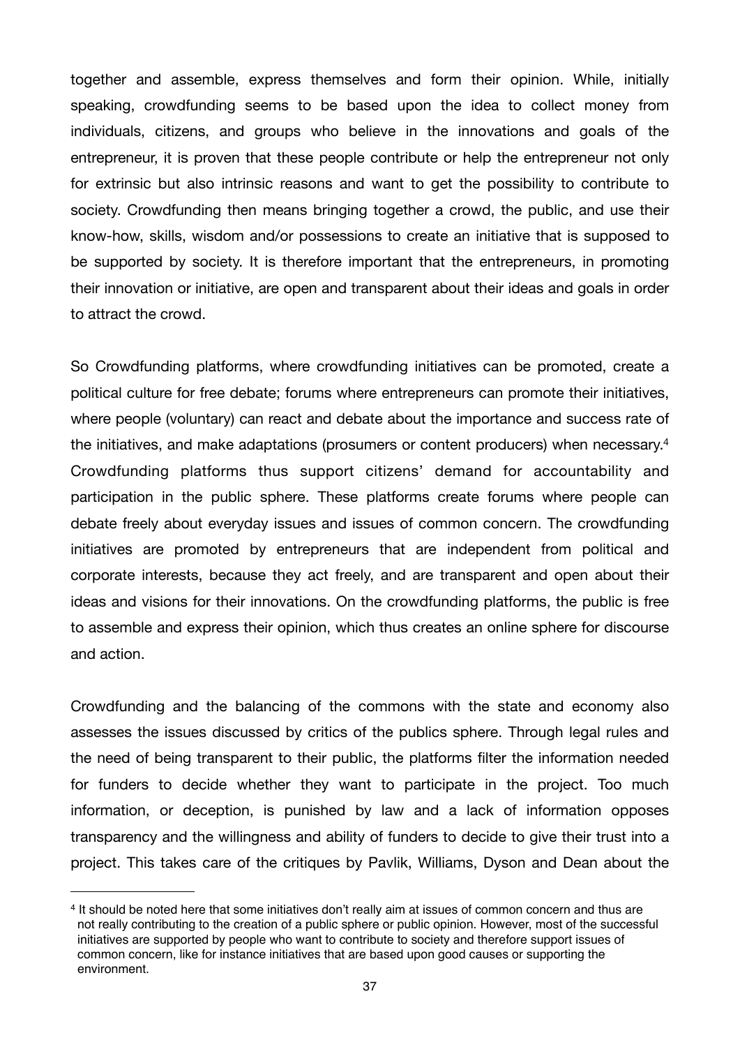together and assemble, express themselves and form their opinion. While, initially speaking, crowdfunding seems to be based upon the idea to collect money from individuals, citizens, and groups who believe in the innovations and goals of the entrepreneur, it is proven that these people contribute or help the entrepreneur not only for extrinsic but also intrinsic reasons and want to get the possibility to contribute to society. Crowdfunding then means bringing together a crowd, the public, and use their know-how, skills, wisdom and/or possessions to create an initiative that is supposed to be supported by society. It is therefore important that the entrepreneurs, in promoting their innovation or initiative, are open and transparent about their ideas and goals in order to attract the crowd.

So Crowdfunding platforms, where crowdfunding initiatives can be promoted, create a political culture for free debate; forums where entrepreneurs can promote their initiatives, where people (voluntary) can react and debate about the importance and success rate of the initiatives, and make adaptations (prosumers or content producers) when necessary.[4] Crowdfunding platforms thus support citizens' demand for accountability and participation in the public sphere. These platforms create forums where people can debate freely about everyday issues and issues of common concern. The crowdfunding initiatives are promoted by entrepreneurs that are independent from political and corporate interests, because they act freely, and are transparent and open about their ideas and visions for their innovations. On the crowdfunding platforms, the public is free to assemble and express their opinion, which thus creates an online sphere for discourse and action.

Crowdfunding and the balancing of the commons with the state and economy also assesses the issues discussed by critics of the publics sphere. Through legal rules and the need of being transparent to their public, the platforms filter the information needed for funders to decide whether they want to participate in the project. Too much information, or deception, is punished by law and a lack of information opposes transparency and the willingness and ability of funders to decide to give their trust into a project. This takes care of the critiques by Pavlik, Williams, Dyson and Dean about the

[4] It should be noted here that some initiatives don't really aim at issues of common concern and thus are not really contributing to the creation of a public sphere or public opinion. However, most of the successful initiatives are supported by people who want to contribute to society and therefore support issues of common concern, like for instance initiatives that are based upon good causes or supporting the environment.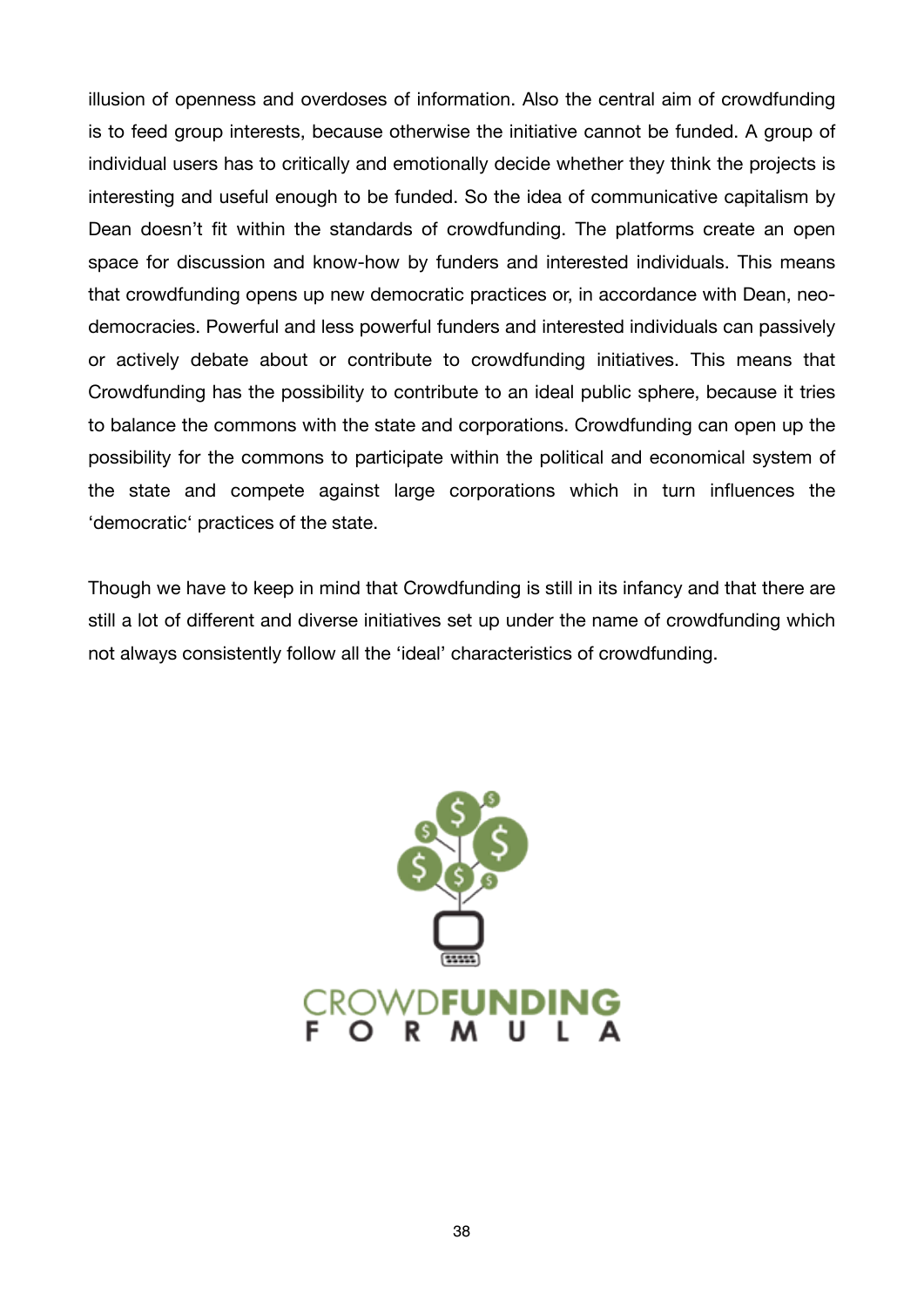illusion of openness and overdoses of information. Also the central aim of crowdfunding is to feed group interests, because otherwise the initiative cannot be funded. A group of individual users has to critically and emotionally decide whether they think the projects is interesting and useful enough to be funded. So the idea of communicative capitalism by Dean doesn't fit within the standards of crowdfunding. The platforms create an open space for discussion and know-how by funders and interested individuals. This means that crowdfunding opens up new democratic practices or, in accordance with Dean, neo-democracies. Powerful and less powerful funders and interested individuals can passively or actively debate about or contribute to crowdfunding initiatives. This means that Crowdfunding has the possibility to contribute to an ideal public sphere, because it tries to balance the commons with the state and corporations. Crowdfunding can open up the possibility for the commons to participate within the political and economical system of the state and compete against large corporations which in turn influences the 'democratic' practices of the state.

Though we have to keep in mind that Crowdfunding is still in its infancy and that there are still a lot of different and diverse initiatives set up under the name of crowdfunding which not always consistently follow all the 'ideal' characteristics of crowdfunding.

CROWDFUNDING FORMULA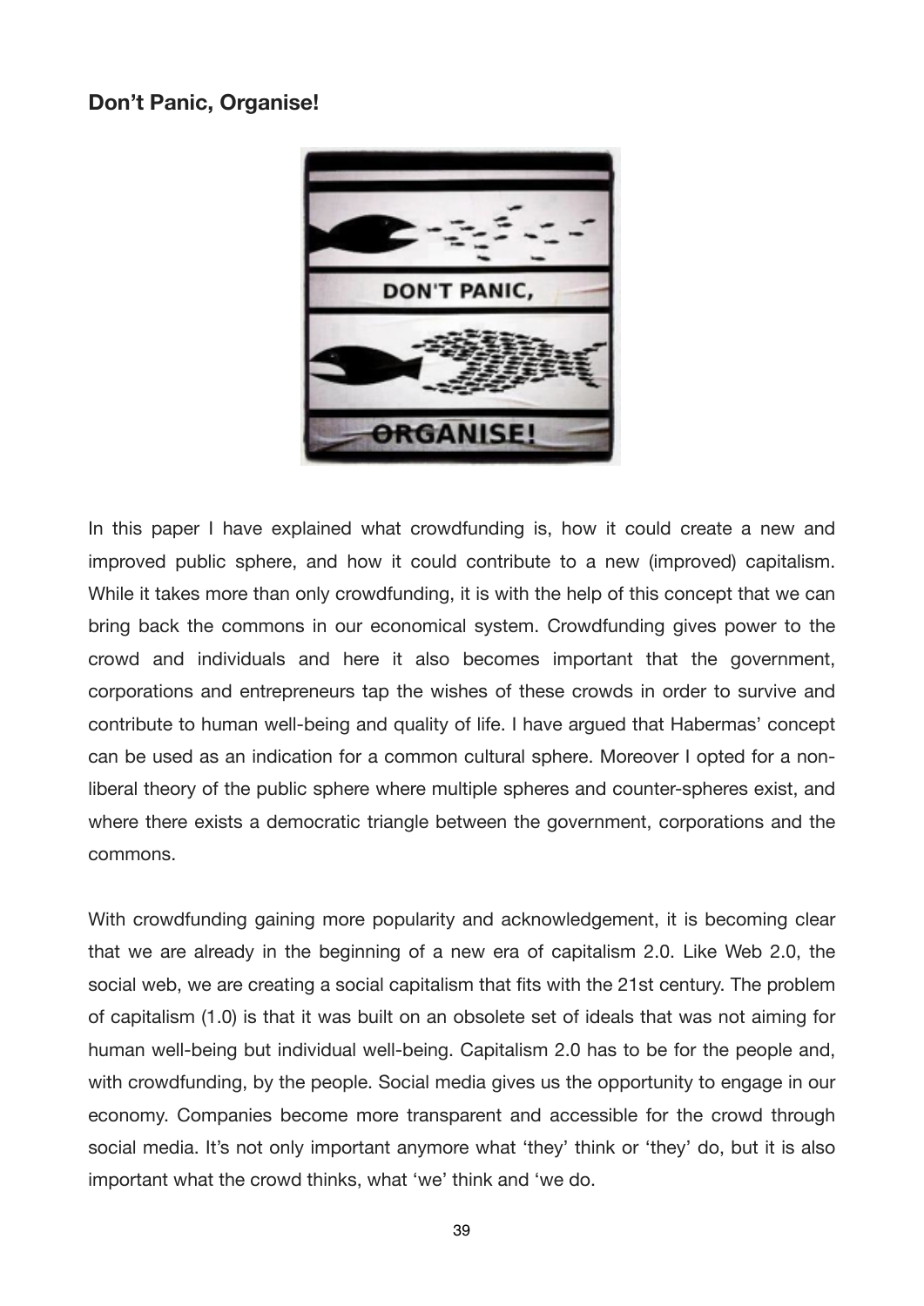## Don't Panic, Organise!

In this paper I have explained what crowdfunding is, how it could create a new and improved public sphere, and how it could contribute to a new (improved) capitalism. While it takes more than only crowdfunding, it is with the help of this concept that we can bring back the commons in our economical system. Crowdfunding gives power to the crowd and individuals and here it also becomes important that the government, corporations and entrepreneurs tap the wishes of these crowds in order to survive and contribute to human well-being and quality of life. I have argued that Habermas' concept can be used as an indication for a common cultural sphere. Moreover I opted for a non-liberal theory of the public sphere where multiple spheres and counter-spheres exist, and where there exists a democratic triangle between the government, corporations and the commons.

With crowdfunding gaining more popularity and acknowledgement, it is becoming clear that we are already in the beginning of a new era of capitalism 2.0. Like Web 2.0, the social web, we are creating a social capitalism that fits with the 21st century. The problem of capitalism (1.0) is that it was built on an obsolete set of ideals that was not aiming for human well-being but individual well-being. Capitalism 2.0 has to be for the people and, with crowdfunding, by the people. Social media gives us the opportunity to engage in our economy. Companies become more transparent and accessible for the crowd through social media. It's not only important anymore what 'they' think or 'they' do, but it is also important what the crowd thinks, what 'we' think and 'we do.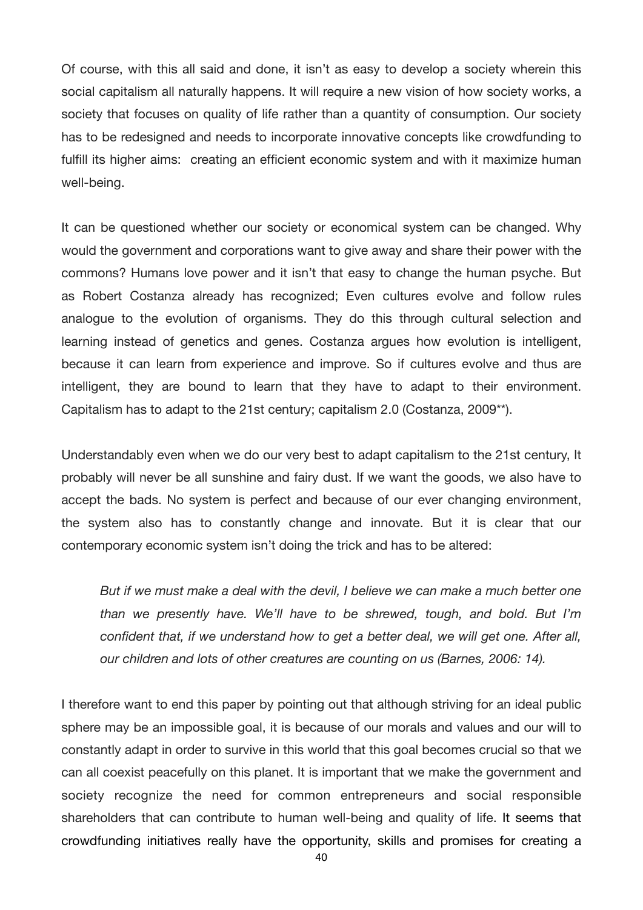Of course, with this all said and done, it isn't as easy to develop a society wherein this social capitalism all naturally happens. It will require a new vision of how society works, a society that focuses on quality of life rather than a quantity of consumption. Our society has to be redesigned and needs to incorporate innovative concepts like crowdfunding to fulfill its higher aims:  creating an efficient economic system and with it maximize human well-being.

It can be questioned whether our society or economical system can be changed. Why would the government and corporations want to give away and share their power with the commons? Humans love power and it isn't that easy to change the human psyche. But as Robert Costanza already has recognized; Even cultures evolve and follow rules analogue to the evolution of organisms. They do this through cultural selection and learning instead of genetics and genes. Costanza argues how evolution is intelligent, because it can learn from experience and improve. So if cultures evolve and thus are intelligent, they are bound to learn that they have to adapt to their environment. Capitalism has to adapt to the 21st century; capitalism 2.0 (Costanza, 2009**).

Understandably even when we do our very best to adapt capitalism to the 21st century, It probably will never be all sunshine and fairy dust. If we want the goods, we also have to accept the bads. No system is perfect and because of our ever changing environment, the system also has to constantly change and innovate. But it is clear that our contemporary economic system isn't doing the trick and has to be altered:

> *But if we must make a deal with the devil, I believe we can make a much better one than we presently have. We'll have to be shrewed, tough, and bold. But I'm confident that, if we understand how to get a better deal, we will get one. After all, our children and lots of other creatures are counting on us (Barnes, 2006: 14).*

I therefore want to end this paper by pointing out that although striving for an ideal public sphere may be an impossible goal, it is because of our morals and values and our will to constantly adapt in order to survive in this world that this goal becomes crucial so that we can all coexist peacefully on this planet. It is important that we make the government and society recognize the need for common entrepreneurs and social responsible shareholders that can contribute to human well-being and quality of life. It seems that crowdfunding initiatives really have the opportunity, skills and promises for creating a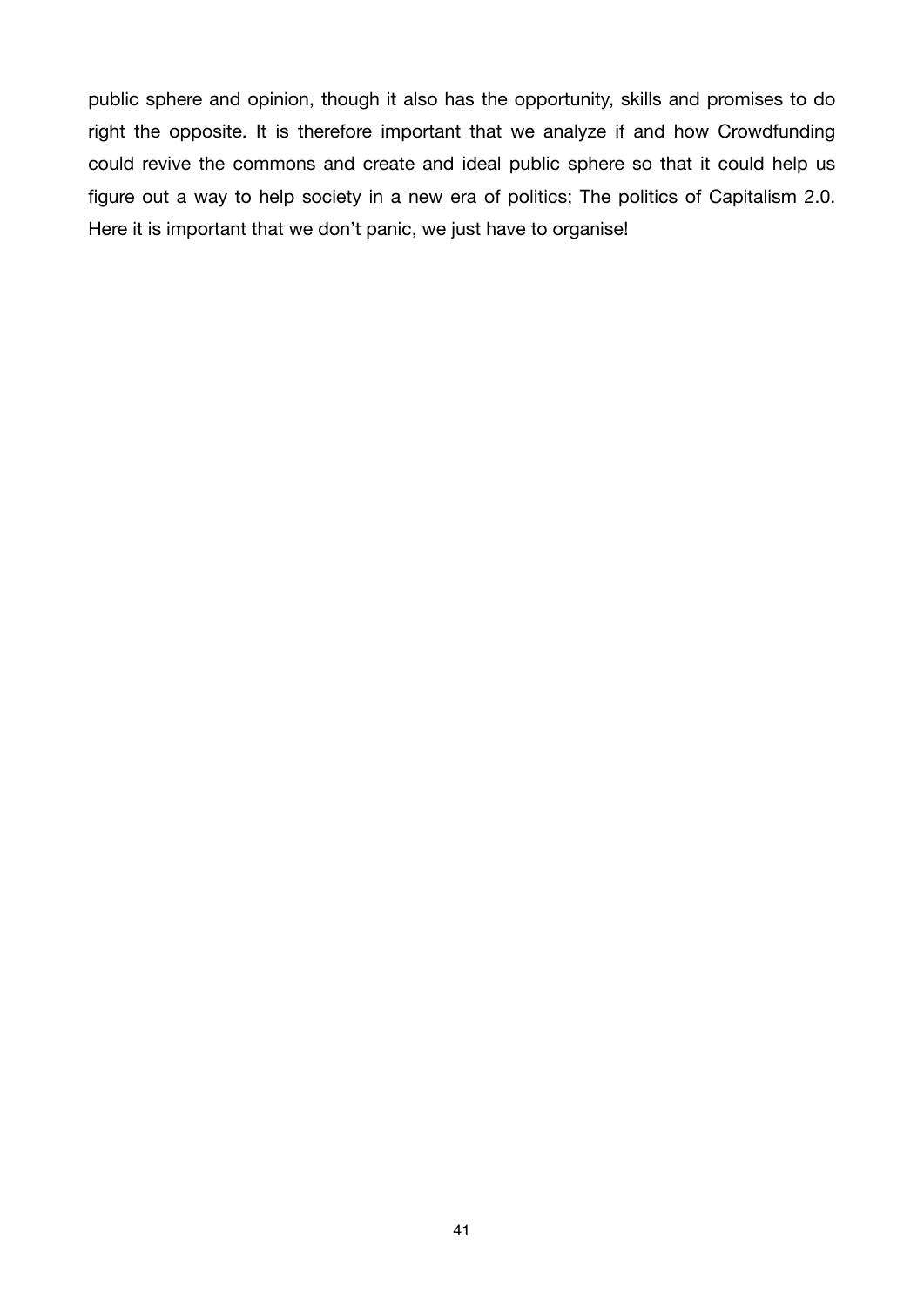public sphere and opinion, though it also has the opportunity, skills and promises to do right the opposite. It is therefore important that we analyze if and how Crowdfunding could revive the commons and create and ideal public sphere so that it could help us figure out a way to help society in a new era of politics; The politics of Capitalism 2.0. Here it is important that we don't panic, we just have to organise!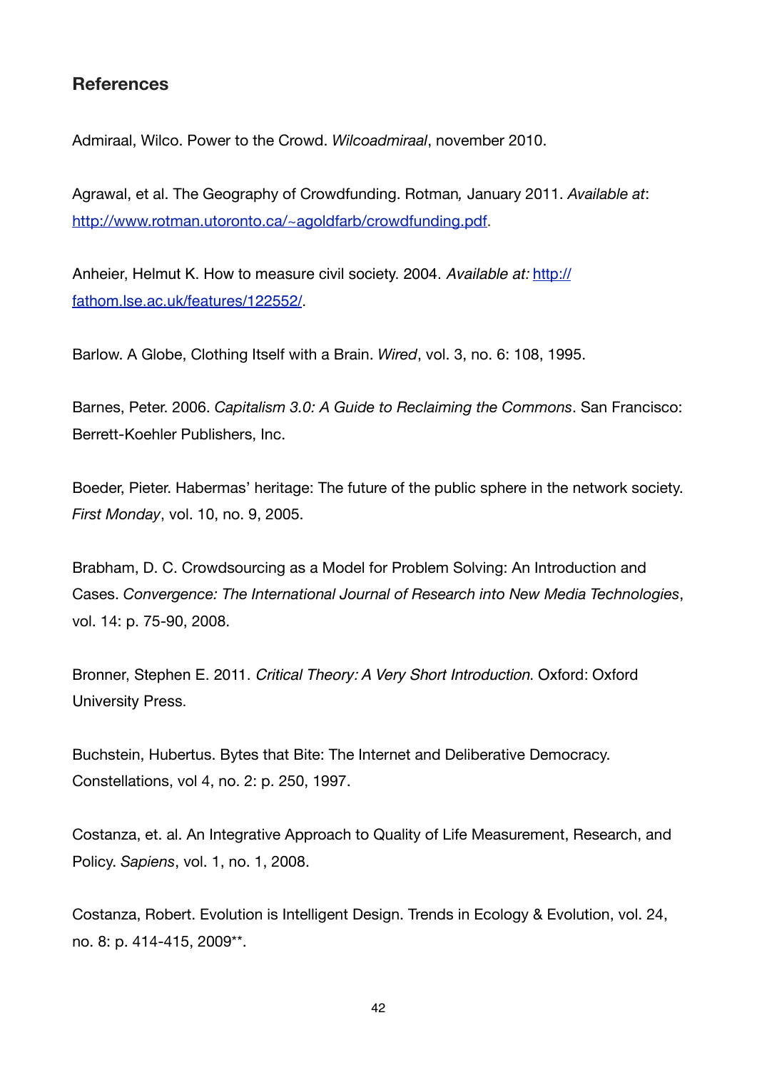## References

Admiraal, Wilco. Power to the Crowd. *Wilcoadmiraal*, november 2010.

Agrawal, et al. The Geography of Crowdfunding. Rotman*,* January 2011. *Available at*: [http://www.rotman.utoronto.ca/~agoldfarb/crowdfunding.pdf](http://www.rotman.utoronto.ca/~agoldfarb/crowdfunding.pdf).

Anheier, Helmut K. How to measure civil society. 2004. *Available at:* [http://fathom.lse.ac.uk/features/122552/](http://fathom.lse.ac.uk/features/122552/).

Barlow. A Globe, Clothing Itself with a Brain. *Wired*, vol. 3, no. 6: 108, 1995.

Barnes, Peter. 2006. *Capitalism 3.0: A Guide to Reclaiming the Commons*. San Francisco: Berrett-Koehler Publishers, Inc.

Boeder, Pieter. Habermas' heritage: The future of the public sphere in the network society. *First Monday*, vol. 10, no. 9, 2005.

Brabham, D. C. Crowdsourcing as a Model for Problem Solving: An Introduction and Cases. *Convergence: The International Journal of Research into New Media Technologies*, vol. 14: p. 75-90, 2008.

Bronner, Stephen E. 2011. *Critical Theory: A Very Short Introduction*. Oxford: Oxford University Press.

Buchstein, Hubertus. Bytes that Bite: The Internet and Deliberative Democracy. Constellations, vol 4, no. 2: p. 250, 1997.

Costanza, et. al. An Integrative Approach to Quality of Life Measurement, Research, and Policy. *Sapiens*, vol. 1, no. 1, 2008.

Costanza, Robert. Evolution is Intelligent Design. Trends in Ecology & Evolution, vol. 24, no. 8: p. 414-415, 2009**.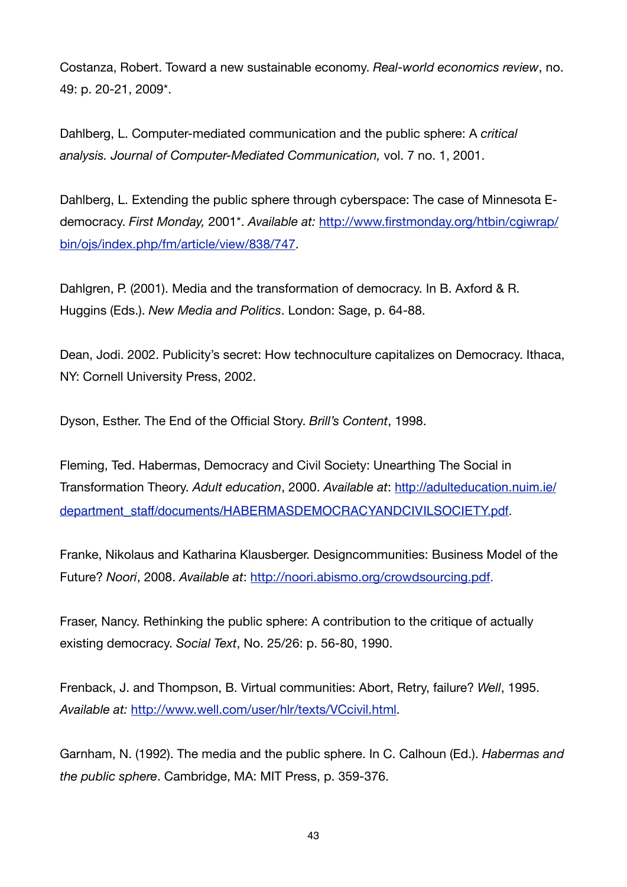Costanza, Robert. Toward a new sustainable economy. *Real-world economics review*, no. 49: p. 20-21, 2009*.

Dahlberg, L. Computer-mediated communication and the public sphere: A *critical analysis. Journal of Computer-Mediated Communication,* vol. 7 no. 1, 2001.

Dahlberg, L. Extending the public sphere through cyberspace: The case of Minnesota E-democracy. *First Monday,* 2001*. *Available at:* http://www.firstmonday.org/htbin/cgiwrap/bin/ojs/index.php/fm/article/view/838/747.

Dahlgren, P. (2001). Media and the transformation of democracy. In B. Axford & R. Huggins (Eds.). *New Media and Politics*. London: Sage, p. 64-88.

Dean, Jodi. 2002. Publicity's secret: How technoculture capitalizes on Democracy. Ithaca, NY: Cornell University Press, 2002.

Dyson, Esther. The End of the Official Story. *Brill's Content*, 1998.

Fleming, Ted. Habermas, Democracy and Civil Society: Unearthing The Social in Transformation Theory. *Adult education*, 2000. *Available at*: http://adulteducation.nuim.ie/department_staff/documents/HABERMASDEMOCRACYANDCIVILSOCIETY.pdf.

Franke, Nikolaus and Katharina Klausberger. Designcommunities: Business Model of the Future? *Noori*, 2008. *Available at*: http://noori.abismo.org/crowdsourcing.pdf.

Fraser, Nancy. Rethinking the public sphere: A contribution to the critique of actually existing democracy. *Social Text*, No. 25/26: p. 56-80, 1990.

Frenback, J. and Thompson, B. Virtual communities: Abort, Retry, failure? *Well*, 1995. *Available at:* http://www.well.com/user/hlr/texts/VCcivil.html.

Garnham, N. (1992). The media and the public sphere. In C. Calhoun (Ed.). *Habermas and the public sphere*. Cambridge, MA: MIT Press, p. 359-376.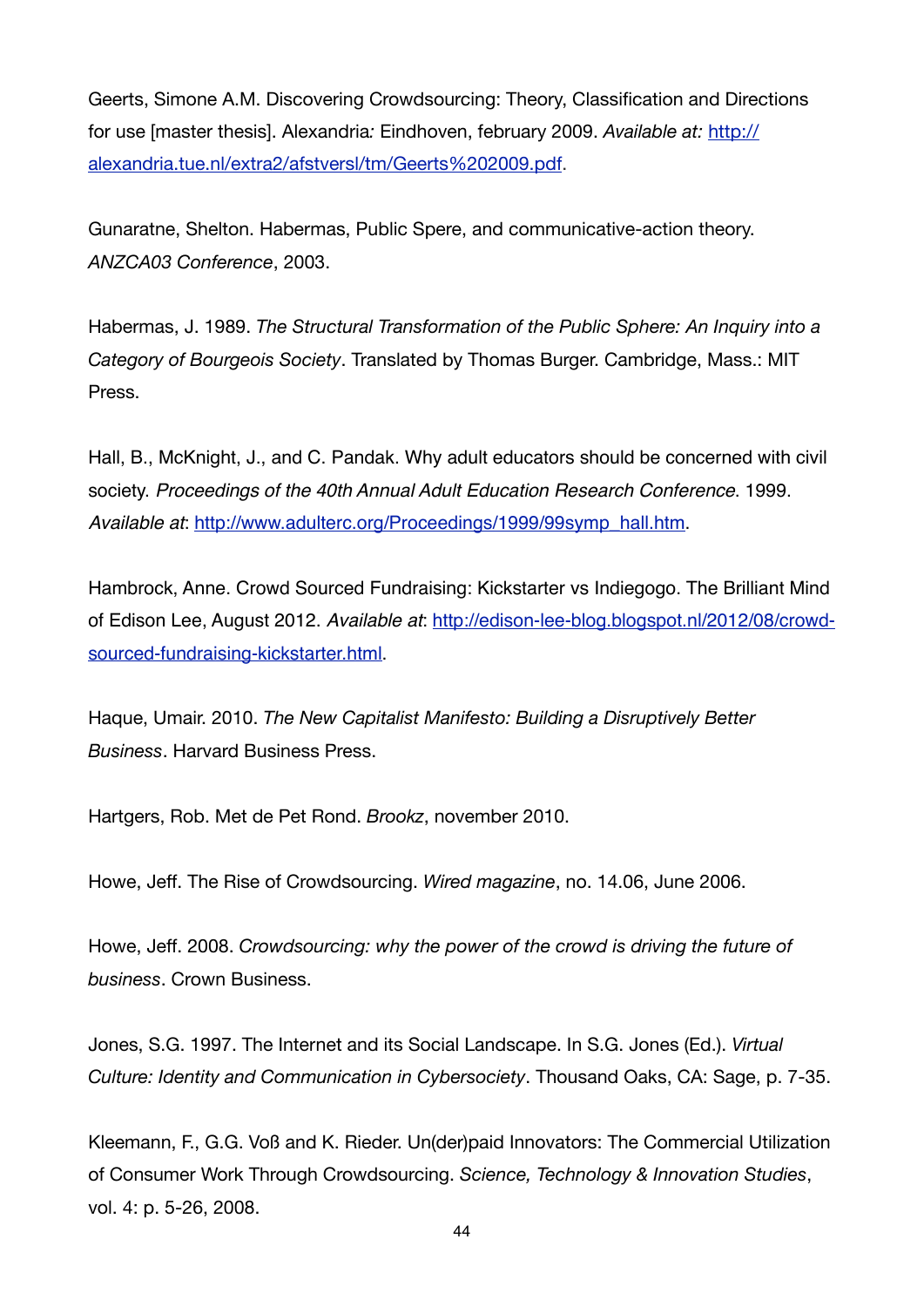Geerts, Simone A.M. Discovering Crowdsourcing: Theory, Classification and Directions for use [master thesis]. Alexandria*:* Eindhoven, february 2009. *Available at:* http://alexandria.tue.nl/extra2/afstversl/tm/Geerts%202009.pdf.

Gunaratne, Shelton. Habermas, Public Spere, and communicative-action theory. *ANZCA03 Conference*, 2003.

Habermas, J. 1989. *The Structural Transformation of the Public Sphere: An Inquiry into a Category of Bourgeois Society*. Translated by Thomas Burger. Cambridge, Mass.: MIT Press.

Hall, B., McKnight, J., and C. Pandak. Why adult educators should be concerned with civil society. *Proceedings of the 40th Annual Adult Education Research Conference*. 1999. *Available at*: http://www.adulterc.org/Proceedings/1999/99symp_hall.htm.

Hambrock, Anne. Crowd Sourced Fundraising: Kickstarter vs Indiegogo. The Brilliant Mind of Edison Lee, August 2012. *Available at*: http://edison-lee-blog.blogspot.nl/2012/08/crowd-sourced-fundraising-kickstarter.html.

Haque, Umair. 2010. *The New Capitalist Manifesto: Building a Disruptively Better Business*. Harvard Business Press.

Hartgers, Rob. Met de Pet Rond. *Brookz*, november 2010.

Howe, Jeff. The Rise of Crowdsourcing. *Wired magazine*, no. 14.06, June 2006.

Howe, Jeff. 2008. *Crowdsourcing: why the power of the crowd is driving the future of business*. Crown Business.

Jones, S.G. 1997. The Internet and its Social Landscape. In S.G. Jones (Ed.). *Virtual Culture: Identity and Communication in Cybersociety*. Thousand Oaks, CA: Sage, p. 7-35.

Kleemann, F., G.G. Voß and K. Rieder. Un(der)paid Innovators: The Commercial Utilization of Consumer Work Through Crowdsourcing. *Science, Technology & Innovation Studies*, vol. 4: p. 5-26, 2008.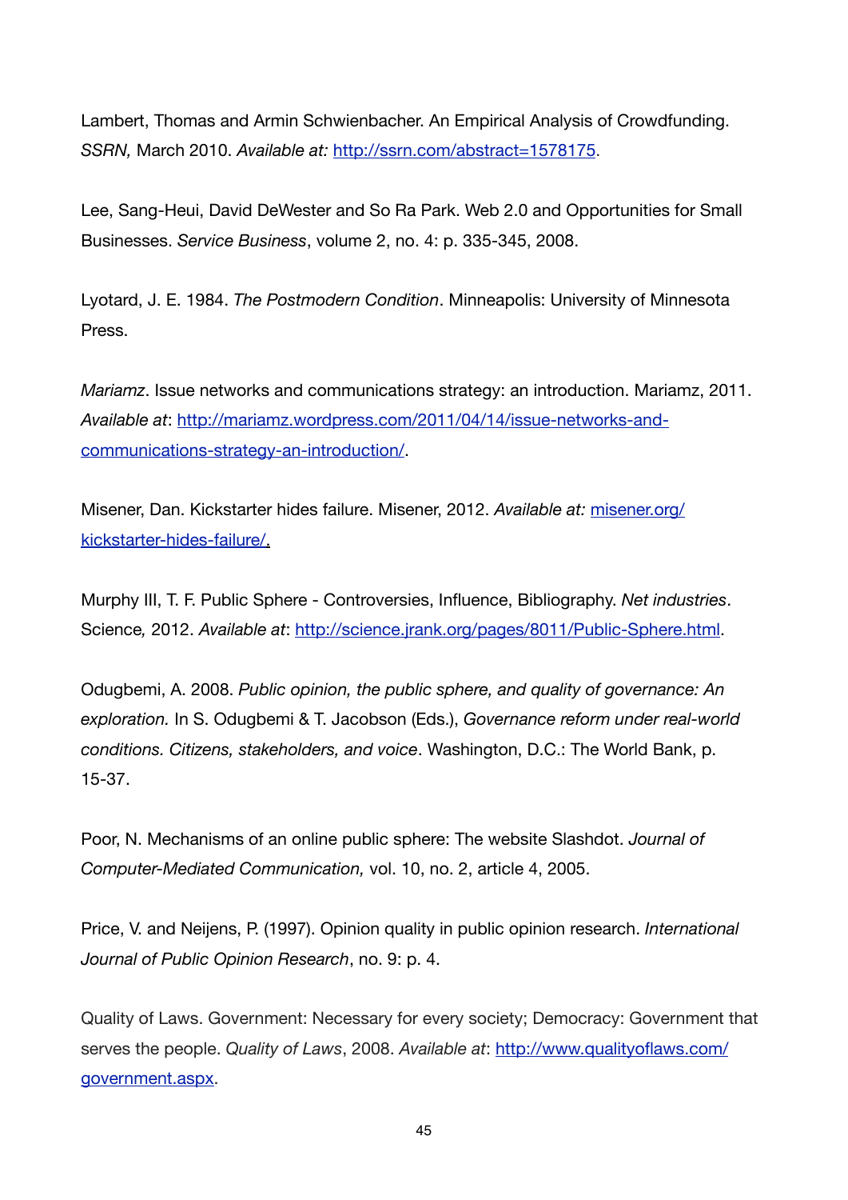Lambert, Thomas and Armin Schwienbacher. An Empirical Analysis of Crowdfunding. *SSRN,* March 2010. *Available at:* [http://ssrn.com/abstract=1578175](http://ssrn.com/abstract=1578175).

Lee, Sang-Heui, David DeWester and So Ra Park. Web 2.0 and Opportunities for Small Businesses. *Service Business*, volume 2, no. 4: p. 335-345, 2008.

Lyotard, J. E. 1984. *The Postmodern Condition*. Minneapolis: University of Minnesota Press.

*Mariamz*. Issue networks and communications strategy: an introduction. Mariamz, 2011. *Available at*: [http://mariamz.wordpress.com/2011/04/14/issue-networks-and-communications-strategy-an-introduction/](http://mariamz.wordpress.com/2011/04/14/issue-networks-and-communications-strategy-an-introduction/).

Misener, Dan. Kickstarter hides failure. Misener, 2012. *Available at:* [misener.org/kickstarter-hides-failure/](misener.org/kickstarter-hides-failure/).

Murphy III, T. F. Public Sphere - Controversies, Influence, Bibliography. *Net industries*. Science*,* 2012. *Available at*: [http://science.jrank.org/pages/8011/Public-Sphere.html](http://science.jrank.org/pages/8011/Public-Sphere.html).

Odugbemi, A. 2008. *Public opinion, the public sphere, and quality of governance: An exploration.* In S. Odugbemi & T. Jacobson (Eds.), *Governance reform under real-world conditions. Citizens, stakeholders, and voice*. Washington, D.C.: The World Bank, p. 15-37.

Poor, N. Mechanisms of an online public sphere: The website Slashdot. *Journal of Computer-Mediated Communication,* vol. 10, no. 2, article 4, 2005.

Price, V. and Neijens, P. (1997). Opinion quality in public opinion research. *International Journal of Public Opinion Research*, no. 9: p. 4.

Quality of Laws. Government: Necessary for every society; Democracy: Government that serves the people. *Quality of Laws*, 2008. *Available at*: [http://www.qualityoflaws.com/government.aspx](http://www.qualityoflaws.com/government.aspx).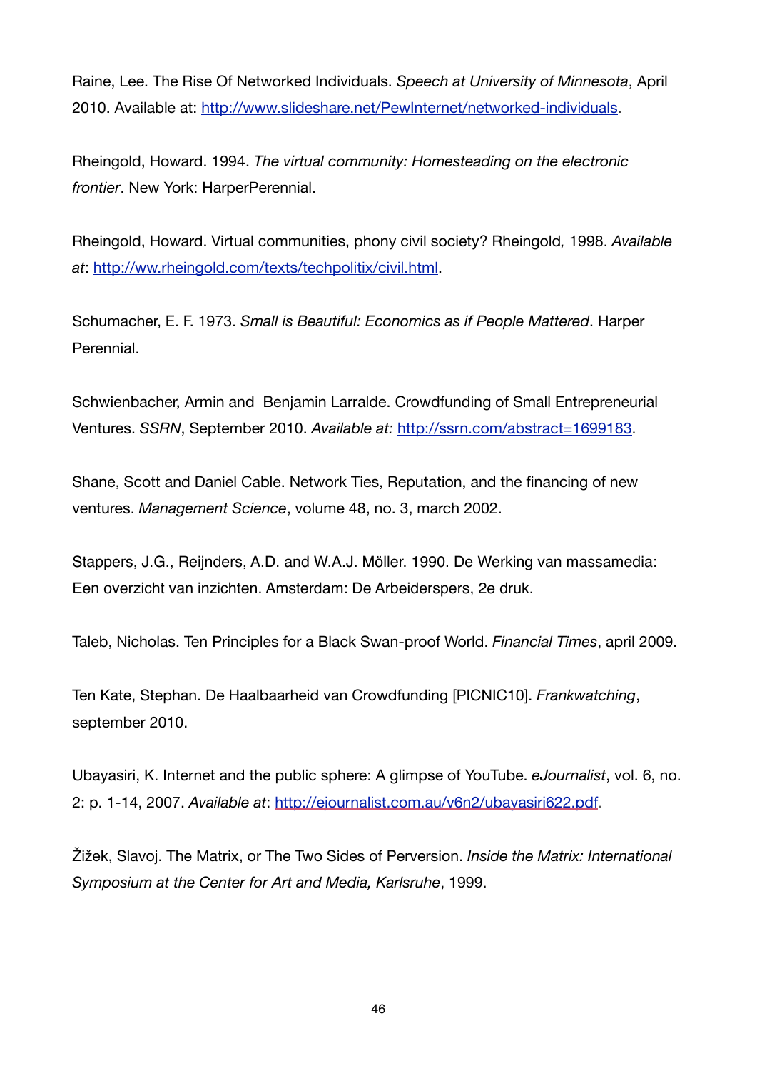Raine, Lee. The Rise Of Networked Individuals. *Speech at University of Minnesota*, April 2010. Available at: http://www.slideshare.net/PewInternet/networked-individuals.

Rheingold, Howard. 1994. *The virtual community: Homesteading on the electronic frontier*. New York: HarperPerennial.

Rheingold, Howard. Virtual communities, phony civil society? Rheingold*,* 1998. *Available at*: http://ww.rheingold.com/texts/techpolitix/civil.html.

Schumacher, E. F. 1973. *Small is Beautiful: Economics as if People Mattered*. Harper Perennial.

Schwienbacher, Armin and Benjamin Larralde. Crowdfunding of Small Entrepreneurial Ventures. *SSRN*, September 2010. *Available at:* http://ssrn.com/abstract=1699183.

Shane, Scott and Daniel Cable. Network Ties, Reputation, and the financing of new ventures. *Management Science*, volume 48, no. 3, march 2002.

Stappers, J.G., Reijnders, A.D. and W.A.J. Möller. 1990. De Werking van massamedia: Een overzicht van inzichten. Amsterdam: De Arbeiderspers, 2e druk.

Taleb, Nicholas. Ten Principles for a Black Swan-proof World. *Financial Times*, april 2009.

Ten Kate, Stephan. De Haalbaarheid van Crowdfunding [PICNIC10]. *Frankwatching*, september 2010.

Ubayasiri, K. Internet and the public sphere: A glimpse of YouTube. *eJournalist*, vol. 6, no. 2: p. 1-14, 2007. *Available at*: http://ejournalist.com.au/v6n2/ubayasiri622.pdf.

Žižek, Slavoj. The Matrix, or The Two Sides of Perversion. *Inside the Matrix: International Symposium at the Center for Art and Media, Karlsruhe*, 1999.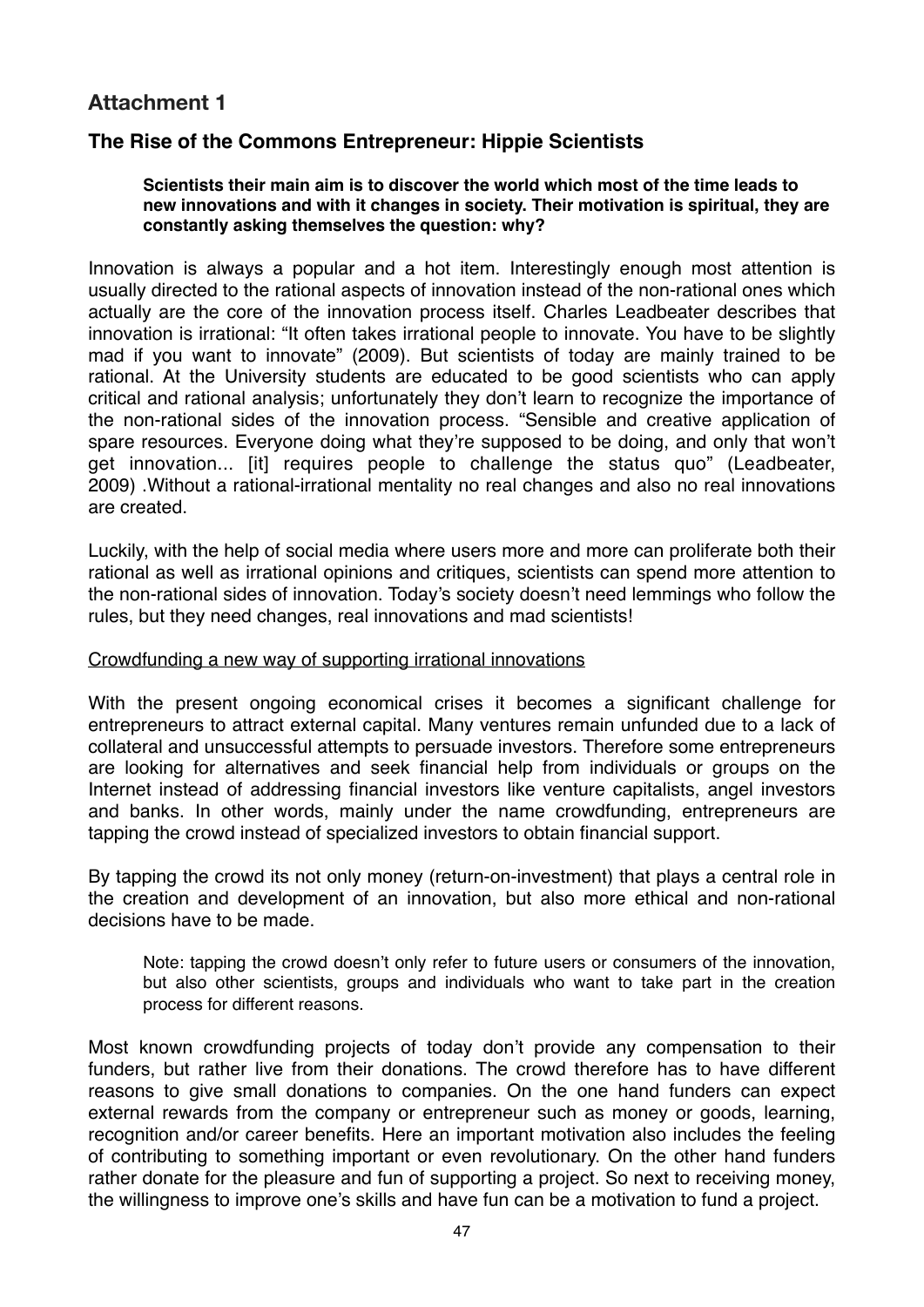## Attachment 1

### The Rise of the Commons Entrepreneur: Hippie Scientists

> **Scientists their main aim is to discover the world which most of the time leads to new innovations and with it changes in society. Their motivation is spiritual, they are constantly asking themselves the question: why?**

Innovation is always a popular and a hot item. Interestingly enough most attention is usually directed to the rational aspects of innovation instead of the non-rational ones which actually are the core of the innovation process itself. Charles Leadbeater describes that innovation is irrational: “It often takes irrational people to innovate. You have to be slightly mad if you want to innovate” (2009). But scientists of today are mainly trained to be rational. At the University students are educated to be good scientists who can apply critical and rational analysis; unfortunately they don’t learn to recognize the importance of the non-rational sides of the innovation process. “Sensible and creative application of spare resources. Everyone doing what they’re supposed to be doing, and only that won’t get innovation... [it] requires people to challenge the status quo” (Leadbeater, 2009) .Without a rational-irrational mentality no real changes and also no real innovations are created.

Luckily, with the help of social media where users more and more can proliferate both their rational as well as irrational opinions and critiques, scientists can spend more attention to the non-rational sides of innovation. Today’s society doesn’t need lemmings who follow the rules, but they need changes, real innovations and mad scientists!

<u>Crowdfunding a new way of supporting irrational innovations</u>

With the present ongoing economical crises it becomes a significant challenge for entrepreneurs to attract external capital. Many ventures remain unfunded due to a lack of collateral and unsuccessful attempts to persuade investors. Therefore some entrepreneurs are looking for alternatives and seek financial help from individuals or groups on the Internet instead of addressing financial investors like venture capitalists, angel investors and banks. In other words, mainly under the name crowdfunding, entrepreneurs are tapping the crowd instead of specialized investors to obtain financial support.

By tapping the crowd its not only money (return-on-investment) that plays a central role in the creation and development of an innovation, but also more ethical and non-rational decisions have to be made.

> Note: tapping the crowd doesn’t only refer to future users or consumers of the innovation, but also other scientists, groups and individuals who want to take part in the creation process for different reasons.

Most known crowdfunding projects of today don’t provide any compensation to their funders, but rather live from their donations. The crowd therefore has to have different reasons to give small donations to companies. On the one hand funders can expect external rewards from the company or entrepreneur such as money or goods, learning, recognition and/or career benefits. Here an important motivation also includes the feeling of contributing to something important or even revolutionary. On the other hand funders rather donate for the pleasure and fun of supporting a project. So next to receiving money, the willingness to improve one’s skills and have fun can be a motivation to fund a project.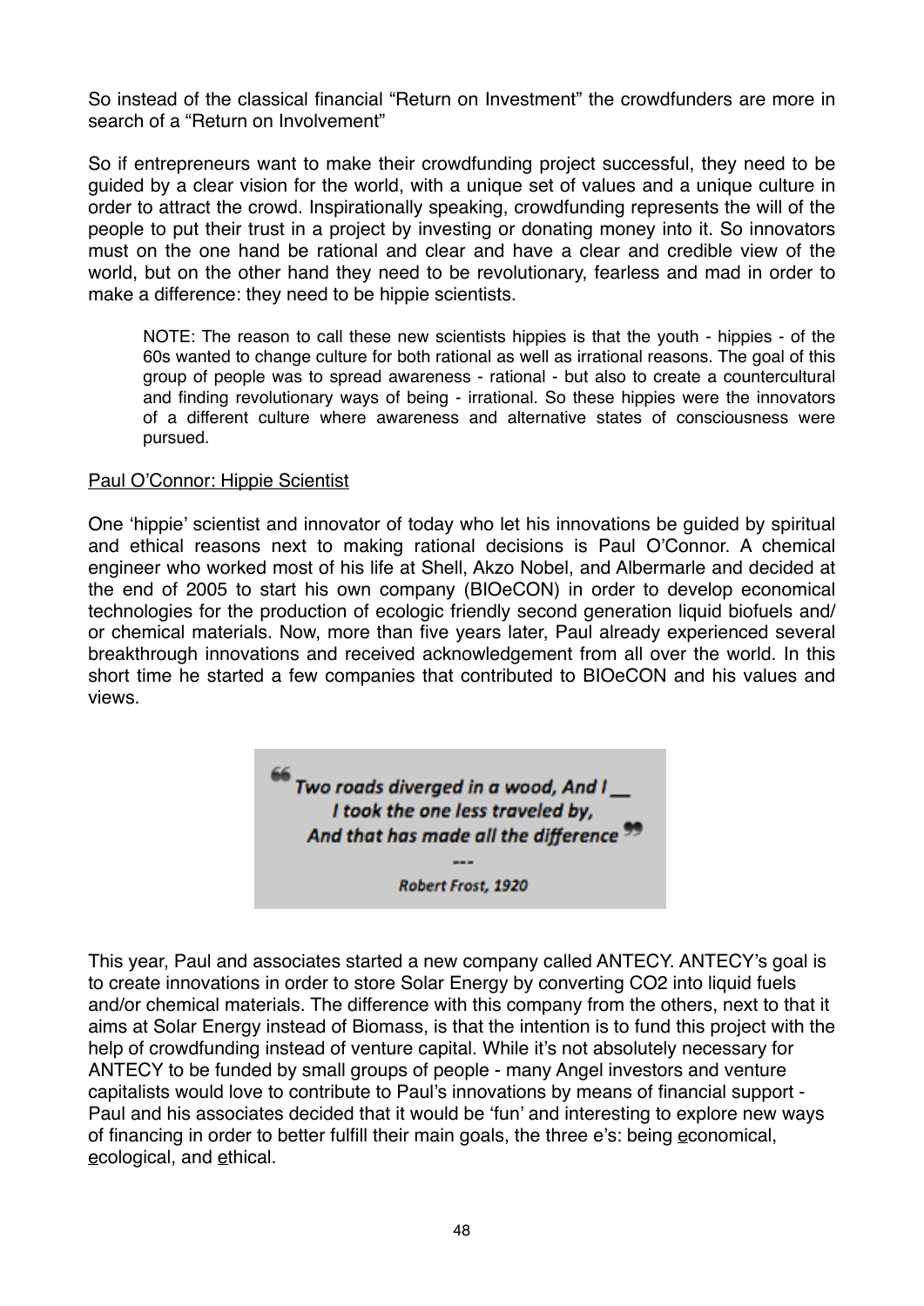So instead of the classical financial "Return on Investment" the crowdfunders are more in search of a "Return on Involvement"

So if entrepreneurs want to make their crowdfunding project successful, they need to be guided by a clear vision for the world, with a unique set of values and a unique culture in order to attract the crowd. Inspirationally speaking, crowdfunding represents the will of the people to put their trust in a project by investing or donating money into it. So innovators must on the one hand be rational and clear and have a clear and credible view of the world, but on the other hand they need to be revolutionary, fearless and mad in order to make a difference: they need to be hippie scientists.

> NOTE: The reason to call these new scientists hippies is that the youth - hippies - of the 60s wanted to change culture for both rational as well as irrational reasons. The goal of this group of people was to spread awareness - rational - but also to create a countercultural and finding revolutionary ways of being - irrational. So these hippies were the innovators of a different culture where awareness and alternative states of consciousness were pursued.

<u>Paul O'Connor: Hippie Scientist</u>

One 'hippie' scientist and innovator of today who let his innovations be guided by spiritual and ethical reasons next to making rational decisions is Paul O'Connor. A chemical engineer who worked most of his life at Shell, Akzo Nobel, and Albermarle and decided at the end of 2005 to start his own company (BIOeCON) in order to develop economical technologies for the production of ecologic friendly second generation liquid biofuels and/ or chemical materials. Now, more than five years later, Paul already experienced several breakthrough innovations and received acknowledgement from all over the world. In this short time he started a few companies that contributed to BIOeCON and his values and views.

> ***"Two roads diverged in a wood, And I __***
> ***I took the one less traveled by,***
> ***And that has made all the difference"***
> ---
> ***Robert Frost, 1920***

This year, Paul and associates started a new company called ANTECY. ANTECY's goal is to create innovations in order to store Solar Energy by converting $CO_2$ into liquid fuels and/or chemical materials. The difference with this company from the others, next to that it aims at Solar Energy instead of Biomass, is that the intention is to fund this project with the help of crowdfunding instead of venture capital. While it's not absolutely necessary for ANTECY to be funded by small groups of people - many Angel investors and venture capitalists would love to contribute to Paul's innovations by means of financial support - Paul and his associates decided that it would be 'fun' and interesting to explore new ways of financing in order to better fulfill their main goals, the three e's: being <u>e</u>conomical, <u>e</u>cological, and <u>e</u>thical.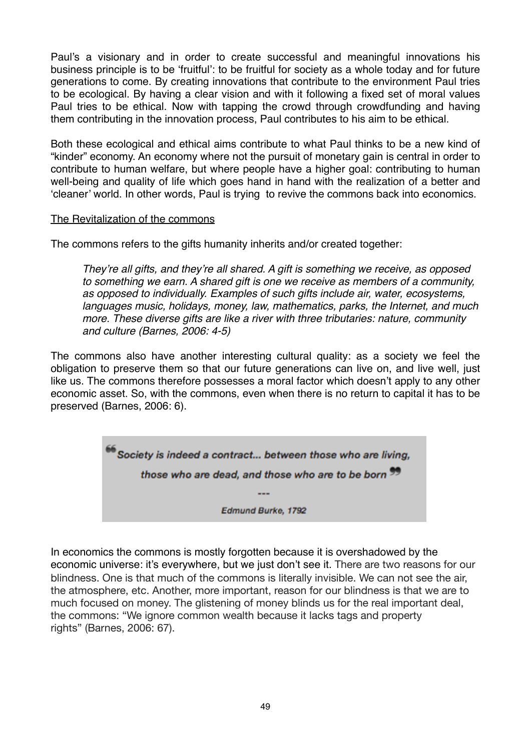Paul's a visionary and in order to create successful and meaningful innovations his business principle is to be 'fruitful': to be fruitful for society as a whole today and for future generations to come. By creating innovations that contribute to the environment Paul tries to be ecological. By having a clear vision and with it following a fixed set of moral values Paul tries to be ethical. Now with tapping the crowd through crowdfunding and having them contributing in the innovation process, Paul contributes to his aim to be ethical.

Both these ecological and ethical aims contribute to what Paul thinks to be a new kind of "kinder" economy. An economy where not the pursuit of monetary gain is central in order to contribute to human welfare, but where people have a higher goal: contributing to human well-being and quality of life which goes hand in hand with the realization of a better and 'cleaner' world. In other words, Paul is trying to revive the commons back into economics.

<u>The Revitalization of the commons</u>

The commons refers to the gifts humanity inherits and/or created together:

> *They're all gifts, and they're all shared. A gift is something we receive, as opposed to something we earn. A shared gift is one we receive as members of a community, as opposed to individually. Examples of such gifts include air, water, ecosystems, languages music, holidays, money, law, mathematics, parks, the Internet, and much more. These diverse gifts are like a river with three tributaries: nature, community and culture (Barnes, 2006: 4-5)*

The commons also have another interesting cultural quality: as a society we feel the obligation to preserve them so that our future generations can live on, and live well, just like us. The commons therefore possesses a moral factor which doesn't apply to any other economic asset. So, with the commons, even when there is no return to capital it has to be preserved (Barnes, 2006: 6).

> ***"Society is indeed a contract... between those who are living, those who are dead, and those who are to be born"***
>
> ---
>
> ***Edmund Burke, 1792***

In economics the commons is mostly forgotten because it is overshadowed by the economic universe: it's everywhere, but we just don't see it. There are two reasons for our blindness. One is that much of the commons is literally invisible. We can not see the air, the atmosphere, etc. Another, more important, reason for our blindness is that we are to much focused on money. The glistening of money blinds us for the real important deal, the commons: "We ignore common wealth because it lacks tags and property rights" (Barnes, 2006: 67).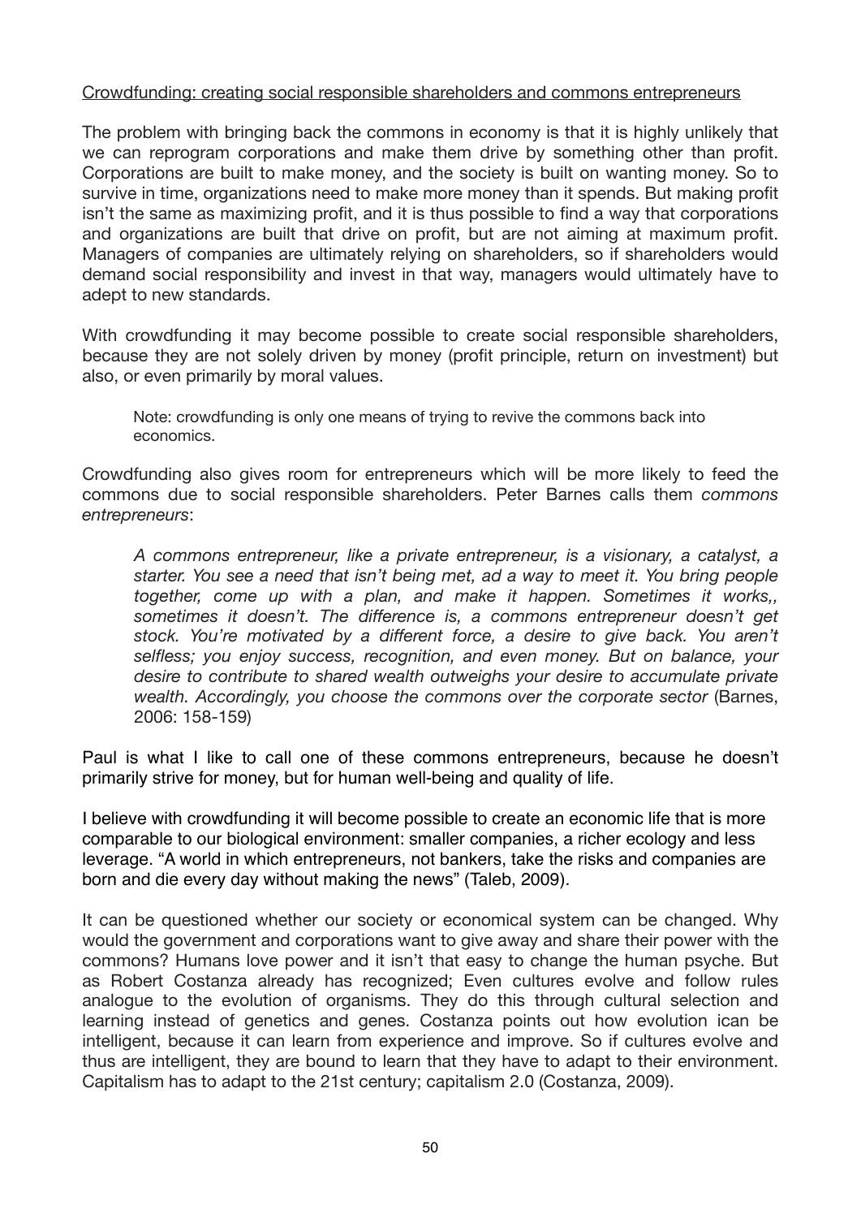<u>Crowdfunding: creating social responsible shareholders and commons entrepreneurs</u>

The problem with bringing back the commons in economy is that it is highly unlikely that we can reprogram corporations and make them drive by something other than profit. Corporations are built to make money, and the society is built on wanting money. So to survive in time, organizations need to make more money than it spends. But making profit isn't the same as maximizing profit, and it is thus possible to find a way that corporations and organizations are built that drive on profit, but are not aiming at maximum profit. Managers of companies are ultimately relying on shareholders, so if shareholders would demand social responsibility and invest in that way, managers would ultimately have to adept to new standards.

With crowdfunding it may become possible to create social responsible shareholders, because they are not solely driven by money (profit principle, return on investment) but also, or even primarily by moral values.

> Note: crowdfunding is only one means of trying to revive the commons back into economics.

Crowdfunding also gives room for entrepreneurs which will be more likely to feed the commons due to social responsible shareholders. Peter Barnes calls them *commons entrepreneurs*:

> *A commons entrepreneur, like a private entrepreneur, is a visionary, a catalyst, a starter. You see a need that isn't being met, ad a way to meet it. You bring people together, come up with a plan, and make it happen. Sometimes it works,, sometimes it doesn't. The difference is, a commons entrepreneur doesn't get stock. You're motivated by a different force, a desire to give back. You aren't selfless; you enjoy success, recognition, and even money. But on balance, your desire to contribute to shared wealth outweighs your desire to accumulate private wealth. Accordingly, you choose the commons over the corporate sector* (Barnes, 2006: 158-159)

Paul is what I like to call one of these commons entrepreneurs, because he doesn't primarily strive for money, but for human well-being and quality of life.

I believe with crowdfunding it will become possible to create an economic life that is more comparable to our biological environment: smaller companies, a richer ecology and less leverage. "A world in which entrepreneurs, not bankers, take the risks and companies are born and die every day without making the news" (Taleb, 2009).

It can be questioned whether our society or economical system can be changed. Why would the government and corporations want to give away and share their power with the commons? Humans love power and it isn't that easy to change the human psyche. But as Robert Costanza already has recognized; Even cultures evolve and follow rules analogue to the evolution of organisms. They do this through cultural selection and learning instead of genetics and genes. Costanza points out how evolution ican be intelligent, because it can learn from experience and improve. So if cultures evolve and thus are intelligent, they are bound to learn that they have to adapt to their environment. Capitalism has to adapt to the 21st century; capitalism 2.0 (Costanza, 2009).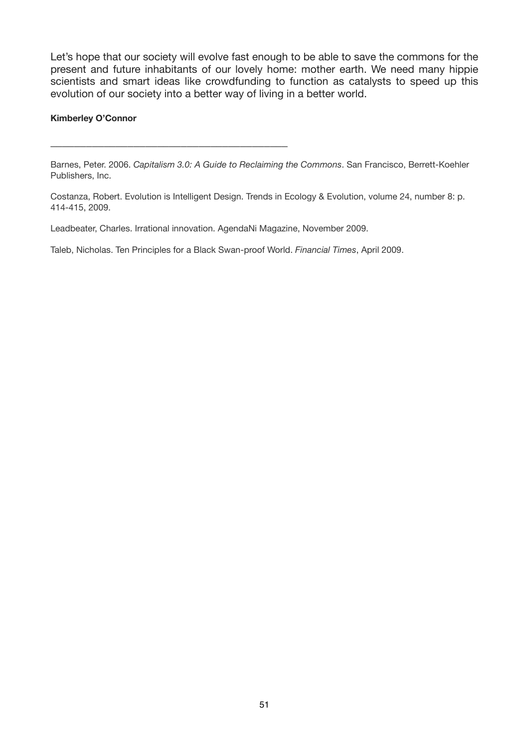Let's hope that our society will evolve fast enough to be able to save the commons for the present and future inhabitants of our lovely home: mother earth. We need many hippie scientists and smart ideas like crowdfunding to function as catalysts to speed up this evolution of our society into a better way of living in a better world.

**Kimberley O'Connor**

---

Barnes, Peter. 2006. *Capitalism 3.0: A Guide to Reclaiming the Commons*. San Francisco, Berrett-Koehler Publishers, Inc.

Costanza, Robert. Evolution is Intelligent Design. Trends in Ecology & Evolution, volume 24, number 8: p. 414-415, 2009.

Leadbeater, Charles. Irrational innovation. AgendaNi Magazine, November 2009.

Taleb, Nicholas. Ten Principles for a Black Swan-proof World. *Financial Times*, April 2009.